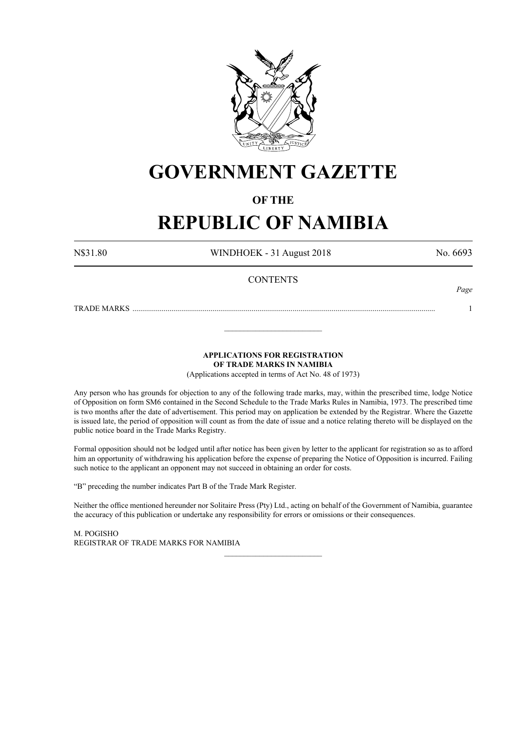# GOVERNMENT GAZETTE

## OF THE

# REPUBLIC OF NAMIBIA

N$31.80 WINDHOEK - 31 August 2018 No. 6693

CONTENTS

*Page*

TRADE MARKS ........................................................................................................................................................ 1

---

### APPLICATIONS FOR REGISTRATION OF TRADE MARKS IN NAMIBIA

(Applications accepted in terms of Act No. 48 of 1973)

Any person who has grounds for objection to any of the following trade marks, may, within the prescribed time, lodge Notice of Opposition on form SM6 contained in the Second Schedule to the Trade Marks Rules in Namibia, 1973. The prescribed time is two months after the date of advertisement. This period may on application be extended by the Registrar. Where the Gazette is issued late, the period of opposition will count as from the date of issue and a notice relating thereto will be displayed on the public notice board in the Trade Marks Registry.

Formal opposition should not be lodged until after notice has been given by letter to the applicant for registration so as to afford him an opportunity of withdrawing his application before the expense of preparing the Notice of Opposition is incurred. Failing such notice to the applicant an opponent may not succeed in obtaining an order for costs.

"B" preceding the number indicates Part B of the Trade Mark Register.

Neither the office mentioned hereunder nor Solitaire Press (Pty) Ltd., acting on behalf of the Government of Namibia, guarantee the accuracy of this publication or undertake any responsibility for errors or omissions or their consequences.

M. POGISHO
REGISTRAR OF TRADE MARKS FOR NAMIBIA

---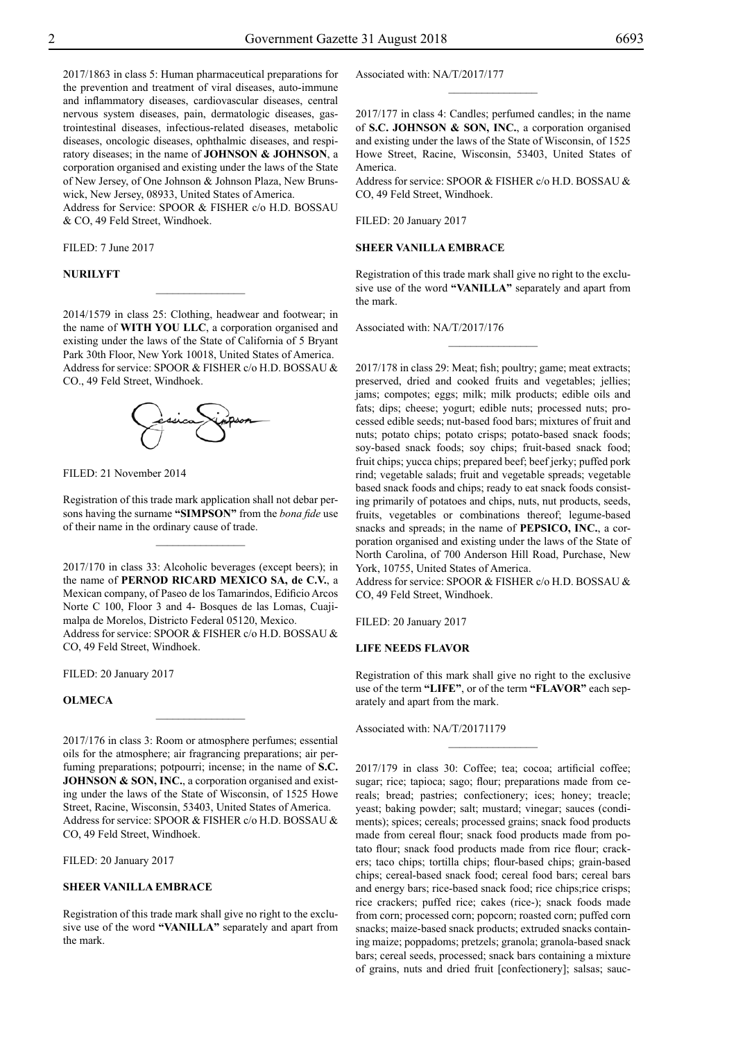2017/1863 in class 5: Human pharmaceutical preparations for the prevention and treatment of viral diseases, auto-immune and inflammatory diseases, cardiovascular diseases, central nervous system diseases, pain, dermatologic diseases, gastrointestinal diseases, infectious-related diseases, metabolic diseases, oncologic diseases, ophthalmic diseases, and respiratory diseases; in the name of **JOHNSON & JOHNSON**, a corporation organised and existing under the laws of the State of New Jersey, of One Johnson & Johnson Plaza, New Brunswick, New Jersey, 08933, United States of America.
Address for Service: SPOOR & FISHER c/o H.D. BOSSAU & CO, 49 Feld Street, Windhoek.

FILED: 7 June 2017

**NURILYFT**

---

2014/1579 in class 25: Clothing, headwear and footwear; in the name of **WITH YOU LLC**, a corporation organised and existing under the laws of the State of California of 5 Bryant Park 30th Floor, New York 10018, United States of America.
Address for service: SPOOR & FISHER c/o H.D. BOSSAU & CO., 49 Feld Street, Windhoek.

FILED: 21 November 2014

Registration of this trade mark application shall not debar persons having the surname **"SIMPSON"** from the *bona fide* use of their name in the ordinary cause of trade.

---

2017/170 in class 33: Alcoholic beverages (except beers); in the name of **PERNOD RICARD MEXICO SA, de C.V.**, a Mexican company, of Paseo de los Tamarindos, Edificio Arcos Norte C 100, Floor 3 and 4- Bosques de las Lomas, Cuajimalpa de Morelos, Districto Federal 05120, Mexico.
Address for service: SPOOR & FISHER c/o H.D. BOSSAU & CO, 49 Feld Street, Windhoek.

FILED: 20 January 2017

**OLMECA**

---

2017/176 in class 3: Room or atmosphere perfumes; essential oils for the atmosphere; air fragrancing preparations; air perfuming preparations; potpourri; incense; in the name of **S.C. JOHNSON & SON, INC.**, a corporation organised and existing under the laws of the State of Wisconsin, of 1525 Howe Street, Racine, Wisconsin, 53403, United States of America.
Address for service: SPOOR & FISHER c/o H.D. BOSSAU & CO, 49 Feld Street, Windhoek.

FILED: 20 January 2017

**SHEER VANILLA EMBRACE**

Registration of this trade mark shall give no right to the exclusive use of the word **"VANILLA"** separately and apart from the mark.

Associated with: NA/T/2017/177

---

2017/177 in class 4: Candles; perfumed candles; in the name of **S.C. JOHNSON & SON, INC.**, a corporation organised and existing under the laws of the State of Wisconsin, of 1525 Howe Street, Racine, Wisconsin, 53403, United States of America.
Address for service: SPOOR & FISHER c/o H.D. BOSSAU & CO, 49 Feld Street, Windhoek.

FILED: 20 January 2017

**SHEER VANILLA EMBRACE**

Registration of this trade mark shall give no right to the exclusive use of the word **"VANILLA"** separately and apart from the mark.

Associated with: NA/T/2017/176

---

2017/178 in class 29: Meat; fish; poultry; game; meat extracts; preserved, dried and cooked fruits and vegetables; jellies; jams; compotes; eggs; milk; milk products; edible oils and fats; dips; cheese; yogurt; edible nuts; processed nuts; processed edible seeds; nut-based food bars; mixtures of fruit and nuts; potato chips; potato crisps; potato-based snack foods; soy-based snack foods; soy chips; fruit-based snack food; fruit chips; yucca chips; prepared beef; beef jerky; puffed pork rind; vegetable salads; fruit and vegetable spreads; vegetable based snack foods and chips; ready to eat snack foods consisting primarily of potatoes and chips, nuts, nut products, seeds, fruits, vegetables or combinations thereof; legume-based snacks and spreads; in the name of **PEPSICO, INC.**, a corporation organised and existing under the laws of the State of North Carolina, of 700 Anderson Hill Road, Purchase, New York, 10755, United States of America.
Address for service: SPOOR & FISHER c/o H.D. BOSSAU & CO, 49 Feld Street, Windhoek.

FILED: 20 January 2017

**LIFE NEEDS FLAVOR**

Registration of this mark shall give no right to the exclusive use of the term **"LIFE"**, or of the term **"FLAVOR"** each separately and apart from the mark.

Associated with: NA/T/20171179

---

2017/179 in class 30: Coffee; tea; cocoa; artificial coffee; sugar; rice; tapioca; sago; flour; preparations made from cereals; bread; pastries; confectionery; ices; honey; treacle; yeast; baking powder; salt; mustard; vinegar; sauces (condiments); spices; cereals; processed grains; snack food products made from cereal flour; snack food products made from potato flour; snack food products made from rice flour; crackers; taco chips; tortilla chips; flour-based chips; grain-based chips; cereal-based snack food; cereal food bars; cereal bars and energy bars; rice-based snack food; rice chips;rice crisps; rice crackers; puffed rice; cakes (rice-); snack foods made from corn; processed corn; popcorn; roasted corn; puffed corn snacks; maize-based snack products; extruded snacks containing maize; poppadoms; pretzels; granola; granola-based snack bars; cereal seeds, processed; snack bars containing a mixture of grains, nuts and dried fruit [confectionery]; salsas; sauc-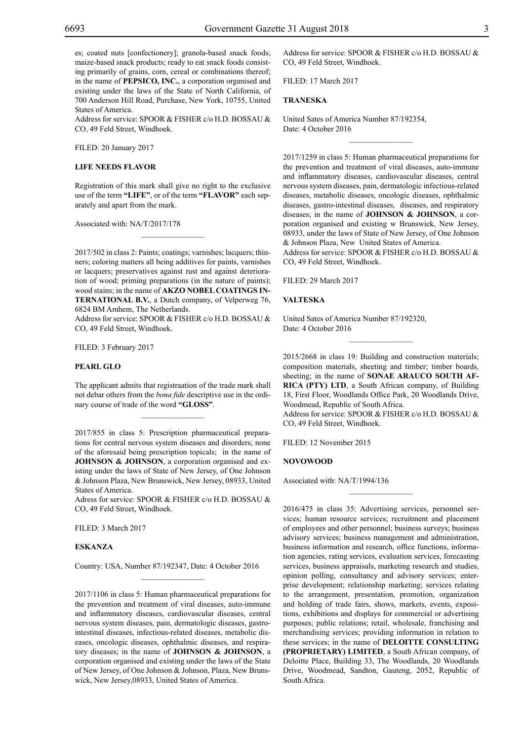es; coated nuts [confectionery]; granola-based snack foods; maize-based snack products; ready to eat snack foods consisting primarily of grains, corn, cereal or combinations thereof; in the name of **PEPSICO, INC.**, a corporation organised and existing under the laws of the State of North California, of 700 Anderson Hill Road, Purchase, New York, 10755, United States of America.
Address for service: SPOOR & FISHER c/o H.D. BOSSAU & CO, 49 Feld Street, Windhoek.

FILED: 20 January 2017

**LIFE NEEDS FLAVOR**

Registration of this mark shall give no right to the exclusive use of the term **"LIFE"**, or of the term **"FLAVOR"** each separately and apart from the mark.

Associated with: NA/T/2017/178

---

2017/502 in class 2: Paints; coatings; varnishes; lacquers; thinners; coloring matters all being additives for paints, varnishes or lacquers; preservatives against rust and against deterioration of wood; priming preparations (in the nature of paints); wood stains; in the name of **AKZO NOBEL COATINGS INTERNATIONAL B.V.**, a Dutch company, of Velperweg 76, 6824 BM Amhem, The Netherlands.
Address for service: SPOOR & FISHER c/o H.D. BOSSAU & CO, 49 Feld Street, Windhoek.

FILED: 3 February 2017

**PEARL GLO**

The applicant admits that registraation of the trade mark shall not debar others from the *bona fide* descriptive use in the ordinary course of trade of the word **"GLOSS"**.

---

2017/855 in class 5: Prescription pharmaceutical preparations for central nervous system diseases and disorders; none of the aforesaid being prescription topicals; in the name of **JOHNSON & JOHNSON**, a corporation organised and existing under the laws of State of New Jersey, of One Johnson & Johnson Plaza, New Brunswick, New Jersey, 08933, United States of America.
Adress for service: SPOOR & FISHER c/o H.D. BOSSAU & CO, 49 Feld Street, Windhoek.

FILED: 3 March 2017

**ESKANZA**

Country: USA, Number 87/192347, Date: 4 October 2016

---

2017/1106 in class 5: Human pharmaceutical preparations for the prevention and treatment of viral diseases, auto-immune and inflammatory diseases, cardiovascular diseases, central nervous system diseases, pain, dermatologic diseases, gastro-intestinal diseases, infectious-related diseases, metabolic diseases, oncologic diseases, ophthalmic diseases, and respiratory diseases; in the name of **JOHNSON & JOHNSON**, a corporation organised and existing under the laws of the State of New Jersey, of One Johnson & Johnson, Plaza, New Brunswick, New Jersey,08933, United States of America.
Address for service: SPOOR & FISHER c/o H.D. BOSSAU & CO, 49 Feld Street, Windhoek.

FILED: 17 March 2017

**TRANESKA**

United Sates of America Number 87/192354,
Date: 4 October 2016

---

2017/1259 in class 5: Human pharmaceutical preparations for the prevention and treatment of viral diseases, auto-immune and inflammatory diseases, cardiovascular diseases, central nervous system diseases, pain, dermatologic infectious-related diseases, metabolic diseases, oncologic diseases, ophthalmic diseases, gastro-intestinal diseases, diseases, and respiratory diseases; in the name of **JOHNSON & JOHNSON**, a corporation organised and existing w Brunswick, New Jersey, 08933, under the laws of State of New Jersey, of One Johnson & Johnson Plaza, New United States of America.
Address for service: SPOOR & FISHER c/o H.D. BOSSAU & CO, 49 Feld Street, Windhoek.

FILED: 29 March 2017

**VALTESKA**

United Sates of America Number 87/192320,
Date: 4 October 2016

---

2015/2668 in class 19: Building and construction materials; composition materials, sheeting and timber; timber boards, sheeting; in the name of **SONAE ARAUCO SOUTH AFRICA (PTY) LTD**, a South African company, of Building 18, First Floor, Woodlands Office Park, 20 Woodlands Drive, Woodmead, Republic of South Africa.
Address for service: SPOOR & FISHER c/o H.D. BOSSAU & CO, 49 Feld Street, Windhoek.

FILED: 12 November 2015

**NOVOWOOD**

Associated with: NA/T/1994/136

---

2016/475 in class 35: Advertising services, personnel services; human resource services; recruitment and placement of employees and other personnel; business surveys; business advisory services; business management and administration, business information and research, office functions, information agencies, rating services, evaluation services, forecasting services, business appraisals, marketing research and studies, opinion polling, consultancy and advisory services; enterprise development; relationship marketing; services relating to the arrangement, presentation, promotion, organization and holding of trade fairs, shows, markets, events, expositions, exhibitions and displays for commercial or advertising purposes; public relations; retail, wholesale, franchising and merchandising services; providing information in relation to these services; in the name of **DELOITTE CONSULTING (PROPRIETARY) LIMITED**, a South African company, of Deloitte Place, Building 33, The Woodlands, 20 Woodlands Drive, Woodmead, Sandton, Gauteng, 2052, Republic of South Africa.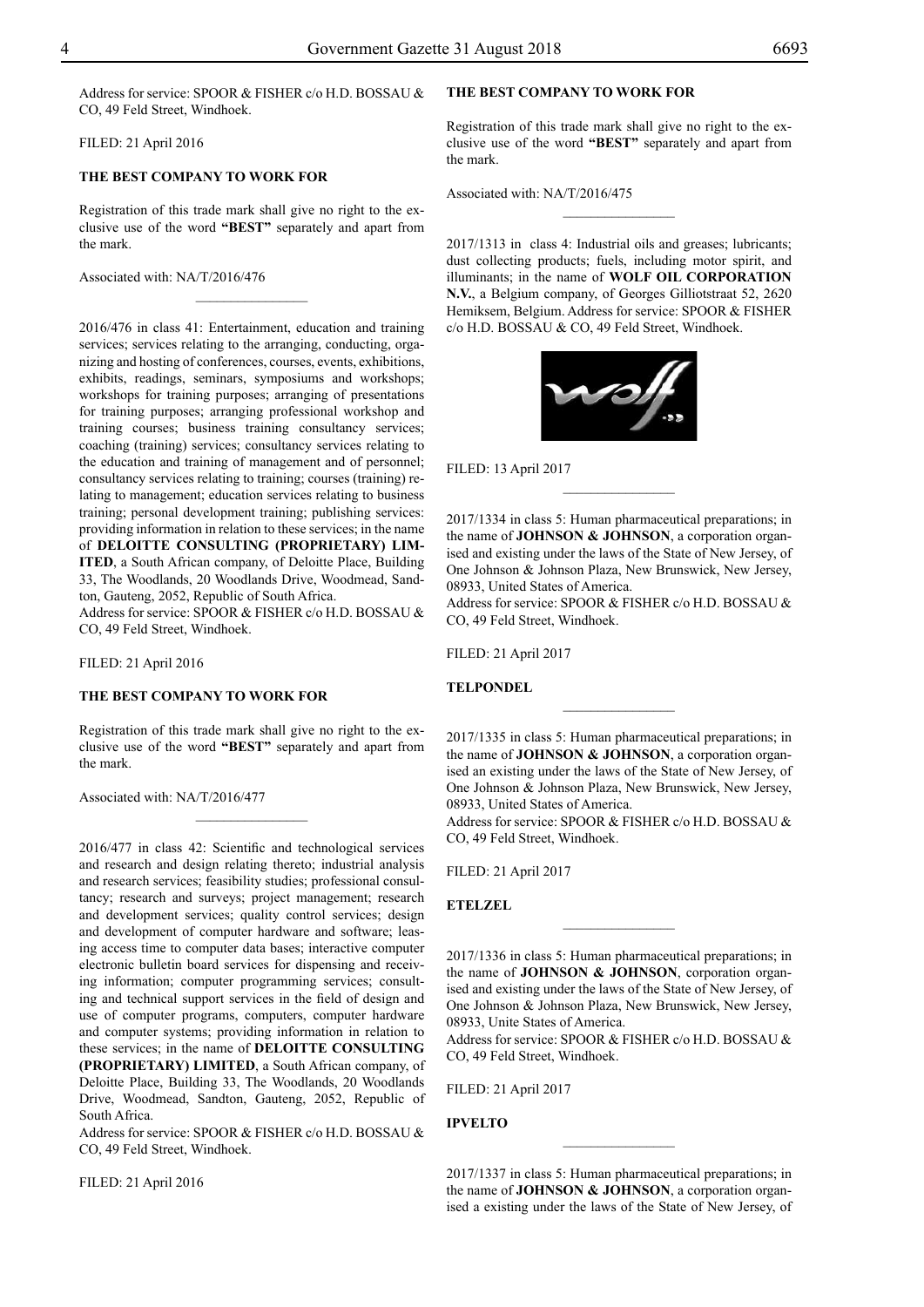Address for service: SPOOR & FISHER c/o H.D. BOSSAU & CO, 49 Feld Street, Windhoek.

FILED: 21 April 2016

**THE BEST COMPANY TO WORK FOR**

Registration of this trade mark shall give no right to the exclusive use of the word **"BEST"** separately and apart from the mark.

Associated with: NA/T/2016/476

________________

2016/476 in class 41: Entertainment, education and training services; services relating to the arranging, conducting, organizing and hosting of conferences, courses, events, exhibitions, exhibits, readings, seminars, symposiums and workshops; workshops for training purposes; arranging of presentations for training purposes; arranging professional workshop and training courses; business training consultancy services; coaching (training) services; consultancy services relating to the education and training of management and of personnel; consultancy services relating to training; courses (training) relating to management; education services relating to business training; personal development training; publishing services: providing information in relation to these services; in the name of **DELOITTE CONSULTING (PROPRIETARY) LIMITED**, a South African company, of Deloitte Place, Building 33, The Woodlands, 20 Woodlands Drive, Woodmead, Sandton, Gauteng, 2052, Republic of South Africa.
Address for service: SPOOR & FISHER c/o H.D. BOSSAU & CO, 49 Feld Street, Windhoek.

FILED: 21 April 2016

**THE BEST COMPANY TO WORK FOR**

Registration of this trade mark shall give no right to the exclusive use of the word **"BEST"** separately and apart from the mark.

Associated with: NA/T/2016/477

________________

2016/477 in class 42: Scientific and technological services and research and design relating thereto; industrial analysis and research services; feasibility studies; professional consultancy; research and surveys; project management; research and development services; quality control services; design and development of computer hardware and software; leasing access time to computer data bases; interactive computer electronic bulletin board services for dispensing and receiving information; computer programming services; consulting and technical support services in the field of design and use of computer programs, computers, computer hardware and computer systems; providing information in relation to these services; in the name of **DELOITTE CONSULTING (PROPRIETARY) LIMITED**, a South African company, of Deloitte Place, Building 33, The Woodlands, 20 Woodlands Drive, Woodmead, Sandton, Gauteng, 2052, Republic of South Africa.
Address for service: SPOOR & FISHER c/o H.D. BOSSAU & CO, 49 Feld Street, Windhoek.

FILED: 21 April 2016

**THE BEST COMPANY TO WORK FOR**

Registration of this trade mark shall give no right to the exclusive use of the word **"BEST"** separately and apart from the mark.

Associated with: NA/T/2016/475

________________

2017/1313 in class 4: Industrial oils and greases; lubricants; dust collecting products; fuels, including motor spirit, and illuminants; in the name of **WOLF OIL CORPORATION N.V.**, a Belgium company, of Georges Gilliotstraat 52, 2620 Hemiksem, Belgium. Address for service: SPOOR & FISHER c/o H.D. BOSSAU & CO, 49 Feld Street, Windhoek.

FILED: 13 April 2017

________________

2017/1334 in class 5: Human pharmaceutical preparations; in the name of **JOHNSON & JOHNSON**, a corporation organised and existing under the laws of the State of New Jersey, of One Johnson & Johnson Plaza, New Brunswick, New Jersey, 08933, United States of America.
Address for service: SPOOR & FISHER c/o H.D. BOSSAU & CO, 49 Feld Street, Windhoek.

FILED: 21 April 2017

**TELPONDEL**

________________

2017/1335 in class 5: Human pharmaceutical preparations; in the name of **JOHNSON & JOHNSON**, a corporation organised an existing under the laws of the State of New Jersey, of One Johnson & Johnson Plaza, New Brunswick, New Jersey, 08933, United States of America.
Address for service: SPOOR & FISHER c/o H.D. BOSSAU & CO, 49 Feld Street, Windhoek.

FILED: 21 April 2017

**ETELZEL**

________________

2017/1336 in class 5: Human pharmaceutical preparations; in the name of **JOHNSON & JOHNSON**, corporation organised and existing under the laws of the State of New Jersey, of One Johnson & Johnson Plaza, New Brunswick, New Jersey, 08933, Unite States of America.
Address for service: SPOOR & FISHER c/o H.D. BOSSAU & CO, 49 Feld Street, Windhoek.

FILED: 21 April 2017

**IPVELTO**

________________

2017/1337 in class 5: Human pharmaceutical preparations; in the name of **JOHNSON & JOHNSON**, a corporation organised a existing under the laws of the State of New Jersey, of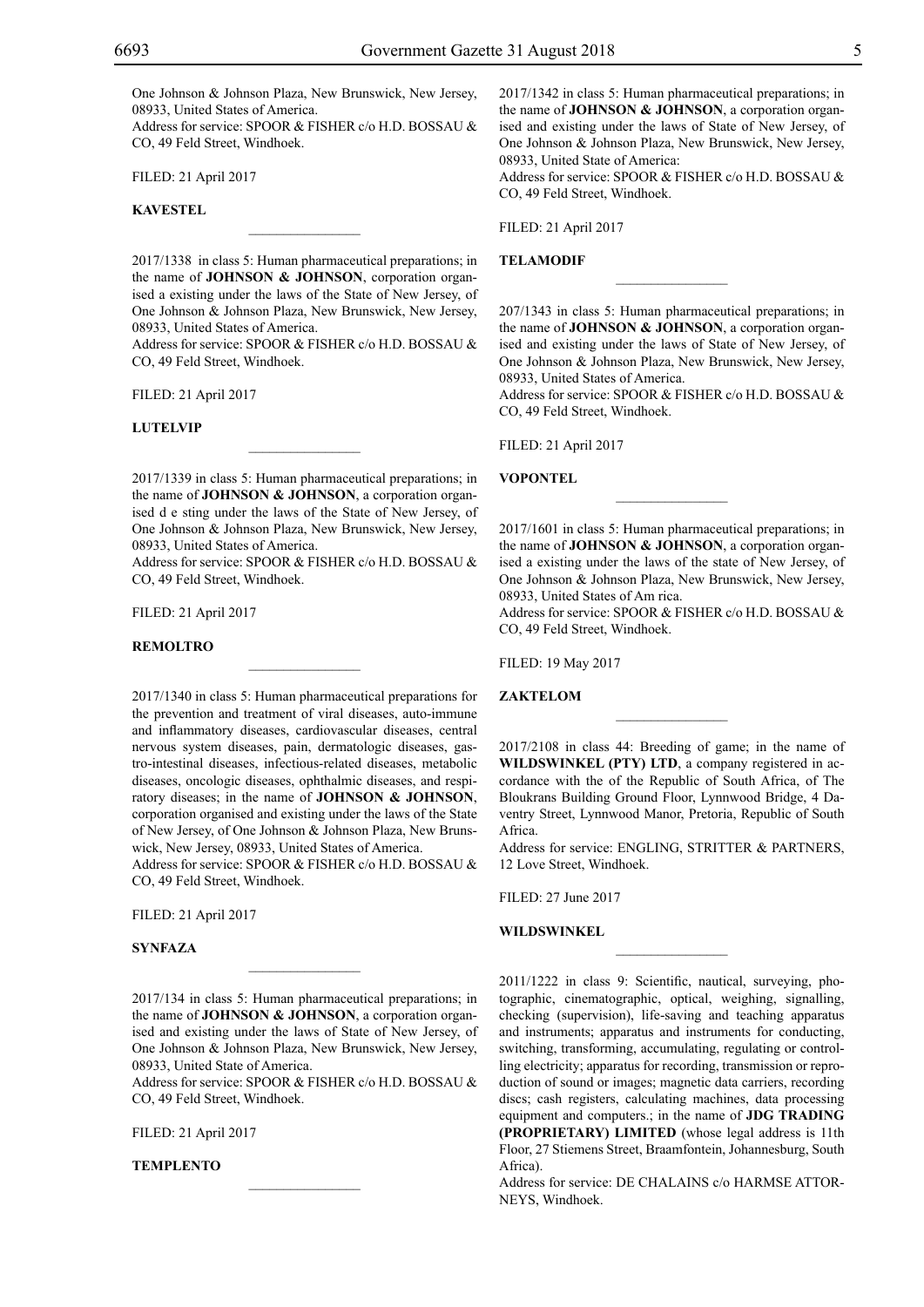One Johnson & Johnson Plaza, New Brunswick, New Jersey, 08933, United States of America.
Address for service: SPOOR & FISHER c/o H.D. BOSSAU & CO, 49 Feld Street, Windhoek.

FILED: 21 April 2017

**KAVESTEL**

________________

2017/1338 in class 5: Human pharmaceutical preparations; in the name of **JOHNSON & JOHNSON**, corporation organised a existing under the laws of the State of New Jersey, of One Johnson & Johnson Plaza, New Brunswick, New Jersey, 08933, United States of America.
Address for service: SPOOR & FISHER c/o H.D. BOSSAU & CO, 49 Feld Street, Windhoek.

FILED: 21 April 2017

**LUTELVIP**

________________

2017/1339 in class 5: Human pharmaceutical preparations; in the name of **JOHNSON & JOHNSON**, a corporation organised d e sting under the laws of the State of New Jersey, of One Johnson & Johnson Plaza, New Brunswick, New Jersey, 08933, United States of America.
Address for service: SPOOR & FISHER c/o H.D. BOSSAU & CO, 49 Feld Street, Windhoek.

FILED: 21 April 2017

**REMOLTRO**

________________

2017/1340 in class 5: Human pharmaceutical preparations for the prevention and treatment of viral diseases, auto-immune and inflammatory diseases, cardiovascular diseases, central nervous system diseases, pain, dermatologic diseases, gastro-intestinal diseases, infectious-related diseases, metabolic diseases, oncologic diseases, ophthalmic diseases, and respiratory diseases; in the name of **JOHNSON & JOHNSON**, corporation organised and existing under the laws of the State of New Jersey, of One Johnson & Johnson Plaza, New Brunswick, New Jersey, 08933, United States of America.
Address for service: SPOOR & FISHER c/o H.D. BOSSAU & CO, 49 Feld Street, Windhoek.

FILED: 21 April 2017

**SYNFAZA**

________________

2017/134 in class 5: Human pharmaceutical preparations; in the name of **JOHNSON & JOHNSON**, a corporation organised and existing under the laws of State of New Jersey, of One Johnson & Johnson Plaza, New Brunswick, New Jersey, 08933, United State of America.
Address for service: SPOOR & FISHER c/o H.D. BOSSAU & CO, 49 Feld Street, Windhoek.

FILED: 21 April 2017

**TEMPLENTO**

________________

2017/1342 in class 5: Human pharmaceutical preparations; in the name of **JOHNSON & JOHNSON**, a corporation organised and existing under the laws of State of New Jersey, of One Johnson & Johnson Plaza, New Brunswick, New Jersey, 08933, United State of America:
Address for service: SPOOR & FISHER c/o H.D. BOSSAU & CO, 49 Feld Street, Windhoek.

FILED: 21 April 2017

**TELAMODIF**

________________

207/1343 in class 5: Human pharmaceutical preparations; in the name of **JOHNSON & JOHNSON**, a corporation organised and existing under the laws of State of New Jersey, of One Johnson & Johnson Plaza, New Brunswick, New Jersey, 08933, United States of America.
Address for service: SPOOR & FISHER c/o H.D. BOSSAU & CO, 49 Feld Street, Windhoek.

FILED: 21 April 2017

**VOPONTEL**

________________

2017/1601 in class 5: Human pharmaceutical preparations; in the name of **JOHNSON & JOHNSON**, a corporation organised a existing under the laws of the state of New Jersey, of One Johnson & Johnson Plaza, New Brunswick, New Jersey, 08933, United States of Am rica.
Address for service: SPOOR & FISHER c/o H.D. BOSSAU & CO, 49 Feld Street, Windhoek.

FILED: 19 May 2017

**ZAKTELOM**

________________

2017/2108 in class 44: Breeding of game; in the name of **WILDSWINKEL (PTY) LTD**, a company registered in accordance with the of the Republic of South Africa, of The Bloukrans Building Ground Floor, Lynnwood Bridge, 4 Daventry Street, Lynnwood Manor, Pretoria, Republic of South Africa.
Address for service: ENGLING, STRITTER & PARTNERS, 12 Love Street, Windhoek.

FILED: 27 June 2017

**WILDSWINKEL**

________________

2011/1222 in class 9: Scientific, nautical, surveying, photographic, cinematographic, optical, weighing, signalling, checking (supervision), life-saving and teaching apparatus and instruments; apparatus and instruments for conducting, switching, transforming, accumulating, regulating or controlling electricity; apparatus for recording, transmission or reproduction of sound or images; magnetic data carriers, recording discs; cash registers, calculating machines, data processing equipment and computers.; in the name of **JDG TRADING (PROPRIETARY) LIMITED** (whose legal address is 11th Floor, 27 Stiemens Street, Braamfontein, Johannesburg, South Africa).
Address for service: DE CHALAINS c/o HARMSE ATTORNEYS, Windhoek.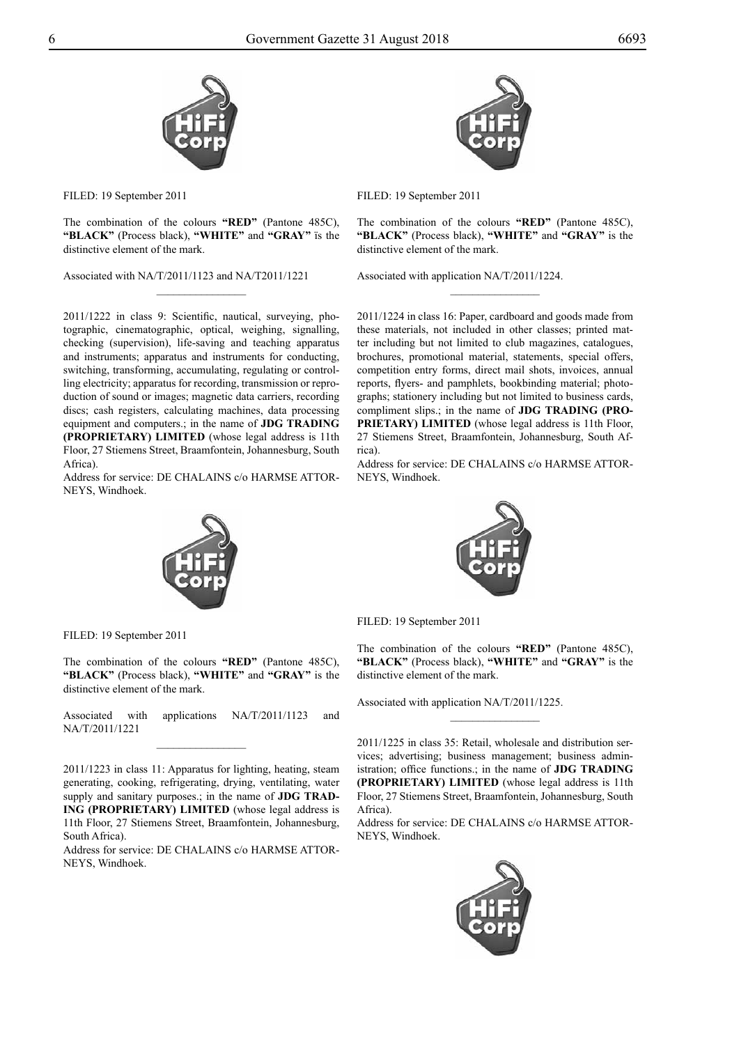FILED: 19 September 2011

The combination of the colours **"RED"** (Pantone 485C), **"BLACK"** (Process black), **"WHITE"** and **"GRAY"** ïs the distinctive element of the mark.

Associated with NA/T/2011/1123 and NA/T2011/1221

---

2011/1222 in class 9: Scientific, nautical, surveying, photographic, cinematographic, optical, weighing, signalling, checking (supervision), life-saving and teaching apparatus and instruments; apparatus and instruments for conducting, switching, transforming, accumulating, regulating or controlling electricity; apparatus for recording, transmission or reproduction of sound or images; magnetic data carriers, recording discs; cash registers, calculating machines, data processing equipment and computers.; in the name of **JDG TRADING (PROPRIETARY) LIMITED** (whose legal address is 11th Floor, 27 Stiemens Street, Braamfontein, Johannesburg, South Africa).

Address for service: DE CHALAINS c/o HARMSE ATTORNEYS, Windhoek.

FILED: 19 September 2011

The combination of the colours **"RED"** (Pantone 485C), **"BLACK"** (Process black), **"WHITE"** and **"GRAY"** is the distinctive element of the mark.

Associated with applications NA/T/2011/1123 and NA/T/2011/1221

---

2011/1223 in class 11: Apparatus for lighting, heating, steam generating, cooking, refrigerating, drying, ventilating, water supply and sanitary purposes.; in the name of **JDG TRADING (PROPRIETARY) LIMITED** (whose legal address is 11th Floor, 27 Stiemens Street, Braamfontein, Johannesburg, South Africa).

Address for service: DE CHALAINS c/o HARMSE ATTORNEYS, Windhoek.

FILED: 19 September 2011

The combination of the colours **"RED"** (Pantone 485C), **"BLACK"** (Process black), **"WHITE"** and **"GRAY"** is the distinctive element of the mark.

Associated with application NA/T/2011/1224.

---

2011/1224 in class 16: Paper, cardboard and goods made from these materials, not included in other classes; printed matter including but not limited to club magazines, catalogues, brochures, promotional material, statements, special offers, competition entry forms, direct mail shots, invoices, annual reports, flyers- and pamphlets, bookbinding material; photographs; stationery including but not limited to business cards, compliment slips.; in the name of **JDG TRADING (PROPRIETARY) LIMITED** (whose legal address is 11th Floor, 27 Stiemens Street, Braamfontein, Johannesburg, South Africa).

Address for service: DE CHALAINS c/o HARMSE ATTORNEYS, Windhoek.

FILED: 19 September 2011

The combination of the colours **"RED"** (Pantone 485C), **"BLACK"** (Process black), **"WHITE"** and **"GRAY"** is the distinctive element of the mark.

Associated with application NA/T/2011/1225.

---

2011/1225 in class 35: Retail, wholesale and distribution services; advertising; business management; business administration; office functions.; in the name of **JDG TRADING (PROPRIETARY) LIMITED** (whose legal address is 11th Floor, 27 Stiemens Street, Braamfontein, Johannesburg, South Africa).

Address for service: DE CHALAINS c/o HARMSE ATTORNEYS, Windhoek.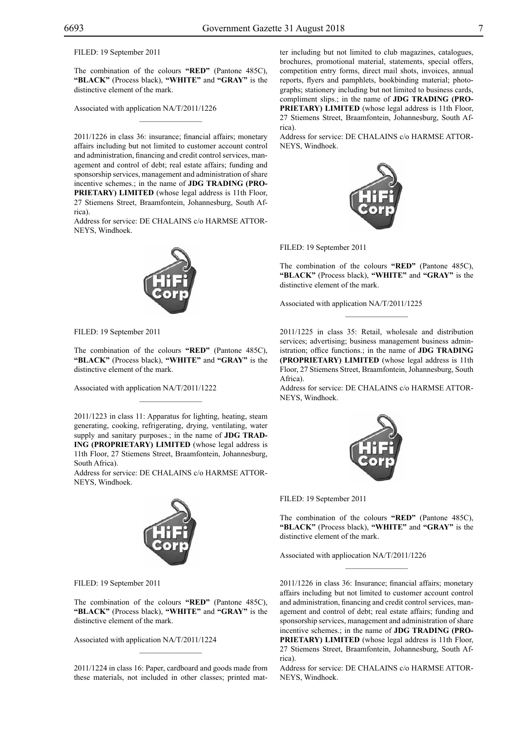FILED: 19 September 2011

The combination of the colours **"RED"** (Pantone 485C), **"BLACK"** (Process black), **"WHITE"** and **"GRAY"** is the distinctive element of the mark.

Associated with application NA/T/2011/1226

---

2011/1226 in class 36: insurance; financial affairs; monetary affairs including but not limited to customer account control and administration, financing and credit control services, management and control of debt; real estate affairs; funding and sponsorship services, management and administration of share incentive schemes.; in the name of **JDG TRADING (PROPRIETARY) LIMITED** (whose legal address is 11th Floor, 27 Stiemens Street, Braamfontein, Johannesburg, South Africa).

Address for service: DE CHALAINS c/o HARMSE ATTORNEYS, Windhoek.

FILED: 19 September 2011

The combination of the colours **"RED"** (Pantone 485C), **"BLACK"** (Process black), **"WHITE"** and **"GRAY"** is the distinctive element of the mark.

Associated with application NA/T/2011/1222

---

2011/1223 in class 11: Apparatus for lighting, heating, steam generating, cooking, refrigerating, drying, ventilating, water supply and sanitary purposes.; in the name of **JDG TRADING (PROPRIETARY) LIMITED** (whose legal address is 11th Floor, 27 Stiemens Street, Braamfontein, Johannesburg, South Africa).

Address for service: DE CHALAINS c/o HARMSE ATTORNEYS, Windhoek.

FILED: 19 September 2011

The combination of the colours **"RED"** (Pantone 485C), **"BLACK"** (Process black), **"WHITE"** and **"GRAY"** is the distinctive element of the mark.

Associated with application NA/T/2011/1224

---

2011/1224 in class 16: Paper, cardboard and goods made from these materials, not included in other classes; printed matter including but not limited to club magazines, catalogues, brochures, promotional material, statements, special offers, competition entry forms, direct mail shots, invoices, annual reports, flyers and pamphlets, bookbinding material; photographs; stationery including but not limited to business cards, compliment slips.; in the name of **JDG TRADING (PROPRIETARY) LIMITED** (whose legal address is 11th Floor, 27 Stiemens Street, Braamfontein, Johannesburg, South Africa).

Address for service: DE CHALAINS c/o HARMSE ATTORNEYS, Windhoek.

FILED: 19 September 2011

The combination of the colours **"RED"** (Pantone 485C), **"BLACK"** (Process black), **"WHITE"** and **"GRAY"** is the distinctive element of the mark.

Associated with application NA/T/2011/1225

---

2011/1225 in class 35: Retail, wholesale and distribution services; advertising; business management business administration; office functions.; in the name of **JDG TRADING (PROPRIETARY) LIMITED** (whose legal address is 11th Floor, 27 Stiemens Street, Braamfontein, Johannesburg, South Africa).

Address for service: DE CHALAINS c/o HARMSE ATTORNEYS, Windhoek.

FILED: 19 September 2011

The combination of the colours **"RED"** (Pantone 485C), **"BLACK"** (Process black), **"WHITE"** and **"GRAY"** is the distinctive element of the mark.

Associated with appliocation NA/T/2011/1226

---

2011/1226 in class 36: Insurance; financial affairs; monetary affairs including but not limited to customer account control and administration, financing and credit control services, management and control of debt; real estate affairs; funding and sponsorship services, management and administration of share incentive schemes.; in the name of **JDG TRADING (PROPRIETARY) LIMITED** (whose legal address is 11th Floor, 27 Stiemens Street, Braamfontein, Johannesburg, South Africa).

Address for service: DE CHALAINS c/o HARMSE ATTORNEYS, Windhoek.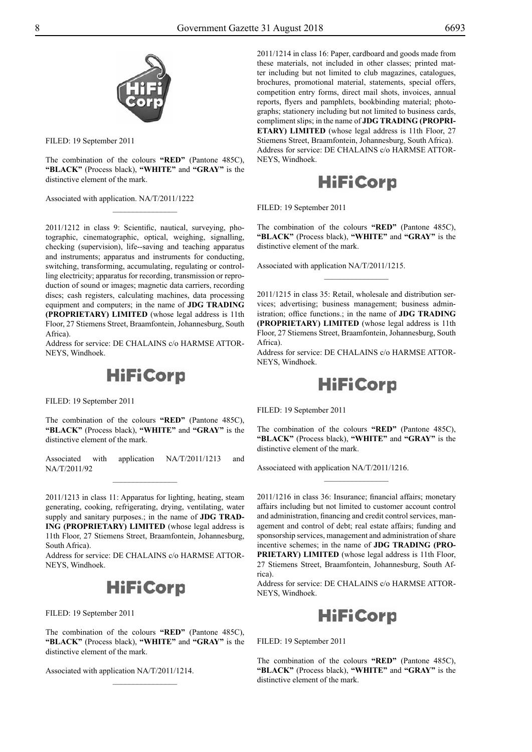FILED: 19 September 2011

The combination of the colours **"RED"** (Pantone 485C), **"BLACK"** (Process black), **"WHITE"** and **"GRAY"** is the distinctive element of the mark.

Associated with application. NA/T/2011/1222

---

2011/1212 in class 9: Scientific, nautical, surveying, photographic, cinematographic, optical, weighing, signalling, checking (supervision), life--saving and teaching apparatus and instruments; apparatus and instruments for conducting, switching, transforming, accumulating, regulating or controlling electricity; apparatus for recording, transmission or reproduction of sound or images; magnetic data carriers, recording discs; cash registers, calculating machines, data processing equipment and computers; in the name of **JDG TRADING (PROPRIETARY) LIMITED** (whose legal address is 11th Floor, 27 Stiemens Street, Braamfontein, Johannesburg, South Africa).
Address for service: DE CHALAINS c/o HARMSE ATTORNEYS, Windhoek.

**HiFiCorp**

FILED: 19 September 2011

The combination of the colours **"RED"** (Pantone 485C), **"BLACK"** (Process black), **"WHITE"** and **"GRAY"** is the distinctive element of the mark.

Associated with application NA/T/2011/1213 and NA/T/2011/92

---

2011/1213 in class 11: Apparatus for lighting, heating, steam generating, cooking, refrigerating, drying, ventilating, water supply and sanitary purposes.; in the name of **JDG TRADING (PROPRIETARY) LIMITED** (whose legal address is 11th Floor, 27 Stiemens Street, Braamfontein, Johannesburg, South Africa).
Address for service: DE CHALAINS c/o HARMSE ATTORNEYS, Windhoek.

**HiFiCorp**

FILED: 19 September 2011

The combination of the colours **"RED"** (Pantone 485C), **"BLACK"** (Process black), **"WHITE"** and **"GRAY"** is the distinctive element of the mark.

Associated with application NA/T/2011/1214.

---

2011/1214 in class 16: Paper, cardboard and goods made from these materials, not included in other classes; printed matter including but not limited to club magazines, catalogues, brochures, promotional material, statements, special offers, competition entry forms, direct mail shots, invoices, annual reports, flyers and pamphlets, bookbinding material; photographs; stationery including but not limited to business cards, compliment slips; in the name of **JDG TRADING (PROPRIETARY) LIMITED** (whose legal address is 11th Floor, 27 Stiemens Street, Braamfontein, Johannesburg, South Africa).
Address for service: DE CHALAINS c/o HARMSE ATTORNEYS, Windhoek.

**HiFiCorp**

FILED: 19 September 2011

The combination of the colours **"RED"** (Pantone 485C), **"BLACK"** (Process black), **"WHITE"** and **"GRAY"** is the distinctive element of the mark.

Associated with application NA/T/2011/1215.

---

2011/1215 in class 35: Retail, wholesale and distribution services; advertising; business management; business administration; office functions.; in the name of **JDG TRADING (PROPRIETARY) LIMITED** (whose legal address is 11th Floor, 27 Stiemens Street, Braamfontein, Johannesburg, South Africa).
Address for service: DE CHALAINS c/o HARMSE ATTORNEYS, Windhoek.

**HiFiCorp**

FILED: 19 September 2011

The combination of the colours **"RED"** (Pantone 485C), **"BLACK"** (Process black), **"WHITE"** and **"GRAY"** is the distinctive element of the mark.

Associateed with application NA/T/2011/1216.

---

2011/1216 in class 36: Insurance; financial affairs; monetary affairs including but not limited to customer account control and administration, financing and credit control services, management and control of debt; real estate affairs; funding and sponsorship services, management and administration of share incentive schemes; in the name of **JDG TRADING (PROPRIETARY) LIMITED** (whose legal address is 11th Floor, 27 Stiemens Street, Braamfontein, Johannesburg, South Africa).
Address for service: DE CHALAINS c/o HARMSE ATTORNEYS, Windhoek.

**HiFiCorp**

FILED: 19 September 2011

The combination of the colours **"RED"** (Pantone 485C), **"BLACK"** (Process black), **"WHITE"** and **"GRAY"** is the distinctive element of the mark.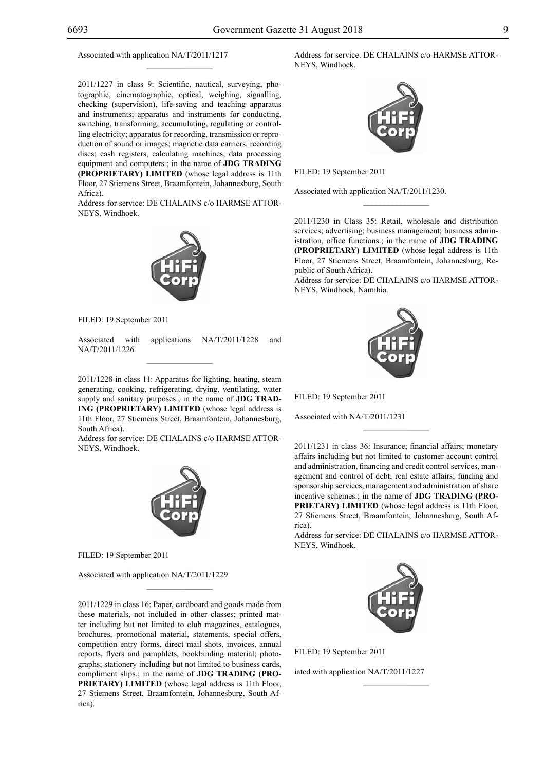Associated with application NA/T/2011/1217

---

2011/1227 in class 9: Scientific, nautical, surveying, photographic, cinematographic, optical, weighing, signalling, checking (supervision), life-saving and teaching apparatus and instruments; apparatus and instruments for conducting, switching, transforming, accumulating, regulating or controlling electricity; apparatus for recording, transmission or reproduction of sound or images; magnetic data carriers, recording discs; cash registers, calculating machines, data processing equipment and computers.; in the name of **JDG TRADING (PROPRIETARY) LIMITED** (whose legal address is 11th Floor, 27 Stiemens Street, Braamfontein, Johannesburg, South Africa).

Address for service: DE CHALAINS c/o HARMSE ATTORNEYS, Windhoek.

FILED: 19 September 2011

Associated with applications NA/T/2011/1228 and NA/T/2011/1226

---

2011/1228 in class 11: Apparatus for lighting, heating, steam generating, cooking, refrigerating, drying, ventilating, water supply and sanitary purposes.; in the name of **JDG TRADING (PROPRIETARY) LIMITED** (whose legal address is 11th Floor, 27 Stiemens Street, Braamfontein, Johannesburg, South Africa).

Address for service: DE CHALAINS c/o HARMSE ATTORNEYS, Windhoek.

FILED: 19 September 2011

Associated with application NA/T/2011/1229

---

2011/1229 in class 16: Paper, cardboard and goods made from these materials, not included in other classes; printed matter including but not limited to club magazines, catalogues, brochures, promotional material, statements, special offers, competition entry forms, direct mail shots, invoices, annual reports, flyers and pamphlets, bookbinding material; photographs; stationery including but not limited to business cards, compliment slips.; in the name of **JDG TRADING (PROPRIETARY) LIMITED** (whose legal address is 11th Floor, 27 Stiemens Street, Braamfontein, Johannesburg, South Africa).

Address for service: DE CHALAINS c/o HARMSE ATTORNEYS, Windhoek.

FILED: 19 September 2011

Associated with application NA/T/2011/1230.

---

2011/1230 in Class 35: Retail, wholesale and distribution services; advertising; business management; business administration, office functions.; in the name of **JDG TRADING (PROPRIETARY) LIMITED** (whose legal address is 11th Floor, 27 Stiemens Street, Braamfontein, Johannesburg, Republic of South Africa).

Address for service: DE CHALAINS c/o HARMSE ATTORNEYS, Windhoek, Namibia.

FILED: 19 September 2011

Associated with NA/T/2011/1231

---

2011/1231 in class 36: Insurance; financial affairs; monetary affairs including but not limited to customer account control and administration, financing and credit control services, management and control of debt; real estate affairs; funding and sponsorship services, management and administration of share incentive schemes.; in the name of **JDG TRADING (PROPRIETARY) LIMITED** (whose legal address is 11th Floor, 27 Stiemens Street, Braamfontein, Johannesburg, South Africa).

Address for service: DE CHALAINS c/o HARMSE ATTORNEYS, Windhoek.

FILED: 19 September 2011

iated with application NA/T/2011/1227

---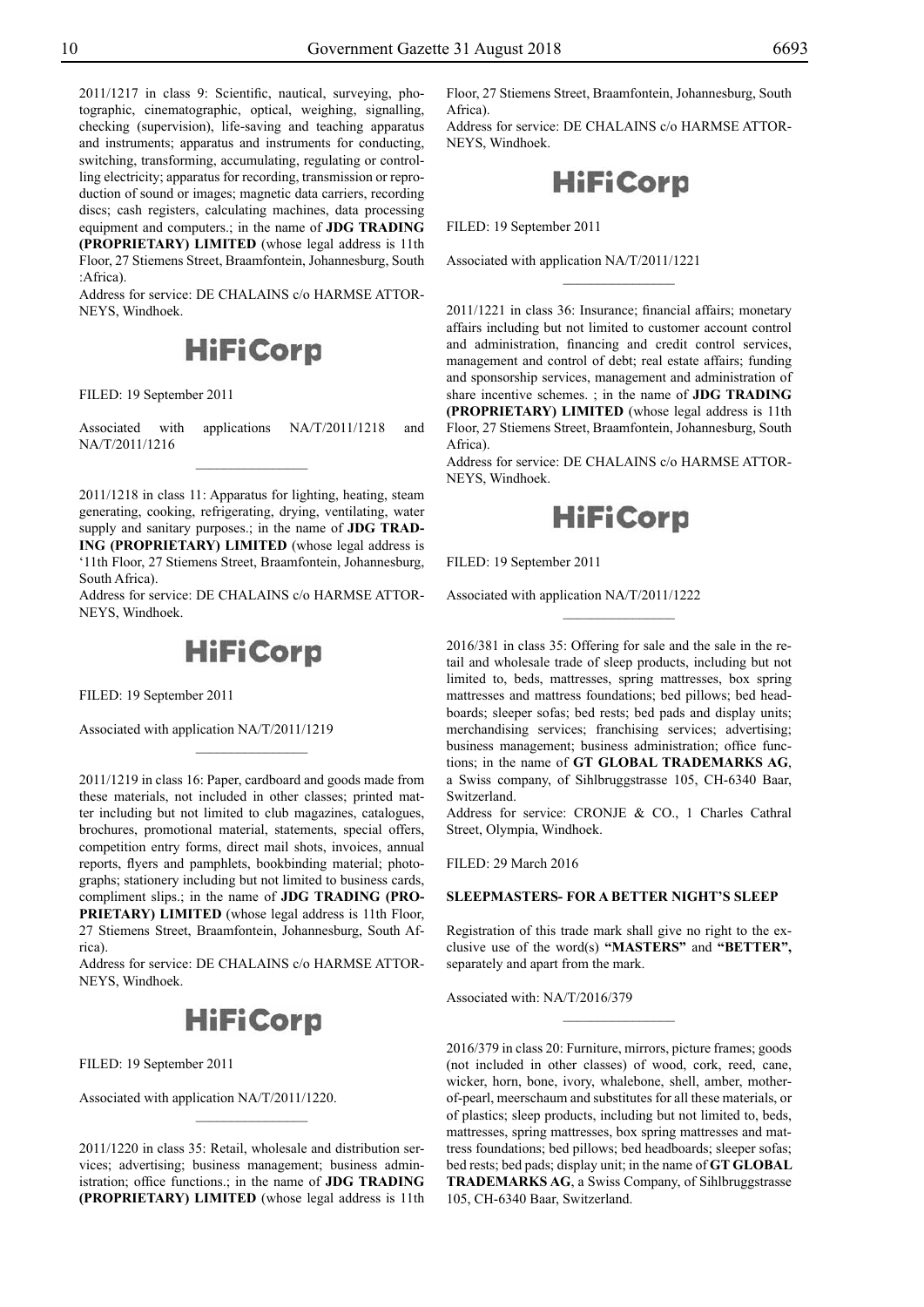2011/1217 in class 9: Scientific, nautical, surveying, photographic, cinematographic, optical, weighing, signalling, checking (supervision), life-saving and teaching apparatus and instruments; apparatus and instruments for conducting, switching, transforming, accumulating, regulating or controlling electricity; apparatus for recording, transmission or reproduction of sound or images; magnetic data carriers, recording discs; cash registers, calculating machines, data processing equipment and computers.; in the name of **JDG TRADING (PROPRIETARY) LIMITED** (whose legal address is 11th Floor, 27 Stiemens Street, Braamfontein, Johannesburg, South :Africa).

Address for service: DE CHALAINS c/o HARMSE ATTORNEYS, Windhoek.

**HiFiCorp**

FILED: 19 September 2011

Associated with applications NA/T/2011/1218 and NA/T/2011/1216

---

2011/1218 in class 11: Apparatus for lighting, heating, steam generating, cooking, refrigerating, drying, ventilating, water supply and sanitary purposes.; in the name of **JDG TRADING (PROPRIETARY) LIMITED** (whose legal address is '11th Floor, 27 Stiemens Street, Braamfontein, Johannesburg, South Africa).

Address for service: DE CHALAINS c/o HARMSE ATTORNEYS, Windhoek.

**HiFiCorp**

FILED: 19 September 2011

Associated with application NA/T/2011/1219

---

2011/1219 in class 16: Paper, cardboard and goods made from these materials, not included in other classes; printed matter including but not limited to club magazines, catalogues, brochures, promotional material, statements, special offers, competition entry forms, direct mail shots, invoices, annual reports, flyers and pamphlets, bookbinding material; photographs; stationery including but not limited to business cards, compliment slips.; in the name of **JDG TRADING (PROPRIETARY) LIMITED** (whose legal address is 11th Floor, 27 Stiemens Street, Braamfontein, Johannesburg, South Africa).

Address for service: DE CHALAINS c/o HARMSE ATTORNEYS, Windhoek.

**HiFiCorp**

FILED: 19 September 2011

Associated with application NA/T/2011/1220.

---

2011/1220 in class 35: Retail, wholesale and distribution services; advertising; business management; business administration; office functions.; in the name of **JDG TRADING (PROPRIETARY) LIMITED** (whose legal address is 11th Floor, 27 Stiemens Street, Braamfontein, Johannesburg, South Africa).

Address for service: DE CHALAINS c/o HARMSE ATTORNEYS, Windhoek.

**HiFiCorp**

FILED: 19 September 2011

Associated with application NA/T/2011/1221

---

2011/1221 in class 36: Insurance; financial affairs; monetary affairs including but not limited to customer account control and administration, financing and credit control services, management and control of debt; real estate affairs; funding and sponsorship services, management and administration of share incentive schemes. ; in the name of **JDG TRADING (PROPRIETARY) LIMITED** (whose legal address is 11th Floor, 27 Stiemens Street, Braamfontein, Johannesburg, South Africa).

Address for service: DE CHALAINS c/o HARMSE ATTORNEYS, Windhoek.

**HiFiCorp**

FILED: 19 September 2011

Associated with application NA/T/2011/1222

---

2016/381 in class 35: Offering for sale and the sale in the retail and wholesale trade of sleep products, including but not limited to, beds, mattresses, spring mattresses, box spring mattresses and mattress foundations; bed pillows; bed headboards; sleeper sofas; bed rests; bed pads and display units; merchandising services; franchising services; advertising; business management; business administration; office functions; in the name of **GT GLOBAL TRADEMARKS AG**, a Swiss company, of Sihlbruggstrasse 105, CH-6340 Baar, Switzerland.

Address for service: CRONJE & CO., 1 Charles Cathral Street, Olympia, Windhoek.

FILED: 29 March 2016

**SLEEPMASTERS- FOR A BETTER NIGHT'S SLEEP**

Registration of this trade mark shall give no right to the exclusive use of the word(s) **"MASTERS"** and **"BETTER",** separately and apart from the mark.

Associated with: NA/T/2016/379

---

2016/379 in class 20: Furniture, mirrors, picture frames; goods (not included in other classes) of wood, cork, reed, cane, wicker, horn, bone, ivory, whalebone, shell, amber, mother-of-pearl, meerschaum and substitutes for all these materials, or of plastics; sleep products, including but not limited to, beds, mattresses, spring mattresses, box spring mattresses and mattress foundations; bed pillows; bed headboards; sleeper sofas; bed rests; bed pads; display unit; in the name of **GT GLOBAL TRADEMARKS AG**, a Swiss Company, of Sihlbruggstrasse 105, CH-6340 Baar, Switzerland.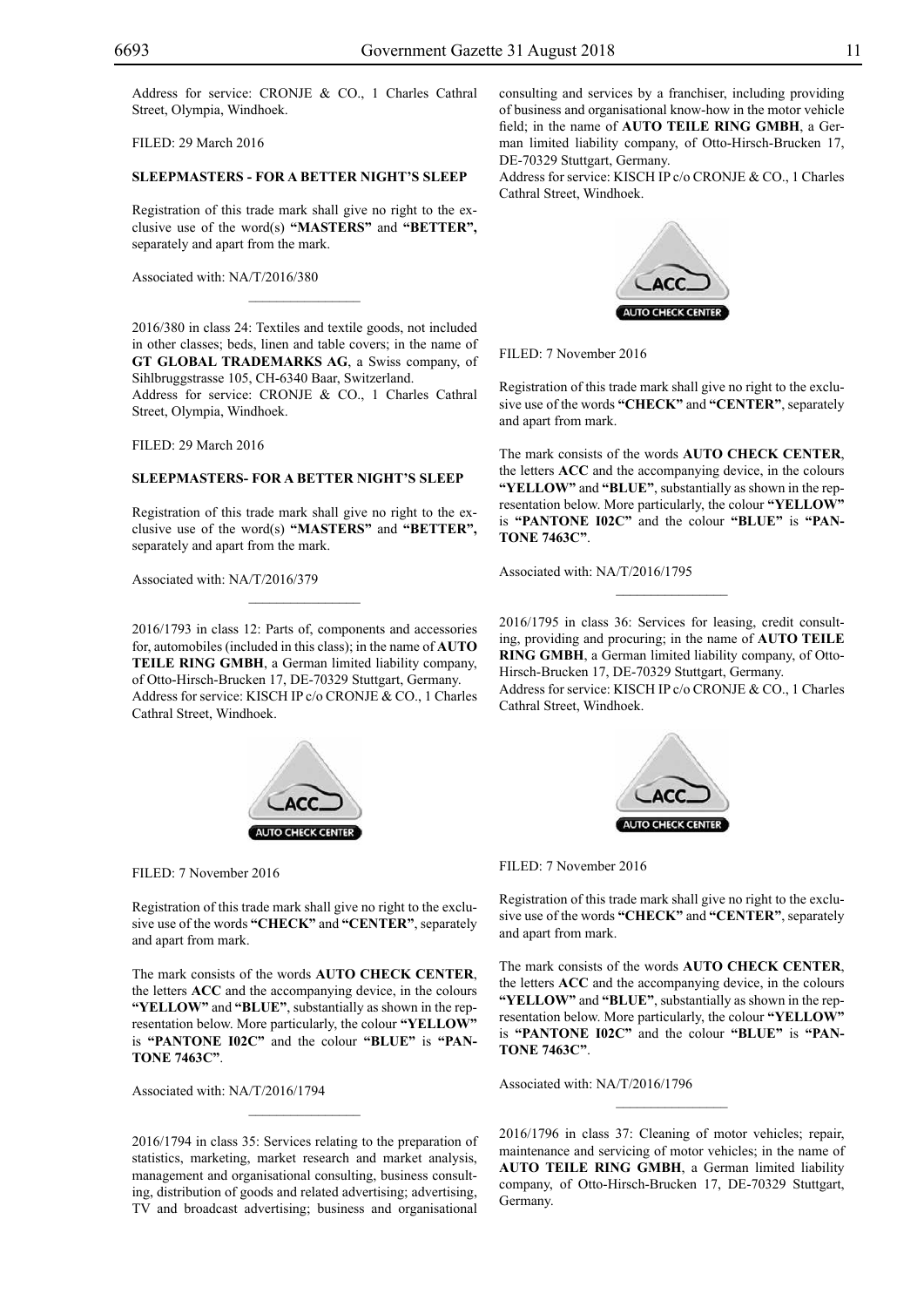Address for service: CRONJE & CO., 1 Charles Cathral Street, Olympia, Windhoek.

FILED: 29 March 2016

**SLEEPMASTERS - FOR A BETTER NIGHT'S SLEEP**

Registration of this trade mark shall give no right to the exclusive use of the word(s) **"MASTERS"** and **"BETTER",** separately and apart from the mark.

Associated with: NA/T/2016/380

________________

2016/380 in class 24: Textiles and textile goods, not included in other classes; beds, linen and table covers; in the name of **GT GLOBAL TRADEMARKS AG**, a Swiss company, of Sihlbruggstrasse 105, CH-6340 Baar, Switzerland.
Address for service: CRONJE & CO., 1 Charles Cathral Street, Olympia, Windhoek.

FILED: 29 March 2016

**SLEEPMASTERS- FOR A BETTER NIGHT'S SLEEP**

Registration of this trade mark shall give no right to the exclusive use of the word(s) **"MASTERS"** and **"BETTER",** separately and apart from the mark.

Associated with: NA/T/2016/379

________________

2016/1793 in class 12: Parts of, components and accessories for, automobiles (included in this class); in the name of **AUTO TEILE RING GMBH**, a German limited liability company, of Otto-Hirsch-Brucken 17, DE-70329 Stuttgart, Germany.
Address for service: KISCH IP c/o CRONJE & CO., 1 Charles Cathral Street, Windhoek.

FILED: 7 November 2016

Registration of this trade mark shall give no right to the exclusive use of the words **"CHECK"** and **"CENTER"**, separately and apart from mark.

The mark consists of the words **AUTO CHECK CENTER**, the letters **ACC** and the accompanying device, in the colours **"YELLOW"** and **"BLUE"**, substantially as shown in the representation below. More particularly, the colour **"YELLOW"** is **"PANTONE I02C"** and the colour **"BLUE"** is **"PANTONE 7463C"**.

Associated with: NA/T/2016/1794

________________

2016/1794 in class 35: Services relating to the preparation of statistics, marketing, market research and market analysis, management and organisational consulting, business consulting, distribution of goods and related advertising; advertising, TV and broadcast advertising; business and organisational consulting and services by a franchiser, including providing of business and organisational know-how in the motor vehicle field; in the name of **AUTO TEILE RING GMBH**, a German limited liability company, of Otto-Hirsch-Brucken 17, DE-70329 Stuttgart, Germany.
Address for service: KISCH IP c/o CRONJE & CO., 1 Charles Cathral Street, Windhoek.

FILED: 7 November 2016

Registration of this trade mark shall give no right to the exclusive use of the words **"CHECK"** and **"CENTER"**, separately and apart from mark.

The mark consists of the words **AUTO CHECK CENTER**, the letters **ACC** and the accompanying device, in the colours **"YELLOW"** and **"BLUE"**, substantially as shown in the representation below. More particularly, the colour **"YELLOW"** is **"PANTONE I02C"** and the colour **"BLUE"** is **"PANTONE 7463C"**.

Associated with: NA/T/2016/1795

________________

2016/1795 in class 36: Services for leasing, credit consulting, providing and procuring; in the name of **AUTO TEILE RING GMBH**, a German limited liability company, of Otto-Hirsch-Brucken 17, DE-70329 Stuttgart, Germany.
Address for service: KISCH IP c/o CRONJE & CO., 1 Charles Cathral Street, Windhoek.

FILED: 7 November 2016

Registration of this trade mark shall give no right to the exclusive use of the words **"CHECK"** and **"CENTER"**, separately and apart from mark.

The mark consists of the words **AUTO CHECK CENTER**, the letters **ACC** and the accompanying device, in the colours **"YELLOW"** and **"BLUE"**, substantially as shown in the representation below. More particularly, the colour **"YELLOW"** is **"PANTONE I02C"** and the colour **"BLUE"** is **"PANTONE 7463C"**.

Associated with: NA/T/2016/1796

________________

2016/1796 in class 37: Cleaning of motor vehicles; repair, maintenance and servicing of motor vehicles; in the name of **AUTO TEILE RING GMBH**, a German limited liability company, of Otto-Hirsch-Brucken 17, DE-70329 Stuttgart, Germany.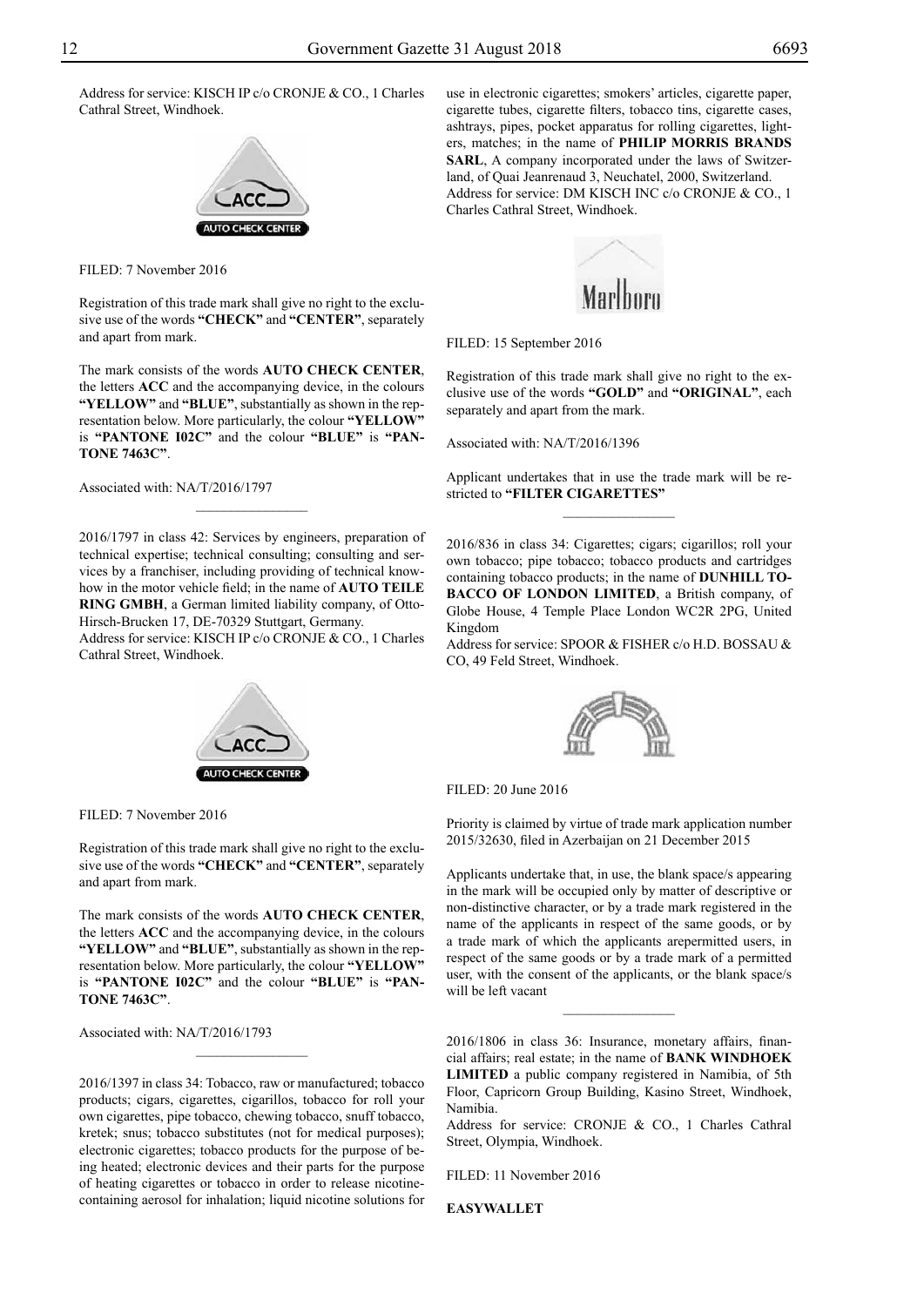Address for service: KISCH IP c/o CRONJE & CO., 1 Charles Cathral Street, Windhoek.

FILED: 7 November 2016

Registration of this trade mark shall give no right to the exclusive use of the words **"CHECK"** and **"CENTER"**, separately and apart from mark.

The mark consists of the words **AUTO CHECK CENTER**, the letters **ACC** and the accompanying device, in the colours **"YELLOW"** and **"BLUE"**, substantially as shown in the representation below. More particularly, the colour **"YELLOW"** is **"PANTONE I02C"** and the colour **"BLUE"** is **"PANTONE 7463C"**.

Associated with: NA/T/2016/1797

---

2016/1797 in class 42: Services by engineers, preparation of technical expertise; technical consulting; consulting and services by a franchiser, including providing of technical know-how in the motor vehicle field; in the name of **AUTO TEILE RING GMBH**, a German limited liability company, of Otto-Hirsch-Brucken 17, DE-70329 Stuttgart, Germany.
Address for service: KISCH IP c/o CRONJE & CO., 1 Charles Cathral Street, Windhoek.

FILED: 7 November 2016

Registration of this trade mark shall give no right to the exclusive use of the words **"CHECK"** and **"CENTER"**, separately and apart from mark.

The mark consists of the words **AUTO CHECK CENTER**, the letters **ACC** and the accompanying device, in the colours **"YELLOW"** and **"BLUE"**, substantially as shown in the representation below. More particularly, the colour **"YELLOW"** is **"PANTONE I02C"** and the colour **"BLUE"** is **"PANTONE 7463C"**.

Associated with: NA/T/2016/1793

---

2016/1397 in class 34: Tobacco, raw or manufactured; tobacco products; cigars, cigarettes, cigarillos, tobacco for roll your own cigarettes, pipe tobacco, chewing tobacco, snuff tobacco, kretek; snus; tobacco substitutes (not for medical purposes); electronic cigarettes; tobacco products for the purpose of being heated; electronic devices and their parts for the purpose of heating cigarettes or tobacco in order to release nicotine-containing aerosol for inhalation; liquid nicotine solutions for use in electronic cigarettes; smokers' articles, cigarette paper, cigarette tubes, cigarette filters, tobacco tins, cigarette cases, ashtrays, pipes, pocket apparatus for rolling cigarettes, lighters, matches; in the name of **PHILIP MORRIS BRANDS SARL**, A company incorporated under the laws of Switzerland, of Quai Jeanrenaud 3, Neuchatel, 2000, Switzerland.
Address for service: DM KISCH INC c/o CRONJE & CO., 1 Charles Cathral Street, Windhoek.

FILED: 15 September 2016

Registration of this trade mark shall give no right to the exclusive use of the words **"GOLD"** and **"ORIGINAL"**, each separately and apart from the mark.

Associated with: NA/T/2016/1396

Applicant undertakes that in use the trade mark will be restricted to **"FILTER CIGARETTES"**

---

2016/836 in class 34: Cigarettes; cigars; cigarillos; roll your own tobacco; pipe tobacco; tobacco products and cartridges containing tobacco products; in the name of **DUNHILL TOBACCO OF LONDON LIMITED**, a British company, of Globe House, 4 Temple Place London WC2R 2PG, United Kingdom
Address for service: SPOOR & FISHER c/o H.D. BOSSAU & CO, 49 Feld Street, Windhoek.

FILED: 20 June 2016

Priority is claimed by virtue of trade mark application number 2015/32630, filed in Azerbaijan on 21 December 2015

Applicants undertake that, in use, the blank space/s appearing in the mark will be occupied only by matter of descriptive or non-distinctive character, or by a trade mark registered in the name of the applicants in respect of the same goods, or by a trade mark of which the applicants arepermitted users, in respect of the same goods or by a trade mark of a permitted user, with the consent of the applicants, or the blank space/s will be left vacant

---

2016/1806 in class 36: Insurance, monetary affairs, financial affairs; real estate; in the name of **BANK WINDHOEK LIMITED** a public company registered in Namibia, of 5th Floor, Capricorn Group Building, Kasino Street, Windhoek, Namibia.
Address for service: CRONJE & CO., 1 Charles Cathral Street, Olympia, Windhoek.

FILED: 11 November 2016

**EASYWALLET**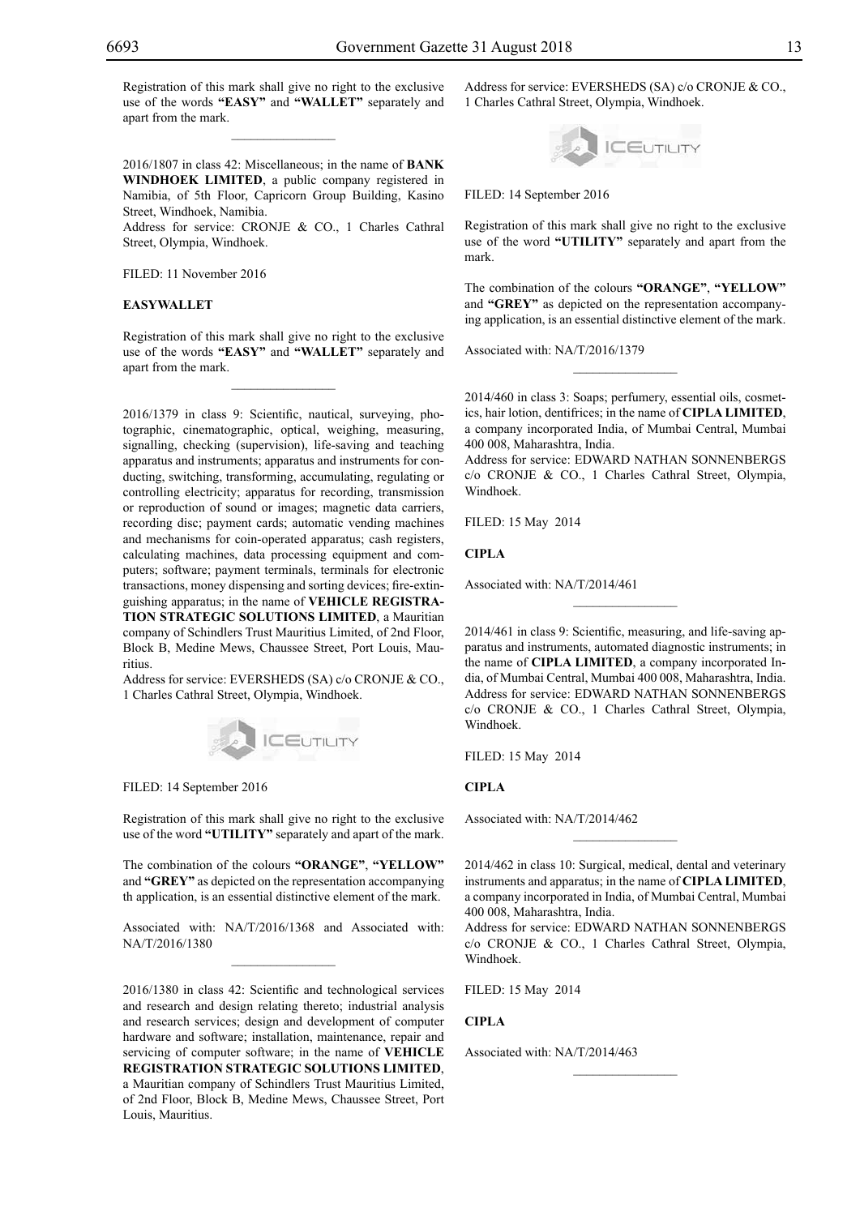Registration of this mark shall give no right to the exclusive use of the words **"EASY"** and **"WALLET"** separately and apart from the mark.

---

2016/1807 in class 42: Miscellaneous; in the name of **BANK WINDHOEK LIMITED**, a public company registered in Namibia, of 5th Floor, Capricorn Group Building, Kasino Street, Windhoek, Namibia.
Address for service: CRONJE & CO., 1 Charles Cathral Street, Olympia, Windhoek.

FILED: 11 November 2016

**EASYWALLET**

Registration of this mark shall give no right to the exclusive use of the words **"EASY"** and **"WALLET"** separately and apart from the mark.

---

2016/1379 in class 9: Scientific, nautical, surveying, photographic, cinematographic, optical, weighing, measuring, signalling, checking (supervision), life-saving and teaching apparatus and instruments; apparatus and instruments for conducting, switching, transforming, accumulating, regulating or controlling electricity; apparatus for recording, transmission or reproduction of sound or images; magnetic data carriers, recording disc; payment cards; automatic vending machines and mechanisms for coin-operated apparatus; cash registers, calculating machines, data processing equipment and computers; software; payment terminals, terminals for electronic transactions, money dispensing and sorting devices; fire-extinguishing apparatus; in the name of **VEHICLE REGISTRATION STRATEGIC SOLUTIONS LIMITED**, a Mauritian company of Schindlers Trust Mauritius Limited, of 2nd Floor, Block B, Medine Mews, Chaussee Street, Port Louis, Mauritius.
Address for service: EVERSHEDS (SA) c/o CRONJE & CO., 1 Charles Cathral Street, Olympia, Windhoek.

ICEUTILITY

FILED: 14 September 2016

Registration of this mark shall give no right to the exclusive use of the word **"UTILITY"** separately and apart of the mark.

The combination of the colours **"ORANGE"**, **"YELLOW"** and **"GREY"** as depicted on the representation accompanying th application, is an essential distinctive element of the mark.

Associated with: NA/T/2016/1368 and Associated with: NA/T/2016/1380

---

2016/1380 in class 42: Scientific and technological services and research and design relating thereto; industrial analysis and research services; design and development of computer hardware and software; installation, maintenance, repair and servicing of computer software; in the name of **VEHICLE REGISTRATION STRATEGIC SOLUTIONS LIMITED**, a Mauritian company of Schindlers Trust Mauritius Limited, of 2nd Floor, Block B, Medine Mews, Chaussee Street, Port Louis, Mauritius.
Address for service: EVERSHEDS (SA) c/o CRONJE & CO., 1 Charles Cathral Street, Olympia, Windhoek.

ICEUTILITY

FILED: 14 September 2016

Registration of this mark shall give no right to the exclusive use of the word **"UTILITY"** separately and apart from the mark.

The combination of the colours **"ORANGE"**, **"YELLOW"** and **"GREY"** as depicted on the representation accompanying application, is an essential distinctive element of the mark.

Associated with: NA/T/2016/1379

---

2014/460 in class 3: Soaps; perfumery, essential oils, cosmetics, hair lotion, dentifrices; in the name of **CIPLA LIMITED**, a company incorporated India, of Mumbai Central, Mumbai 400 008, Maharashtra, India.
Address for service: EDWARD NATHAN SONNENBERGS c/o CRONJE & CO., 1 Charles Cathral Street, Olympia, Windhoek.

FILED: 15 May 2014

**CIPLA**

Associated with: NA/T/2014/461

---

2014/461 in class 9: Scientific, measuring, and life-saving apparatus and instruments, automated diagnostic instruments; in the name of **CIPLA LIMITED**, a company incorporated India, of Mumbai Central, Mumbai 400 008, Maharashtra, India.
Address for service: EDWARD NATHAN SONNENBERGS c/o CRONJE & CO., 1 Charles Cathral Street, Olympia, Windhoek.

FILED: 15 May 2014

**CIPLA**

Associated with: NA/T/2014/462

---

2014/462 in class 10: Surgical, medical, dental and veterinary instruments and apparatus; in the name of **CIPLA LIMITED**, a company incorporated in India, of Mumbai Central, Mumbai 400 008, Maharashtra, India.
Address for service: EDWARD NATHAN SONNENBERGS c/o CRONJE & CO., 1 Charles Cathral Street, Olympia, Windhoek.

FILED: 15 May 2014

**CIPLA**

Associated with: NA/T/2014/463

---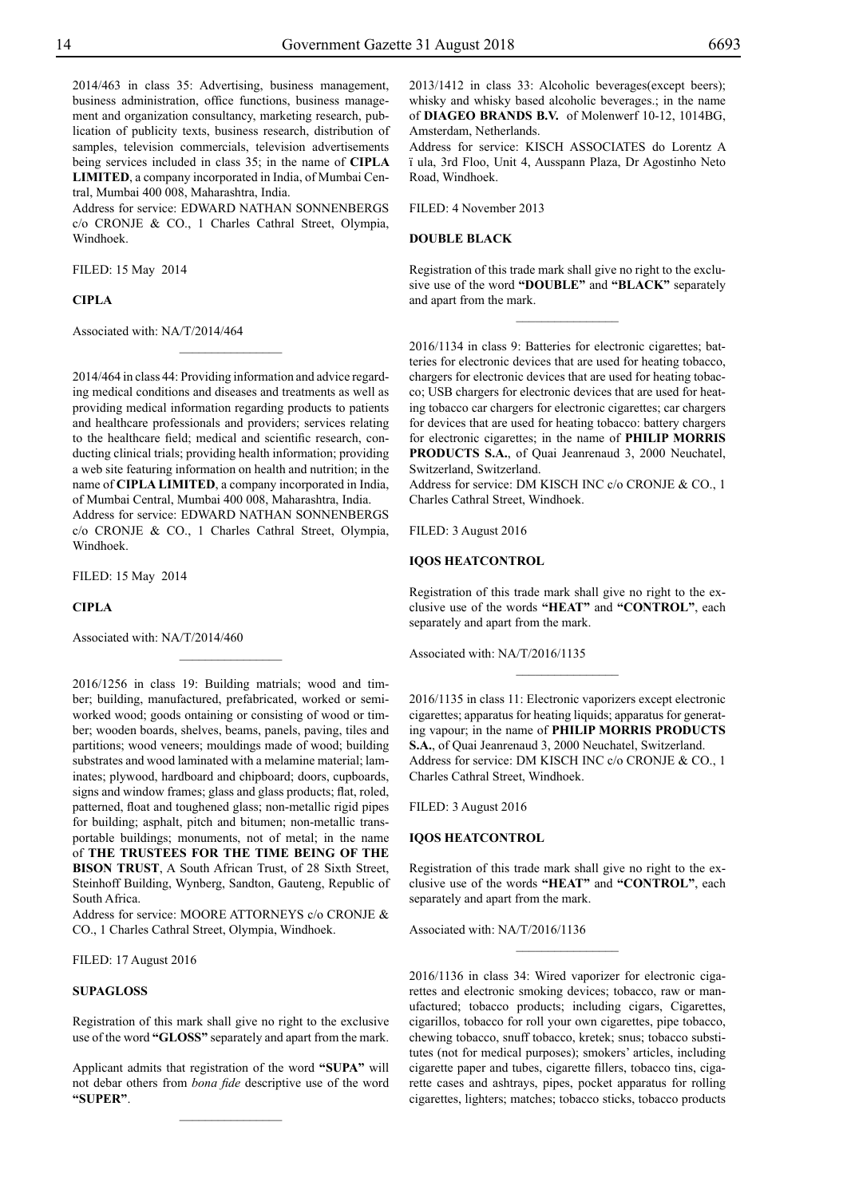2014/463 in class 35: Advertising, business management, business administration, office functions, business management and organization consultancy, marketing research, publication of publicity texts, business research, distribution of samples, television commercials, television advertisements being services included in class 35; in the name of **CIPLA LIMITED**, a company incorporated in India, of Mumbai Central, Mumbai 400 008, Maharashtra, India.
Address for service: EDWARD NATHAN SONNENBERGS c/o CRONJE & CO., 1 Charles Cathral Street, Olympia, Windhoek.

FILED: 15 May 2014

**CIPLA**

Associated with: NA/T/2014/464

---

2014/464 in class 44: Providing information and advice regarding medical conditions and diseases and treatments as well as providing medical information regarding products to patients and healthcare professionals and providers; services relating to the healthcare field; medical and scientific research, conducting clinical trials; providing health information; providing a web site featuring information on health and nutrition; in the name of **CIPLA LIMITED**, a company incorporated in India, of Mumbai Central, Mumbai 400 008, Maharashtra, India.
Address for service: EDWARD NATHAN SONNENBERGS c/o CRONJE & CO., 1 Charles Cathral Street, Olympia, Windhoek.

FILED: 15 May 2014

**CIPLA**

Associated with: NA/T/2014/460

---

2016/1256 in class 19: Building matrials; wood and timber; building, manufactured, prefabricated, worked or semi-worked wood; goods ontaining or consisting of wood or timber; wooden boards, shelves, beams, panels, paving, tiles and partitions; wood veneers; mouldings made of wood; building substrates and wood laminated with a melamine material; laminates; plywood, hardboard and chipboard; doors, cupboards, signs and window frames; glass and glass products; flat, roled, patterned, float and toughened glass; non-metallic rigid pipes for building; asphalt, pitch and bitumen; non-metallic transportable buildings; monuments, not of metal; in the name of **THE TRUSTEES FOR THE TIME BEING OF THE BISON TRUST**, A South African Trust, of 28 Sixth Street, Steinhoff Building, Wynberg, Sandton, Gauteng, Republic of South Africa.
Address for service: MOORE ATTORNEYS c/o CRONJE & CO., 1 Charles Cathral Street, Olympia, Windhoek.

FILED: 17 August 2016

**SUPAGLOSS**

Registration of this mark shall give no right to the exclusive use of the word **"GLOSS"** separately and apart from the mark.

Applicant admits that registration of the word **"SUPA"** will not debar others from *bona fide* descriptive use of the word **"SUPER"**.

---

2013/1412 in class 33: Alcoholic beverages(except beers); whisky and whisky based alcoholic beverages.; in the name of **DIAGEO BRANDS B.V.** of Molenwerf 10-12, 1014BG, Amsterdam, Netherlands.
Address for service: KISCH ASSOCIATES do Lorentz A ï ula, 3rd Floo, Unit 4, Ausspann Plaza, Dr Agostinho Neto Road, Windhoek.

FILED: 4 November 2013

**DOUBLE BLACK**

Registration of this trade mark shall give no right to the exclusive use of the word **"DOUBLE"** and **"BLACK"** separately and apart from the mark.

---

2016/1134 in class 9: Batteries for electronic cigarettes; batteries for electronic devices that are used for heating tobacco, chargers for electronic devices that are used for heating tobacco; USB chargers for electronic devices that are used for heating tobacco car chargers for electronic cigarettes; car chargers for devices that are used for heating tobacco: battery chargers for electronic cigarettes; in the name of **PHILIP MORRIS PRODUCTS S.A.**, of Quai Jeanrenaud 3, 2000 Neuchatel, Switzerland, Switzerland.
Address for service: DM KISCH INC c/o CRONJE & CO., 1 Charles Cathral Street, Windhoek.

FILED: 3 August 2016

**IQOS HEATCONTROL**

Registration of this trade mark shall give no right to the exclusive use of the words **"HEAT"** and **"CONTROL"**, each separately and apart from the mark.

Associated with: NA/T/2016/1135

---

2016/1135 in class 11: Electronic vaporizers except electronic cigarettes; apparatus for heating liquids; apparatus for generating vapour; in the name of **PHILIP MORRIS PRODUCTS S.A.**, of Quai Jeanrenaud 3, 2000 Neuchatel, Switzerland.
Address for service: DM KISCH INC c/o CRONJE & CO., 1 Charles Cathral Street, Windhoek.

FILED: 3 August 2016

**IQOS HEATCONTROL**

Registration of this trade mark shall give no right to the exclusive use of the words **"HEAT"** and **"CONTROL"**, each separately and apart from the mark.

Associated with: NA/T/2016/1136

---

2016/1136 in class 34: Wired vaporizer for electronic cigarettes and electronic smoking devices; tobacco, raw or manufactured; tobacco products; including cigars, Cigarettes, cigarillos, tobacco for roll your own cigarettes, pipe tobacco, chewing tobacco, snuff tobacco, kretek; snus; tobacco substitutes (not for medical purposes); smokers' articles, including cigarette paper and tubes, cigarette fillers, tobacco tins, cigarette cases and ashtrays, pipes, pocket apparatus for rolling cigarettes, lighters; matches; tobacco sticks, tobacco products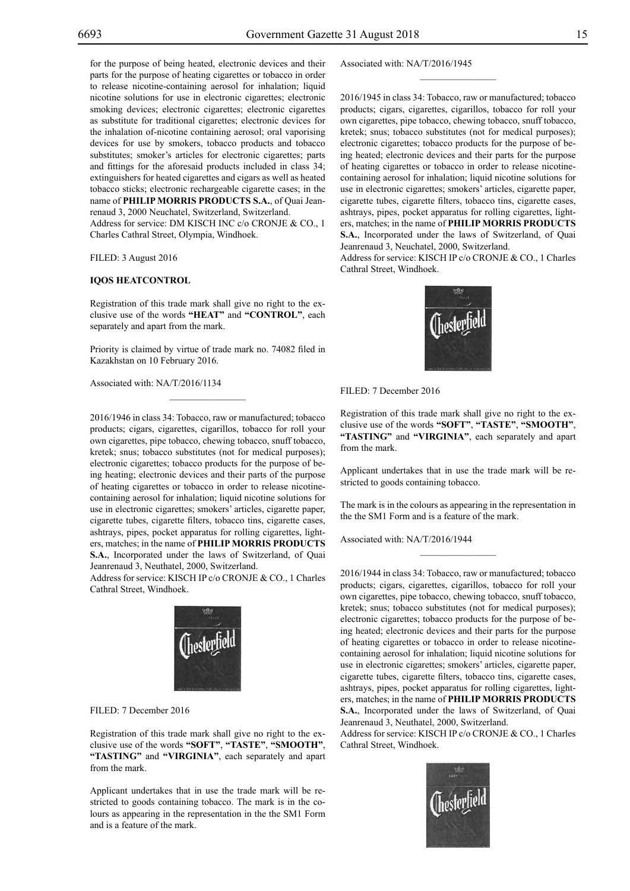for the purpose of being heated, electronic devices and their parts for the purpose of heating cigarettes or tobacco in order to release nicotine-containing aerosol for inhalation; liquid nicotine solutions for use in electronic cigarettes; electronic smoking devices; electronic cigarettes; electronic cigarettes as substitute for traditional cigarettes; electronic devices for the inhalation of-nicotine containing aerosol; oral vaporising devices for use by smokers, tobacco products and tobacco substitutes; smoker's articles for electronic cigarettes; parts and fittings for the aforesaid products included in class 34; extinguishers for heated cigarettes and cigars as well as heated tobacco sticks; electronic rechargeable cigarette cases; in the name of **PHILIP MORRIS PRODUCTS S.A.**, of Quai Jeanrenaud 3, 2000 Neuchatel, Switzerland, Switzerland.
Address for service: DM KISCH INC c/o CRONJE & CO., 1 Charles Cathral Street, Olympia, Windhoek.

FILED: 3 August 2016

**IQOS HEATCONTROL**

Registration of this trade mark shall give no right to the exclusive use of the words **"HEAT"** and **"CONTROL"**, each separately and apart from the mark.

Priority is claimed by virtue of trade mark no. 74082 filed in Kazakhstan on 10 February 2016.

Associated with: NA/T/2016/1134

---

2016/1946 in class 34: Tobacco, raw or manufactured; tobacco products; cigars, cigarettes, cigarillos, tobacco for roll your own cigarettes, pipe tobacco, chewing tobacco, snuff tobacco, kretek; snus; tobacco substitutes (not for medical purposes); electronic cigarettes; tobacco products for the purpose of being heating; electronic devices and their parts of the purpose of heating cigarettes or tobacco in order to release nicotine-containing aerosol for inhalation; liquid nicotine solutions for use in electronic cigarettes; smokers' articles, cigarette paper, cigarette tubes, cigarette filters, tobacco tins, cigarette cases, ashtrays, pipes, pocket apparatus for rolling cigarettes, lighters, matches; in the name of **PHILIP MORRIS PRODUCTS S.A.**, Incorporated under the laws of Switzerland, of Quai Jeanrenaud 3, Neuthatel, 2000, Switzerland.
Address for service: KISCH IP c/o CRONJE & CO., 1 Charles Cathral Street, Windhoek.

FILED: 7 December 2016

Registration of this trade mark shall give no right to the exclusive use of the words **"SOFT"**, **"TASTE"**, **"SMOOTH"**, **"TASTING"** and **"VIRGINIA"**, each separately and apart from the mark.

Applicant undertakes that in use the trade mark will be restricted to goods containing tobacco. The mark is in the colours as appearing in the representation in the the SM1 Form and is a feature of the mark.

Associated with: NA/T/2016/1945

---

2016/1945 in class 34: Tobacco, raw or manufactured; tobacco products; cigars, cigarettes, cigarillos, tobacco for roll your own cigarettes, pipe tobacco, chewing tobacco, snuff tobacco, kretek; snus; tobacco substitutes (not for medical purposes); electronic cigarettes; tobacco products for the purpose of being heated; electronic devices and their parts for the purpose of heating cigarettes or tobacco in order to release nicotine-containing aerosol for inhalation; liquid nicotine solutions for use in electronic cigarettes; smokers' articles, cigarette paper, cigarette tubes, cigarette filters, tobacco tins, cigarette cases, ashtrays, pipes, pocket apparatus for rolling cigarettes, lighters, matches; in the name of **PHILIP MORRIS PRODUCTS S.A.**, Incorporated under the laws of Switzerland, of Quai Jeanrenaud 3, Neuchatel, 2000, Switzerland.
Address for service: KISCH IP c/o CRONJE & CO., 1 Charles Cathral Street, Windhoek.

FILED: 7 December 2016

Registration of this trade mark shall give no right to the exclusive use of the words **"SOFT"**, **"TASTE"**, **"SMOOTH"**, **"TASTING"** and **"VIRGINIA"**, each separately and apart from the mark.

Applicant undertakes that in use the trade mark will be restricted to goods containing tobacco.

The mark is in the colours as appearing in the representation in the the SM1 Form and is a feature of the mark.

Associated with: NA/T/2016/1944

---

2016/1944 in class 34: Tobacco, raw or manufactured; tobacco products; cigars, cigarettes, cigarillos, tobacco for roll your own cigarettes, pipe tobacco, chewing tobacco, snuff tobacco, kretek; snus; tobacco substitutes (not for medical purposes); electronic cigarettes; tobacco products for the purpose of being heated; electronic devices and their parts for the purpose of heating cigarettes or tobacco in order to release nicotine-containing aerosol for inhalation; liquid nicotine solutions for use in electronic cigarettes; smokers' articles, cigarette paper, cigarette tubes, cigarette filters, tobacco tins, cigarette cases, ashtrays, pipes, pocket apparatus for rolling cigarettes, lighters, matches; in the name of **PHILIP MORRIS PRODUCTS S.A.**, Incorporated under the laws of Switzerland, of Quai Jeanrenaud 3, Neuthatel, 2000, Switzerland.
Address for service: KISCH IP c/o CRONJE & CO., 1 Charles Cathral Street, Windhoek.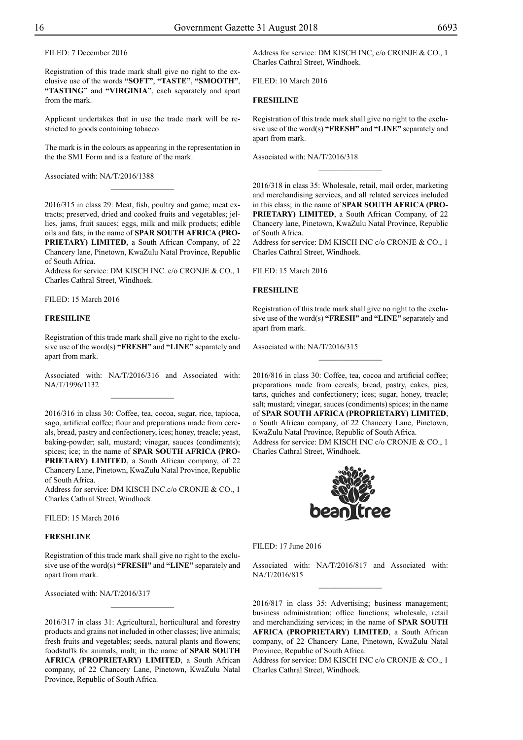FILED: 7 December 2016

Registration of this trade mark shall give no right to the exclusive use of the words **"SOFT"**, **"TASTE"**, **"SMOOTH"**, **"TASTING"** and **"VIRGINIA"**, each separately and apart from the mark.

Applicant undertakes that in use the trade mark will be restricted to goods containing tobacco.

The mark is in the colours as appearing in the representation in the the SM1 Form and is a feature of the mark.

Associated with: NA/T/2016/1388

---

2016/315 in class 29: Meat, fish, poultry and game; meat extracts; preserved, dried and cooked fruits and vegetables; jellies, jams, fruit sauces; eggs, milk and milk products; edible oils and fats; in the name of **SPAR SOUTH AFRICA (PROPRIETARY) LIMITED**, a South African Company, of 22 Chancery lane, Pinetown, KwaZulu Natal Province, Republic of South Africa.
Address for service: DM KISCH INC. c/o CRONJE & CO., 1 Charles Cathral Street, Windhoek.

FILED: 15 March 2016

**FRESHLINE**

Registration of this trade mark shall give no right to the exclusive use of the word(s) **"FRESH"** and **"LINE"** separately and apart from mark.

Associated with: NA/T/2016/316 and Associated with: NA/T/1996/1132

---

2016/316 in class 30: Coffee, tea, cocoa, sugar, rice, tapioca, sago, artificial coffee; flour and preparations made from cereals, bread, pastry and confectionery, ices; honey, treacle; yeast, baking-powder; salt, mustard; vinegar, sauces (condiments); spices; ice; in the name of **SPAR SOUTH AFRICA (PROPRIETARY) LIMITED**, a South African company, of 22 Chancery Lane, Pinetown, KwaZulu Natal Province, Republic of South Africa.
Address for service: DM KISCH INC.c/o CRONJE & CO., 1 Charles Cathral Street, Windhoek.

FILED: 15 March 2016

**FRESHLINE**

Registration of this trade mark shall give no right to the exclusive use of the word(s) **"FRESH"** and **"LINE"** separately and apart from mark.

Associated with: NA/T/2016/317

---

2016/317 in class 31: Agricultural, horticultural and forestry products and grains not included in other classes; live animals; fresh fruits and vegetables; seeds, natural plants and flowers; foodstuffs for animals, malt; in the name of **SPAR SOUTH AFRICA (PROPRIETARY) LIMITED**, a South African company, of 22 Chancery Lane, Pinetown, KwaZulu Natal Province, Republic of South Africa.
Address for service: DM KISCH INC, c/o CRONJE & CO., 1 Charles Cathral Street, Windhoek.

FILED: 10 March 2016

**FRESHLINE**

Registration of this trade mark shall give no right to the exclusive use of the word(s) **"FRESH"** and **"LINE"** separately and apart from mark.

Associated with: NA/T/2016/318

---

2016/318 in class 35: Wholesale, retail, mail order, marketing and merchandising services, and all related services included in this class; in the name of **SPAR SOUTH AFRICA (PROPRIETARY) LIMITED**, a South African Company, of 22 Chancery lane, Pinetown, KwaZulu Natal Province, Republic of South Africa.
Address for service: DM KISCH INC c/o CRONJE & CO., 1 Charles Cathral Street, Windhoek.

FILED: 15 March 2016

**FRESHLINE**

Registration of this trade mark shall give no right to the exclusive use of the word(s) **"FRESH"** and **"LINE"** separately and apart from mark.

Associated with: NA/T/2016/315

---

2016/816 in class 30: Coffee, tea, cocoa and artificial coffee; preparations made from cereals; bread, pastry, cakes, pies, tarts, quiches and confectionery; ices; sugar, honey, treacle; salt; mustard; vinegar, sauces (condiments) spices; in the name of **SPAR SOUTH AFRICA (PROPRIETARY) LIMITED**, a South African company, of 22 Chancery Lane, Pinetown, KwaZulu Natal Province, Republic of South Africa.
Address for service: DM KISCH INC c/o CRONJE & CO., 1 Charles Cathral Street, Windhoek.

bean tree

FILED: 17 June 2016

Associated with: NA/T/2016/817 and Associated with: NA/T/2016/815

---

2016/817 in class 35: Advertising; business management; business administration; office functions; wholesale, retail and merchandizing services; in the name of **SPAR SOUTH AFRICA (PROPRIETARY) LIMITED**, a South African company, of 22 Chancery Lane, Pinetown, KwaZulu Natal Province, Republic of South Africa.
Address for service: DM KISCH INC c/o CRONJE & CO., 1 Charles Cathral Street, Windhoek.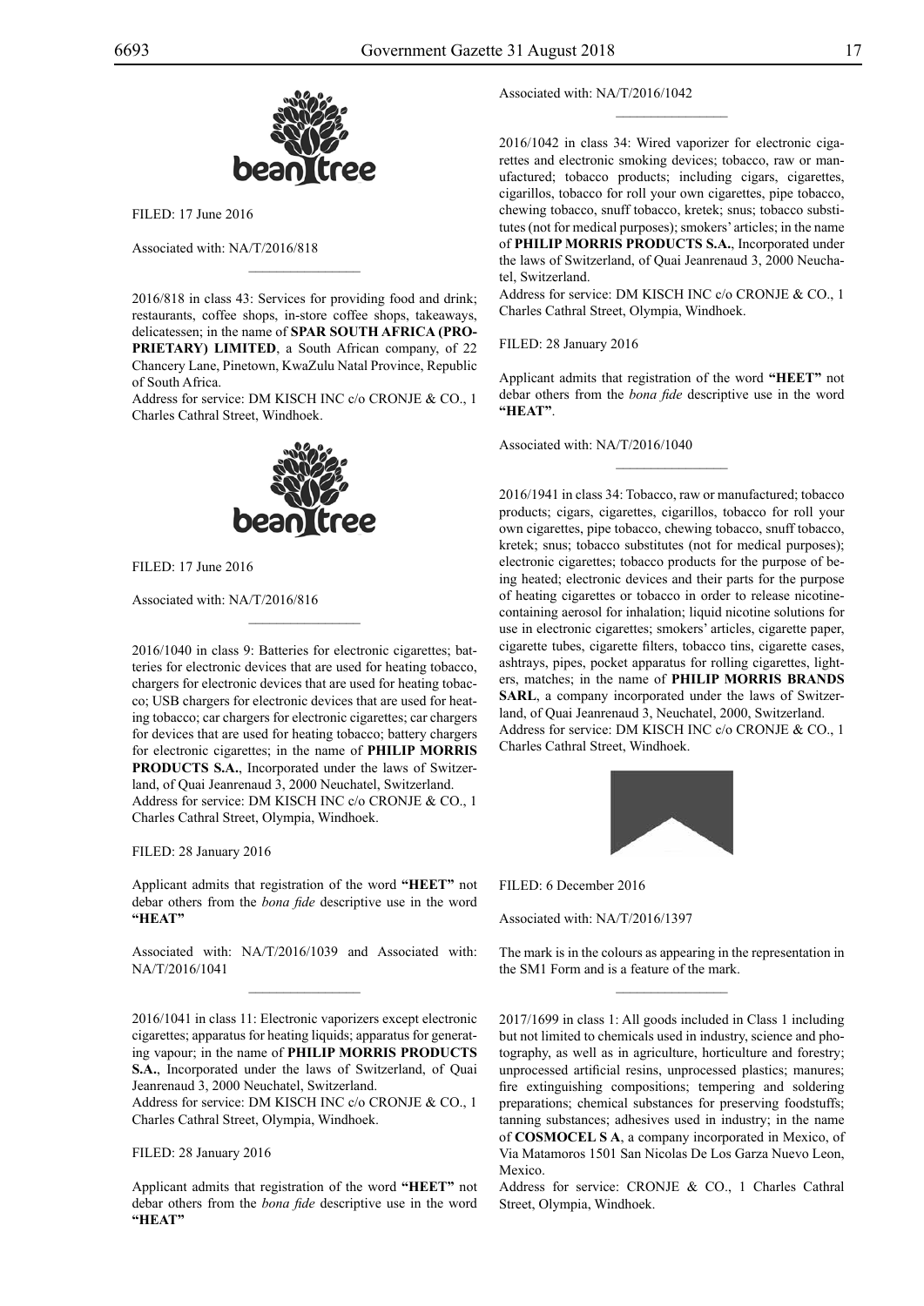FILED: 17 June 2016

Associated with: NA/T/2016/818

2016/818 in class 43: Services for providing food and drink; restaurants, coffee shops, in-store coffee shops, takeaways, delicatessen; in the name of **SPAR SOUTH AFRICA (PROPRIETARY) LIMITED**, a South African company, of 22 Chancery Lane, Pinetown, KwaZulu Natal Province, Republic of South Africa.
Address for service: DM KISCH INC c/o CRONJE & CO., 1 Charles Cathral Street, Windhoek.

FILED: 17 June 2016

Associated with: NA/T/2016/816

2016/1040 in class 9: Batteries for electronic cigarettes; batteries for electronic devices that are used for heating tobacco, chargers for electronic devices that are used for heating tobacco; USB chargers for electronic devices that are used for heating tobacco; car chargers for electronic cigarettes; car chargers for devices that are used for heating tobacco; battery chargers for electronic cigarettes; in the name of **PHILIP MORRIS PRODUCTS S.A.**, Incorporated under the laws of Switzerland, of Quai Jeanrenaud 3, 2000 Neuchatel, Switzerland.
Address for service: DM KISCH INC c/o CRONJE & CO., 1 Charles Cathral Street, Olympia, Windhoek.

FILED: 28 January 2016

Applicant admits that registration of the word **"HEET"** not debar others from the *bona fide* descriptive use in the word **"HEAT"**

Associated with: NA/T/2016/1039 and Associated with: NA/T/2016/1041

2016/1041 in class 11: Electronic vaporizers except electronic cigarettes; apparatus for heating liquids; apparatus for generating vapour; in the name of **PHILIP MORRIS PRODUCTS S.A.**, Incorporated under the laws of Switzerland, of Quai Jeanrenaud 3, 2000 Neuchatel, Switzerland.
Address for service: DM KISCH INC c/o CRONJE & CO., 1 Charles Cathral Street, Olympia, Windhoek.

FILED: 28 January 2016

Applicant admits that registration of the word **"HEET"** not debar others from the *bona fide* descriptive use in the word **"HEAT"**

Associated with: NA/T/2016/1042

2016/1042 in class 34: Wired vaporizer for electronic cigarettes and electronic smoking devices; tobacco, raw or manufactured; tobacco products; including cigars, cigarettes, cigarillos, tobacco for roll your own cigarettes, pipe tobacco, chewing tobacco, snuff tobacco, kretek; snus; tobacco substitutes (not for medical purposes); smokers' articles; in the name of **PHILIP MORRIS PRODUCTS S.A.**, Incorporated under the laws of Switzerland, of Quai Jeanrenaud 3, 2000 Neuchatel, Switzerland.
Address for service: DM KISCH INC c/o CRONJE & CO., 1 Charles Cathral Street, Olympia, Windhoek.

FILED: 28 January 2016

Applicant admits that registration of the word **"HEET"** not debar others from the *bona fide* descriptive use in the word **"HEAT"**.

Associated with: NA/T/2016/1040

2016/1941 in class 34: Tobacco, raw or manufactured; tobacco products; cigars, cigarettes, cigarillos, tobacco for roll your own cigarettes, pipe tobacco, chewing tobacco, snuff tobacco, kretek; snus; tobacco substitutes (not for medical purposes); electronic cigarettes; tobacco products for the purpose of being heated; electronic devices and their parts for the purpose of heating cigarettes or tobacco in order to release nicotine-containing aerosol for inhalation; liquid nicotine solutions for use in electronic cigarettes; smokers' articles, cigarette paper, cigarette tubes, cigarette filters, tobacco tins, cigarette cases, ashtrays, pipes, pocket apparatus for rolling cigarettes, lighters, matches; in the name of **PHILIP MORRIS BRANDS SARL**, a company incorporated under the laws of Switzerland, of Quai Jeanrenaud 3, Neuchatel, 2000, Switzerland.
Address for service: DM KISCH INC c/o CRONJE & CO., 1 Charles Cathral Street, Windhoek.

FILED: 6 December 2016

Associated with: NA/T/2016/1397

The mark is in the colours as appearing in the representation in the SM1 Form and is a feature of the mark.

2017/1699 in class 1: All goods included in Class 1 including but not limited to chemicals used in industry, science and photography, as well as in agriculture, horticulture and forestry; unprocessed artificial resins, unprocessed plastics; manures; fire extinguishing compositions; tempering and soldering preparations; chemical substances for preserving foodstuffs; tanning substances; adhesives used in industry; in the name of **COSMOCEL S A**, a company incorporated in Mexico, of Via Matamoros 1501 San Nicolas De Los Garza Nuevo Leon, Mexico.
Address for service: CRONJE & CO., 1 Charles Cathral Street, Olympia, Windhoek.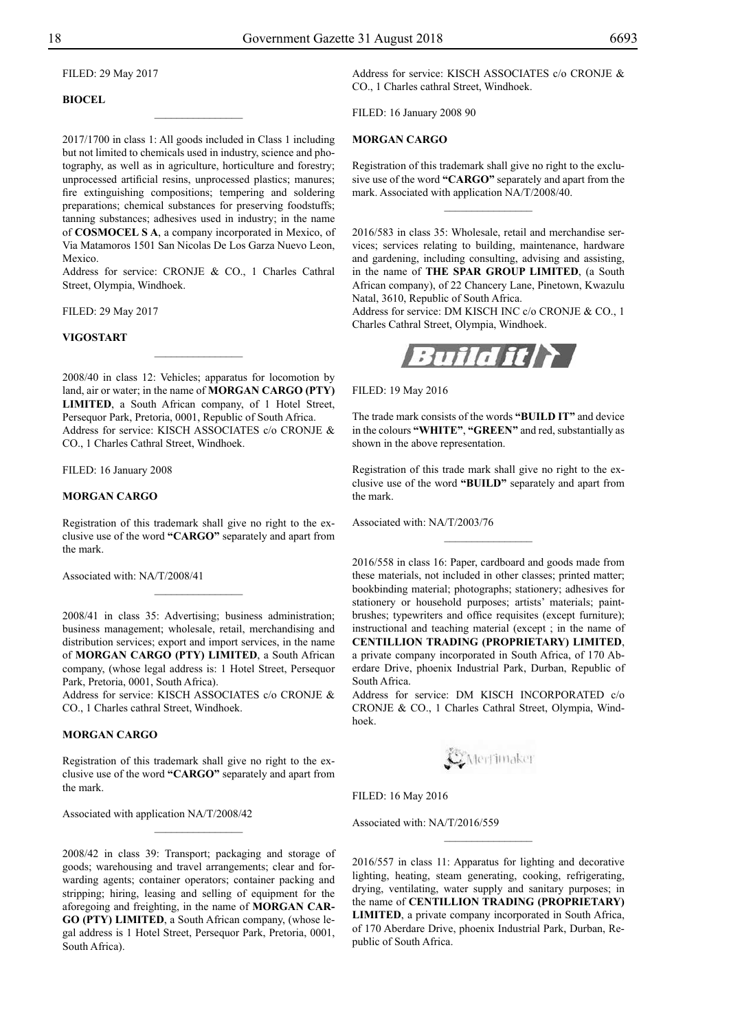FILED: 29 May 2017

**BIOCEL**

---

2017/1700 in class 1: All goods included in Class 1 including but not limited to chemicals used in industry, science and photography, as well as in agriculture, horticulture and forestry; unprocessed artificial resins, unprocessed plastics; manures; fire extinguishing compositions; tempering and soldering preparations; chemical substances for preserving foodstuffs; tanning substances; adhesives used in industry; in the name of **COSMOCEL S A**, a company incorporated in Mexico, of Via Matamoros 1501 San Nicolas De Los Garza Nuevo Leon, Mexico.

Address for service: CRONJE & CO., 1 Charles Cathral Street, Olympia, Windhoek.

FILED: 29 May 2017

**VIGOSTART**

---

2008/40 in class 12: Vehicles; apparatus for locomotion by land, air or water; in the name of **MORGAN CARGO (PTY) LIMITED**, a South African company, of 1 Hotel Street, Persequor Park, Pretoria, 0001, Republic of South Africa.

Address for service: KISCH ASSOCIATES c/o CRONJE & CO., 1 Charles Cathral Street, Windhoek.

FILED: 16 January 2008

**MORGAN CARGO**

Registration of this trademark shall give no right to the exclusive use of the word **"CARGO"** separately and apart from the mark.

Associated with: NA/T/2008/41

---

2008/41 in class 35: Advertising; business administration; business management; wholesale, retail, merchandising and distribution services; export and import services, in the name of **MORGAN CARGO (PTY) LIMITED**, a South African company, (whose legal address is: 1 Hotel Street, Persequor Park, Pretoria, 0001, South Africa).

Address for service: KISCH ASSOCIATES c/o CRONJE & CO., 1 Charles cathral Street, Windhoek.

**MORGAN CARGO**

Registration of this trademark shall give no right to the exclusive use of the word **"CARGO"** separately and apart from the mark.

Associated with application NA/T/2008/42

---

2008/42 in class 39: Transport; packaging and storage of goods; warehousing and travel arrangements; clear and forwarding agents; container operators; container packing and stripping; hiring, leasing and selling of equipment for the aforegoing and freighting, in the name of **MORGAN CARGO (PTY) LIMITED**, a South African company, (whose legal address is 1 Hotel Street, Persequor Park, Pretoria, 0001, South Africa).

Address for service: KISCH ASSOCIATES c/o CRONJE & CO., 1 Charles cathral Street, Windhoek.

FILED: 16 January 2008 90

**MORGAN CARGO**

Registration of this trademark shall give no right to the exclusive use of the word **"CARGO"** separately and apart from the mark. Associated with application NA/T/2008/40.

---

2016/583 in class 35: Wholesale, retail and merchandise services; services relating to building, maintenance, hardware and gardening, including consulting, advising and assisting, in the name of **THE SPAR GROUP LIMITED**, (a South African company), of 22 Chancery Lane, Pinetown, Kwazulu Natal, 3610, Republic of South Africa.

Address for service: DM KISCH INC c/o CRONJE & CO., 1 Charles Cathral Street, Olympia, Windhoek.

FILED: 19 May 2016

The trade mark consists of the words **"BUILD IT"** and device in the colours **"WHITE"**, **"GREEN"** and red, substantially as shown in the above representation.

Registration of this trade mark shall give no right to the exclusive use of the word **"BUILD"** separately and apart from the mark.

Associated with: NA/T/2003/76

---

2016/558 in class 16: Paper, cardboard and goods made from these materials, not included in other classes; printed matter; bookbinding material; photographs; stationery; adhesives for stationery or household purposes; artists' materials; paintbrushes; typewriters and office requisites (except furniture); instructional and teaching material (except ; in the name of **CENTILLION TRADING (PROPRIETARY) LIMITED**, a private company incorporated in South Africa, of 170 Aberdare Drive, phoenix Industrial Park, Durban, Republic of South Africa.

Address for service: DM KISCH INCORPORATED c/o CRONJE & CO., 1 Charles Cathral Street, Olympia, Windhoek.

FILED: 16 May 2016

Associated with: NA/T/2016/559

---

2016/557 in class 11: Apparatus for lighting and decorative lighting, heating, steam generating, cooking, refrigerating, drying, ventilating, water supply and sanitary purposes; in the name of **CENTILLION TRADING (PROPRIETARY) LIMITED**, a private company incorporated in South Africa, of 170 Aberdare Drive, phoenix Industrial Park, Durban, Republic of South Africa.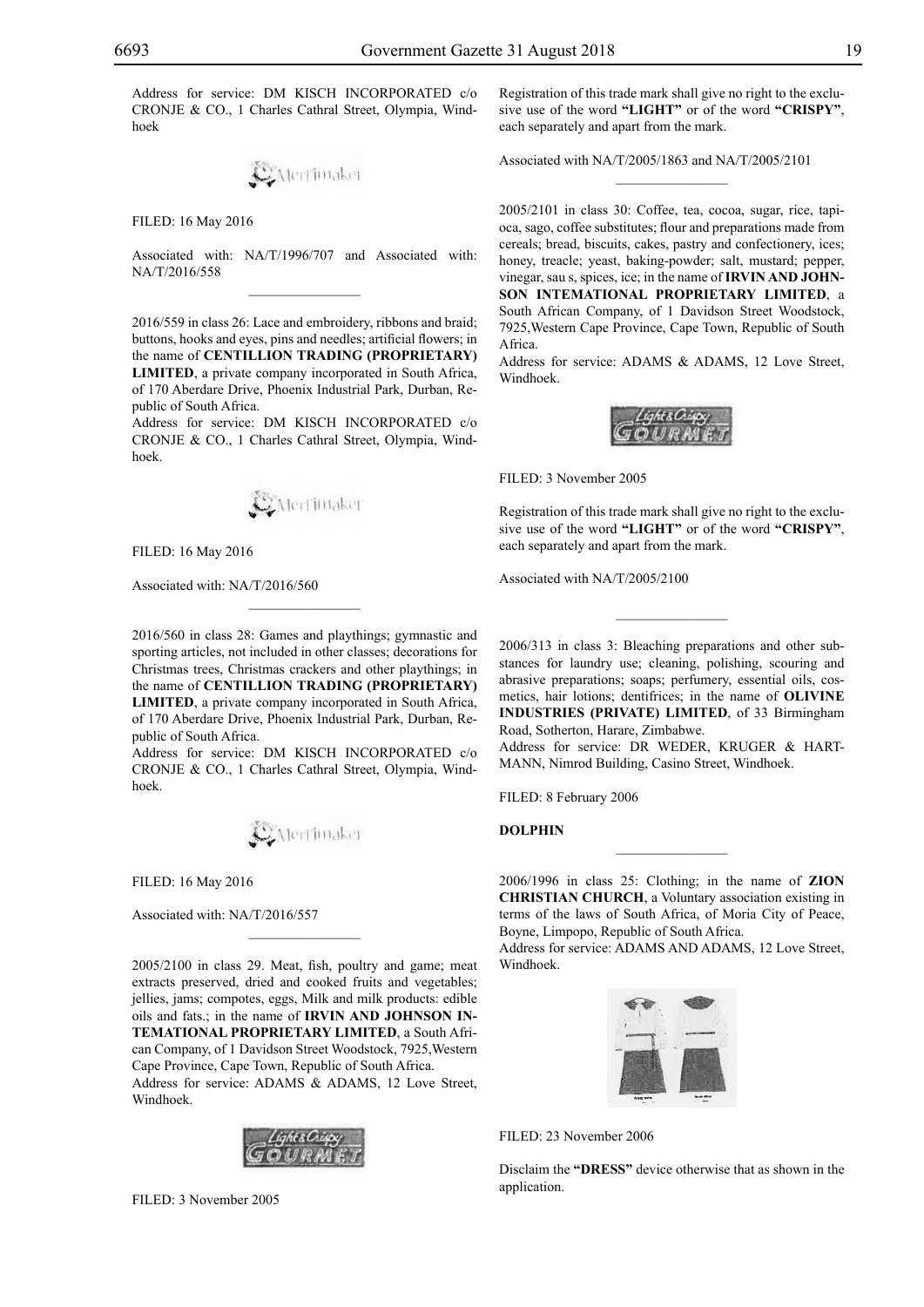Address for service: DM KISCH INCORPORATED c/o CRONJE & CO., 1 Charles Cathral Street, Olympia, Windhoek

FILED: 16 May 2016

Associated with: NA/T/1996/707 and Associated with: NA/T/2016/558

---

2016/559 in class 26: Lace and embroidery, ribbons and braid; buttons, hooks and eyes, pins and needles; artificial flowers; in the name of **CENTILLION TRADING (PROPRIETARY) LIMITED**, a private company incorporated in South Africa, of 170 Aberdare Drive, Phoenix Industrial Park, Durban, Republic of South Africa.
Address for service: DM KISCH INCORPORATED c/o CRONJE & CO., 1 Charles Cathral Street, Olympia, Windhoek.

FILED: 16 May 2016

Associated with: NA/T/2016/560

---

2016/560 in class 28: Games and playthings; gymnastic and sporting articles, not included in other classes; decorations for Christmas trees, Christmas crackers and other playthings; in the name of **CENTILLION TRADING (PROPRIETARY) LIMITED**, a private company incorporated in South Africa, of 170 Aberdare Drive, Phoenix Industrial Park, Durban, Republic of South Africa.
Address for service: DM KISCH INCORPORATED c/o CRONJE & CO., 1 Charles Cathral Street, Olympia, Windhoek.

FILED: 16 May 2016

Associated with: NA/T/2016/557

---

2005/2100 in class 29. Meat, fish, poultry and game; meat extracts preserved, dried and cooked fruits and vegetables; jellies, jams; compotes, eggs, Milk and milk products: edible oils and fats.; in the name of **IRVIN AND JOHNSON INTEMATIONAL PROPRIETARY LIMITED**, a South African Company, of 1 Davidson Street Woodstock, 7925,Western Cape Province, Cape Town, Republic of South Africa.
Address for service: ADAMS & ADAMS, 12 Love Street, Windhoek.

FILED: 3 November 2005

Registration of this trade mark shall give no right to the exclusive use of the word **"LIGHT"** or of the word **"CRISPY"**, each separately and apart from the mark.

Associated with NA/T/2005/1863 and NA/T/2005/2101

---

2005/2101 in class 30: Coffee, tea, cocoa, sugar, rice, tapioca, sago, coffee substitutes; flour and preparations made from cereals; bread, biscuits, cakes, pastry and confectionery, ices; honey, treacle; yeast, baking-powder; salt, mustard; pepper, vinegar, sau s, spices, ice; in the name of **IRVIN AND JOHNSON INTEMATIONAL PROPRIETARY LIMITED**, a South African Company, of 1 Davidson Street Woodstock, 7925,Western Cape Province, Cape Town, Republic of South Africa.
Address for service: ADAMS & ADAMS, 12 Love Street, Windhoek.

FILED: 3 November 2005

Registration of this trade mark shall give no right to the exclusive use of the word **"LIGHT"** or of the word **"CRISPY"**, each separately and apart from the mark.

Associated with NA/T/2005/2100

---

2006/313 in class 3: Bleaching preparations and other substances for laundry use; cleaning, polishing, scouring and abrasive preparations; soaps; perfumery, essential oils, cosmetics, hair lotions; dentifrices; in the name of **OLIVINE INDUSTRIES (PRIVATE) LIMITED**, of 33 Birmingham Road, Sotherton, Harare, Zimbabwe.
Address for service: DR WEDER, KRUGER & HARTMANN, Nimrod Building, Casino Street, Windhoek.

FILED: 8 February 2006

**DOLPHIN**

---

2006/1996 in class 25: Clothing; in the name of **ZION CHRISTIAN CHURCH**, a Voluntary association existing in terms of the laws of South Africa, of Moria City of Peace, Boyne, Limpopo, Republic of South Africa.
Address for service: ADAMS AND ADAMS, 12 Love Street, Windhoek.

FILED: 23 November 2006

Disclaim the **"DRESS"** device otherwise that as shown in the application.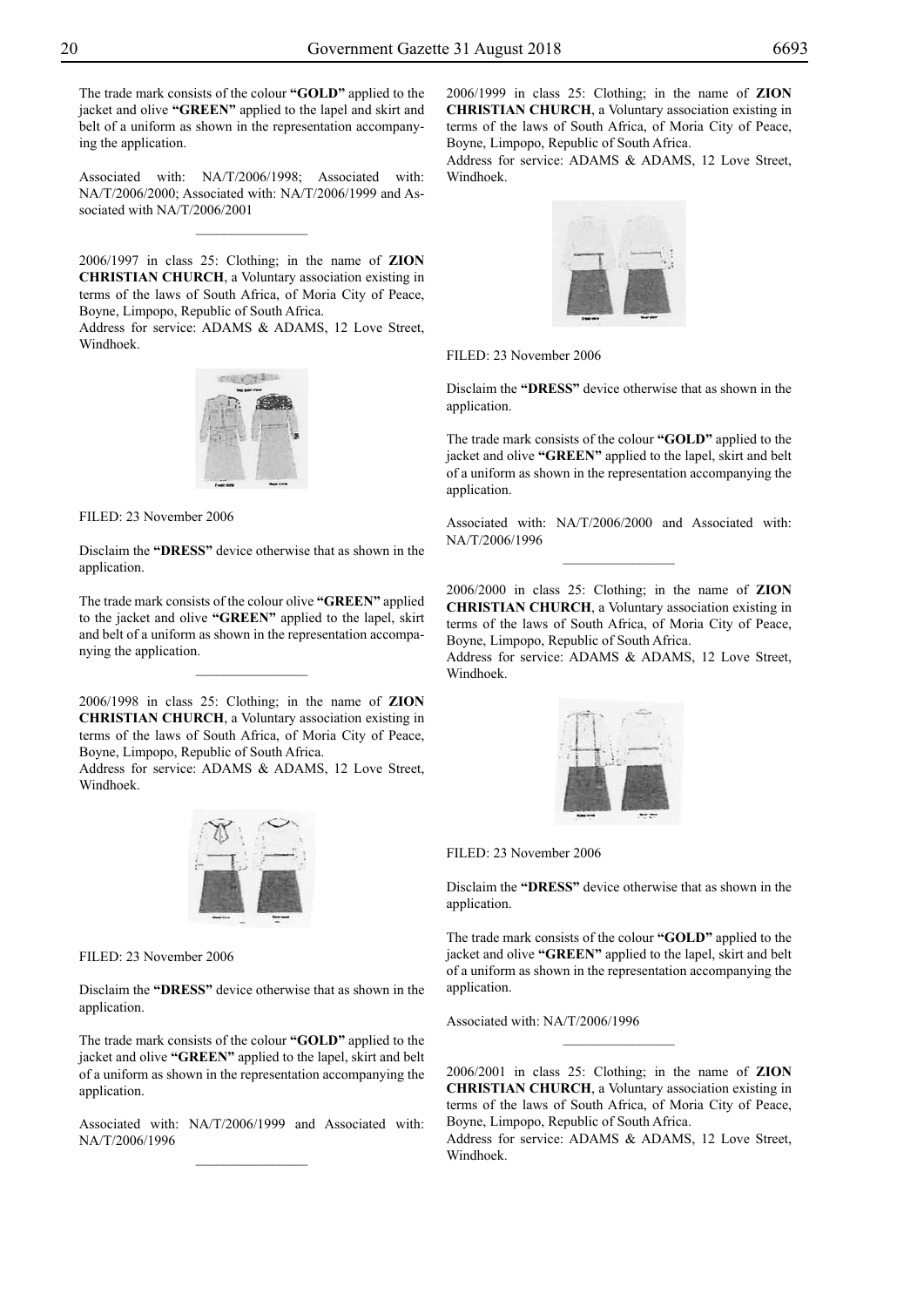The trade mark consists of the colour **"GOLD"** applied to the jacket and olive **"GREEN"** applied to the lapel and skirt and belt of a uniform as shown in the representation accompanying the application.

Associated with: NA/T/2006/1998; Associated with: NA/T/2006/2000; Associated with: NA/T/2006/1999 and Associated with NA/T/2006/2001

---

2006/1997 in class 25: Clothing; in the name of **ZION CHRISTIAN CHURCH**, a Voluntary association existing in terms of the laws of South Africa, of Moria City of Peace, Boyne, Limpopo, Republic of South Africa.
Address for service: ADAMS & ADAMS, 12 Love Street, Windhoek.

FILED: 23 November 2006

Disclaim the **"DRESS"** device otherwise that as shown in the application.

The trade mark consists of the colour olive **"GREEN"** applied to the jacket and olive **"GREEN"** applied to the lapel, skirt and belt of a uniform as shown in the representation accompanying the application.

---

2006/1998 in class 25: Clothing; in the name of **ZION CHRISTIAN CHURCH**, a Voluntary association existing in terms of the laws of South Africa, of Moria City of Peace, Boyne, Limpopo, Republic of South Africa.
Address for service: ADAMS & ADAMS, 12 Love Street, Windhoek.

FILED: 23 November 2006

Disclaim the **"DRESS"** device otherwise that as shown in the application.

The trade mark consists of the colour **"GOLD"** applied to the jacket and olive **"GREEN"** applied to the lapel, skirt and belt of a uniform as shown in the representation accompanying the application.

Associated with: NA/T/2006/1999 and Associated with: NA/T/2006/1996

---

2006/1999 in class 25: Clothing; in the name of **ZION CHRISTIAN CHURCH**, a Voluntary association existing in terms of the laws of South Africa, of Moria City of Peace, Boyne, Limpopo, Republic of South Africa.
Address for service: ADAMS & ADAMS, 12 Love Street, Windhoek.

FILED: 23 November 2006

Disclaim the **"DRESS"** device otherwise that as shown in the application.

The trade mark consists of the colour **"GOLD"** applied to the jacket and olive **"GREEN"** applied to the lapel, skirt and belt of a uniform as shown in the representation accompanying the application.

Associated with: NA/T/2006/2000 and Associated with: NA/T/2006/1996

---

2006/2000 in class 25: Clothing; in the name of **ZION CHRISTIAN CHURCH**, a Voluntary association existing in terms of the laws of South Africa, of Moria City of Peace, Boyne, Limpopo, Republic of South Africa.
Address for service: ADAMS & ADAMS, 12 Love Street, Windhoek.

FILED: 23 November 2006

Disclaim the **"DRESS"** device otherwise that as shown in the application.

The trade mark consists of the colour **"GOLD"** applied to the jacket and olive **"GREEN"** applied to the lapel, skirt and belt of a uniform as shown in the representation accompanying the application.

Associated with: NA/T/2006/1996

---

2006/2001 in class 25: Clothing; in the name of **ZION CHRISTIAN CHURCH**, a Voluntary association existing in terms of the laws of South Africa, of Moria City of Peace, Boyne, Limpopo, Republic of South Africa.
Address for service: ADAMS & ADAMS, 12 Love Street, Windhoek.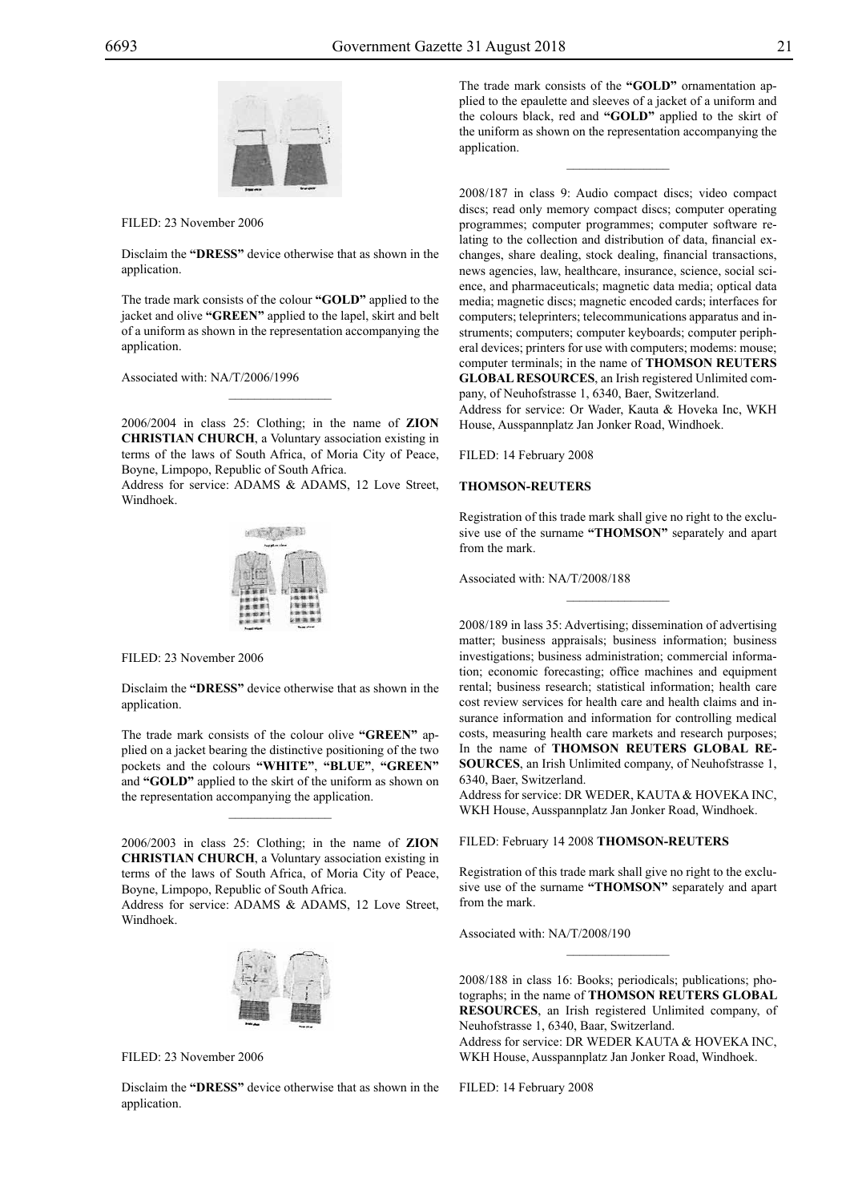FILED: 23 November 2006

Disclaim the **"DRESS"** device otherwise that as shown in the application.

The trade mark consists of the colour **"GOLD"** applied to the jacket and olive **"GREEN"** applied to the lapel, skirt and belt of a uniform as shown in the representation accompanying the application.

Associated with: NA/T/2006/1996

---

2006/2004 in class 25: Clothing; in the name of **ZION CHRISTIAN CHURCH**, a Voluntary association existing in terms of the laws of South Africa, of Moria City of Peace, Boyne, Limpopo, Republic of South Africa.
Address for service: ADAMS & ADAMS, 12 Love Street, Windhoek.

FILED: 23 November 2006

Disclaim the **"DRESS"** device otherwise that as shown in the application.

The trade mark consists of the colour olive **"GREEN"** applied on a jacket bearing the distinctive positioning of the two pockets and the colours **"WHITE"**, **"BLUE"**, **"GREEN"** and **"GOLD"** applied to the skirt of the uniform as shown on the representation accompanying the application.

---

2006/2003 in class 25: Clothing; in the name of **ZION CHRISTIAN CHURCH**, a Voluntary association existing in terms of the laws of South Africa, of Moria City of Peace, Boyne, Limpopo, Republic of South Africa.
Address for service: ADAMS & ADAMS, 12 Love Street, Windhoek.

FILED: 23 November 2006

Disclaim the **"DRESS"** device otherwise that as shown in the application.

The trade mark consists of the **"GOLD"** ornamentation applied to the epaulette and sleeves of a jacket of a uniform and the colours black, red and **"GOLD"** applied to the skirt of the uniform as shown on the representation accompanying the application.

---

2008/187 in class 9: Audio compact discs; video compact discs; read only memory compact discs; computer operating programmes; computer programmes; computer software relating to the collection and distribution of data, financial exchanges, share dealing, stock dealing, financial transactions, news agencies, law, healthcare, insurance, science, social science, and pharmaceuticals; magnetic data media; optical data media; magnetic discs; magnetic encoded cards; interfaces for computers; teleprinters; telecommunications apparatus and instruments; computers; computer keyboards; computer peripheral devices; printers for use with computers; modems: mouse; computer terminals; in the name of **THOMSON REUTERS GLOBAL RESOURCES**, an Irish registered Unlimited company, of Neuhofstrasse 1, 6340, Baer, Switzerland.
Address for service: Or Wader, Kauta & Hoveka Inc, WKH House, Ausspannplatz Jan Jonker Road, Windhoek.

FILED: 14 February 2008

**THOMSON-REUTERS**

Registration of this trade mark shall give no right to the exclusive use of the surname **"THOMSON"** separately and apart from the mark.

Associated with: NA/T/2008/188

---

2008/189 in lass 35: Advertising; dissemination of advertising matter; business appraisals; business information; business investigations; business administration; commercial information; economic forecasting; office machines and equipment rental; business research; statistical information; health care cost review services for health care and health claims and insurance information and information for controlling medical costs, measuring health care markets and research purposes; In the name of **THOMSON REUTERS GLOBAL RESOURCES**, an Irish Unlimited company, of Neuhofstrasse 1, 6340, Baer, Switzerland.
Address for service: DR WEDER, KAUTA & HOVEKA INC, WKH House, Ausspannplatz Jan Jonker Road, Windhoek.

FILED: February 14 2008 **THOMSON-REUTERS**

Registration of this trade mark shall give no right to the exclusive use of the surname **"THOMSON"** separately and apart from the mark.

Associated with: NA/T/2008/190

---

2008/188 in class 16: Books; periodicals; publications; photographs; in the name of **THOMSON REUTERS GLOBAL RESOURCES**, an Irish registered Unlimited company, of Neuhofstrasse 1, 6340, Baar, Switzerland.
Address for service: DR WEDER KAUTA & HOVEKA INC, WKH House, Ausspannplatz Jan Jonker Road, Windhoek.

FILED: 14 February 2008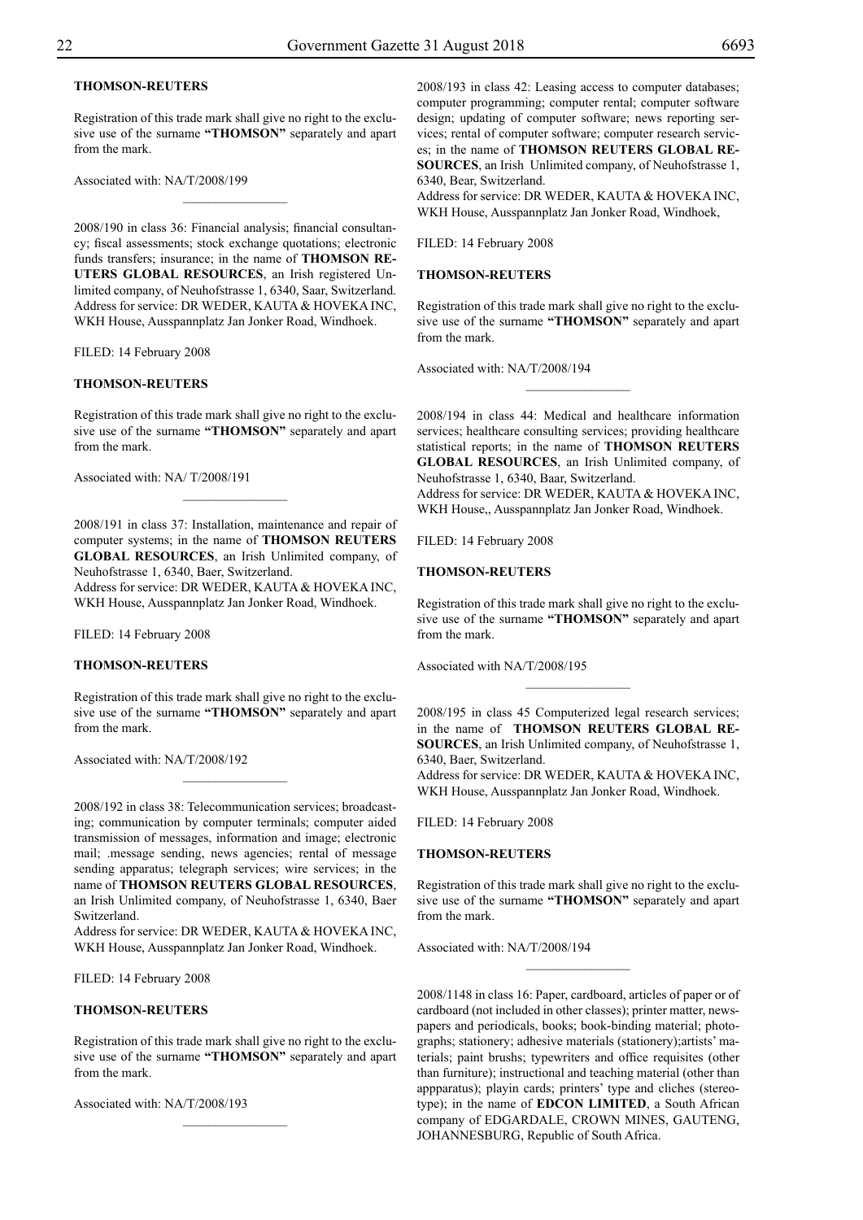**THOMSON-REUTERS**

Registration of this trade mark shall give no right to the exclusive use of the surname **"THOMSON"** separately and apart from the mark.

Associated with: NA/T/2008/199

---

2008/190 in class 36: Financial analysis; financial consultancy; fiscal assessments; stock exchange quotations; electronic funds transfers; insurance; in the name of **THOMSON REUTERS GLOBAL RESOURCES**, an Irish registered Unlimited company, of Neuhofstrasse 1, 6340, Saar, Switzerland.
Address for service: DR WEDER, KAUTA & HOVEKA INC, WKH House, Ausspannplatz Jan Jonker Road, Windhoek.

FILED: 14 February 2008

**THOMSON-REUTERS**

Registration of this trade mark shall give no right to the exclusive use of the surname **"THOMSON"** separately and apart from the mark.

Associated with: NA/ T/2008/191

---

2008/191 in class 37: Installation, maintenance and repair of computer systems; in the name of **THOMSON REUTERS GLOBAL RESOURCES**, an Irish Unlimited company, of Neuhofstrasse 1, 6340, Baer, Switzerland.
Address for service: DR WEDER, KAUTA & HOVEKA INC, WKH House, Ausspannplatz Jan Jonker Road, Windhoek.

FILED: 14 February 2008

**THOMSON-REUTERS**

Registration of this trade mark shall give no right to the exclusive use of the surname **"THOMSON"** separately and apart from the mark.

Associated with: NA/T/2008/192

---

2008/192 in class 38: Telecommunication services; broadcasting; communication by computer terminals; computer aided transmission of messages, information and image; electronic mail; .message sending, news agencies; rental of message sending apparatus; telegraph services; wire services; in the name of **THOMSON REUTERS GLOBAL RESOURCES**, an Irish Unlimited company, of Neuhofstrasse 1, 6340, Baer Switzerland.
Address for service: DR WEDER, KAUTA & HOVEKA INC, WKH House, Ausspannplatz Jan Jonker Road, Windhoek.

FILED: 14 February 2008

**THOMSON-REUTERS**

Registration of this trade mark shall give no right to the exclusive use of the surname **"THOMSON"** separately and apart from the mark.

Associated with: NA/T/2008/193

---

2008/193 in class 42: Leasing access to computer databases; computer programming; computer rental; computer software design; updating of computer software; news reporting services; rental of computer software; computer research services; in the name of **THOMSON REUTERS GLOBAL RESOURCES**, an Irish Unlimited company, of Neuhofstrasse 1, 6340, Bear, Switzerland.
Address for service: DR WEDER, KAUTA & HOVEKA INC, WKH House, Ausspannplatz Jan Jonker Road, Windhoek,

FILED: 14 February 2008

**THOMSON-REUTERS**

Registration of this trade mark shall give no right to the exclusive use of the surname **"THOMSON"** separately and apart from the mark.

Associated with: NA/T/2008/194

---

2008/194 in class 44: Medical and healthcare information services; healthcare consulting services; providing healthcare statistical reports; in the name of **THOMSON REUTERS GLOBAL RESOURCES**, an Irish Unlimited company, of Neuhofstrasse 1, 6340, Baar, Switzerland.
Address for service: DR WEDER, KAUTA & HOVEKA INC, WKH House,, Ausspannplatz Jan Jonker Road, Windhoek.

FILED: 14 February 2008

**THOMSON-REUTERS**

Registration of this trade mark shall give no right to the exclusive use of the surname **"THOMSON"** separately and apart from the mark.

Associated with NA/T/2008/195

---

2008/195 in class 45 Computerized legal research services; in the name of **THOMSON REUTERS GLOBAL RESOURCES**, an Irish Unlimited company, of Neuhofstrasse 1, 6340, Baer, Switzerland.
Address for service: DR WEDER, KAUTA & HOVEKA INC, WKH House, Ausspannplatz Jan Jonker Road, Windhoek.

FILED: 14 February 2008

**THOMSON-REUTERS**

Registration of this trade mark shall give no right to the exclusive use of the surname **"THOMSON"** separately and apart from the mark.

Associated with: NA/T/2008/194

---

2008/1148 in class 16: Paper, cardboard, articles of paper or of cardboard (not included in other classes); printer matter, newspapers and periodicals, books; book-binding material; photographs; stationery; adhesive materials (stationery);artists' materials; paint brushs; typewriters and office requisites (other than furniture); instructional and teaching material (other than appparatus); playin cards; printers' type and cliches (stereotype); in the name of **EDCON LIMITED**, a South African company of EDGARDALE, CROWN MINES, GAUTENG, JOHANNESBURG, Republic of South Africa.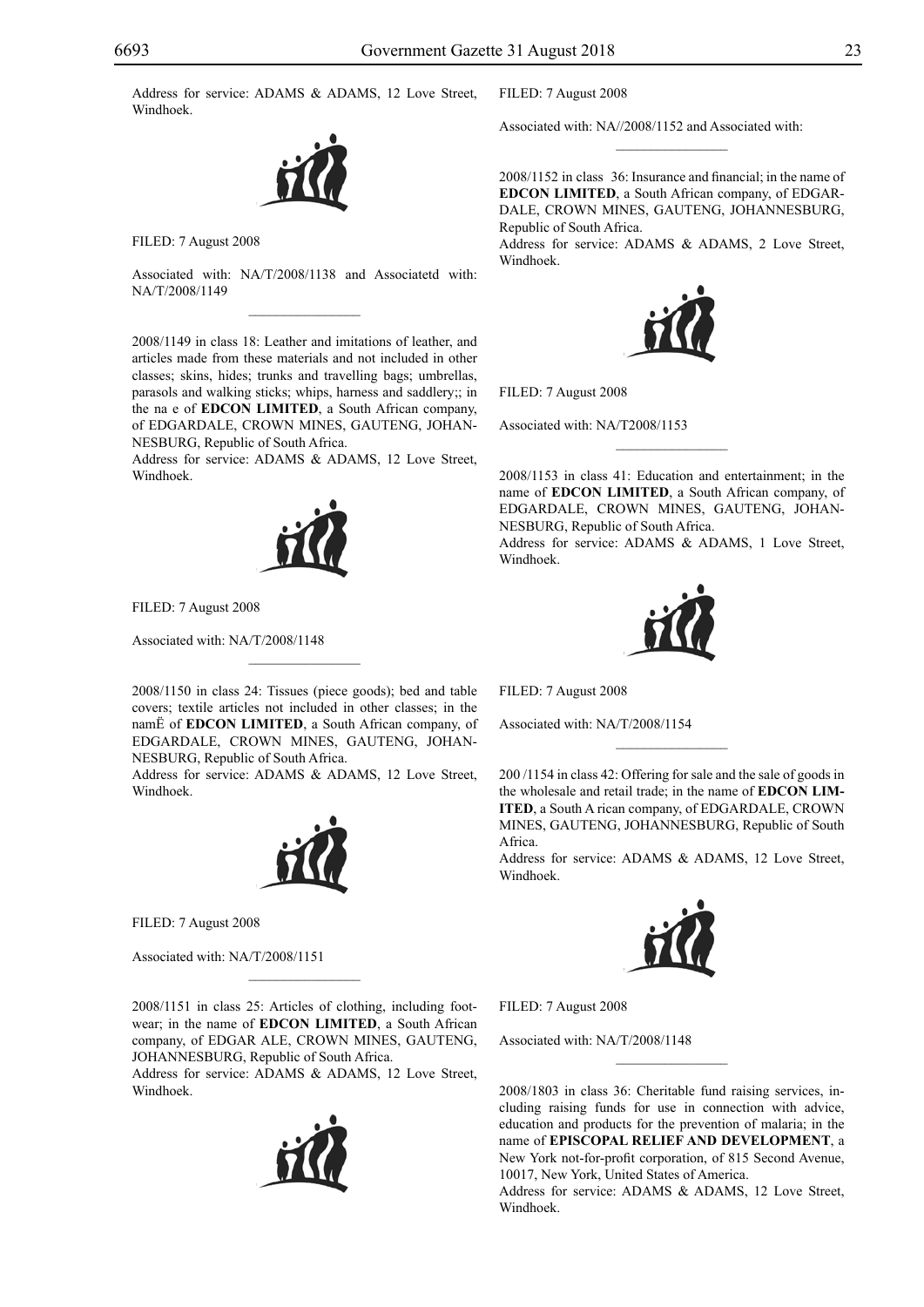Address for service: ADAMS & ADAMS, 12 Love Street, Windhoek.

FILED: 7 August 2008

Associated with: NA/T/2008/1138 and Associatetd with: NA/T/2008/1149

---

2008/1149 in class 18: Leather and imitations of leather, and articles made from these materials and not included in other classes; skins, hides; trunks and travelling bags; umbrellas, parasols and walking sticks; whips, harness and saddlery;; in the na e of **EDCON LIMITED**, a South African company, of EDGARDALE, CROWN MINES, GAUTENG, JOHANNESBURG, Republic of South Africa.
Address for service: ADAMS & ADAMS, 12 Love Street, Windhoek.

FILED: 7 August 2008

Associated with: NA/T/2008/1148

---

2008/1150 in class 24: Tissues (piece goods); bed and table covers; textile articles not included in other classes; in the namË of **EDCON LIMITED**, a South African company, of EDGARDALE, CROWN MINES, GAUTENG, JOHANNESBURG, Republic of South Africa.
Address for service: ADAMS & ADAMS, 12 Love Street, Windhoek.

FILED: 7 August 2008

Associated with: NA/T/2008/1151

---

2008/1151 in class 25: Articles of clothing, including footwear; in the name of **EDCON LIMITED**, a South African company, of EDGAR ALE, CROWN MINES, GAUTENG, JOHANNESBURG, Republic of South Africa.
Address for service: ADAMS & ADAMS, 12 Love Street, Windhoek.

FILED: 7 August 2008

Associated with: NA//2008/1152 and Associated with:

---

2008/1152 in class 36: Insurance and financial; in the name of **EDCON LIMITED**, a South African company, of EDGARDALE, CROWN MINES, GAUTENG, JOHANNESBURG, Republic of South Africa.
Address for service: ADAMS & ADAMS, 2 Love Street, Windhoek.

FILED: 7 August 2008

Associated with: NA/T2008/1153

---

2008/1153 in class 41: Education and entertainment; in the name of **EDCON LIMITED**, a South African company, of EDGARDALE, CROWN MINES, GAUTENG, JOHANNESBURG, Republic of South Africa.
Address for service: ADAMS & ADAMS, 1 Love Street, Windhoek.

FILED: 7 August 2008

Associated with: NA/T/2008/1154

---

200 /1154 in class 42: Offering for sale and the sale of goods in the wholesale and retail trade; in the name of **EDCON LIMITED**, a South A rican company, of EDGARDALE, CROWN MINES, GAUTENG, JOHANNESBURG, Republic of South Africa.
Address for service: ADAMS & ADAMS, 12 Love Street, Windhoek.

FILED: 7 August 2008

Associated with: NA/T/2008/1148

---

2008/1803 in class 36: Cheritable fund raising services, including raising funds for use in connection with advice, education and products for the prevention of malaria; in the name of **EPISCOPAL RELIEF AND DEVELOPMENT**, a New York not-for-profit corporation, of 815 Second Avenue, 10017, New York, United States of America.
Address for service: ADAMS & ADAMS, 12 Love Street, Windhoek.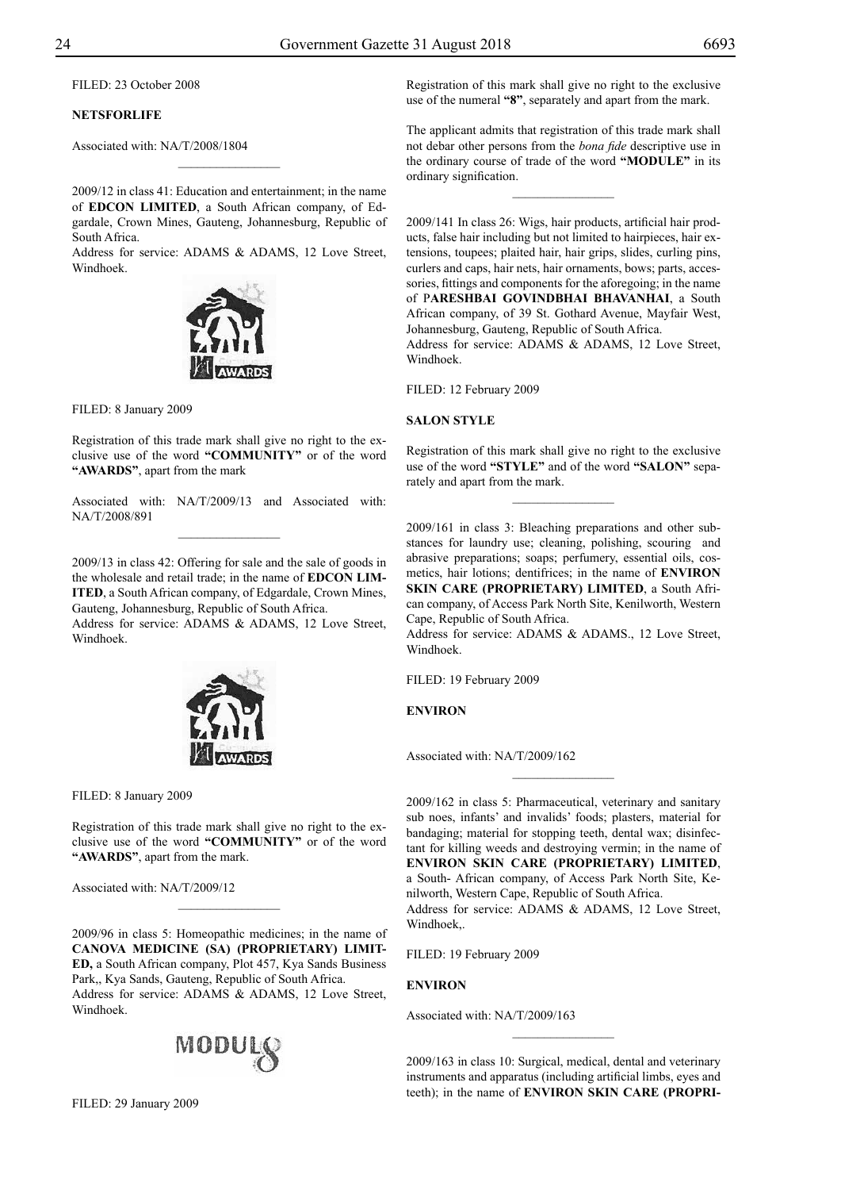FILED: 23 October 2008

**NETSFORLIFE**

Associated with: NA/T/2008/1804

________________

2009/12 in class 41: Education and entertainment; in the name of **EDCON LIMITED**, a South African company, of Edgardale, Crown Mines, Gauteng, Johannesburg, Republic of South Africa.
Address for service: ADAMS & ADAMS, 12 Love Street, Windhoek.

FILED: 8 January 2009

Registration of this trade mark shall give no right to the exclusive use of the word **"COMMUNITY"** or of the word **"AWARDS"**, apart from the mark

Associated with: NA/T/2009/13 and Associated with: NA/T/2008/891

________________

2009/13 in class 42: Offering for sale and the sale of goods in the wholesale and retail trade; in the name of **EDCON LIMITED**, a South African company, of Edgardale, Crown Mines, Gauteng, Johannesburg, Republic of South Africa.
Address for service: ADAMS & ADAMS, 12 Love Street, Windhoek.

FILED: 8 January 2009

Registration of this trade mark shall give no right to the exclusive use of the word **"COMMUNITY"** or of the word **"AWARDS"**, apart from the mark.

Associated with: NA/T/2009/12

________________

2009/96 in class 5: Homeopathic medicines; in the name of **CANOVA MEDICINE (SA) (PROPRIETARY) LIMITED,** a South African company, Plot 457, Kya Sands Business Park,, Kya Sands, Gauteng, Republic of South Africa.
Address for service: ADAMS & ADAMS, 12 Love Street, Windhoek.

FILED: 29 January 2009

Registration of this mark shall give no right to the exclusive use of the numeral **"8"**, separately and apart from the mark.

The applicant admits that registration of this trade mark shall not debar other persons from the *bona fide* descriptive use in the ordinary course of trade of the word **"MODULE"** in its ordinary signification.

________________

2009/141 In class 26: Wigs, hair products, artificial hair products, false hair including but not limited to hairpieces, hair extensions, toupees; plaited hair, hair grips, slides, curling pins, curlers and caps, hair nets, hair ornaments, bows; parts, accessories, fittings and components for the aforegoing; in the name of P**ARESHBAI GOVINDBHAI BHAVANHAI**, a South African company, of 39 St. Gothard Avenue, Mayfair West, Johannesburg, Gauteng, Republic of South Africa.
Address for service: ADAMS & ADAMS, 12 Love Street, Windhoek.

FILED: 12 February 2009

**SALON STYLE**

Registration of this mark shall give no right to the exclusive use of the word **"STYLE"** and of the word **"SALON"** separately and apart from the mark.

________________

2009/161 in class 3: Bleaching preparations and other substances for laundry use; cleaning, polishing, scouring and abrasive preparations; soaps; perfumery, essential oils, cosmetics, hair lotions; dentifrices; in the name of **ENVIRON SKIN CARE (PROPRIETARY) LIMITED**, a South African company, of Access Park North Site, Kenilworth, Western Cape, Republic of South Africa.
Address for service: ADAMS & ADAMS., 12 Love Street, Windhoek.

FILED: 19 February 2009

**ENVIRON**

Associated with: NA/T/2009/162

________________

2009/162 in class 5: Pharmaceutical, veterinary and sanitary sub noes, infants' and invalids' foods; plasters, material for bandaging; material for stopping teeth, dental wax; disinfectant for killing weeds and destroying vermin; in the name of **ENVIRON SKIN CARE (PROPRIETARY) LIMITED**, a South- African company, of Access Park North Site, Kenilworth, Western Cape, Republic of South Africa.
Address for service: ADAMS & ADAMS, 12 Love Street, Windhoek,.

FILED: 19 February 2009

**ENVIRON**

Associated with: NA/T/2009/163

________________

2009/163 in class 10: Surgical, medical, dental and veterinary instruments and apparatus (including artificial limbs, eyes and teeth); in the name of **ENVIRON SKIN CARE (PROPRI-**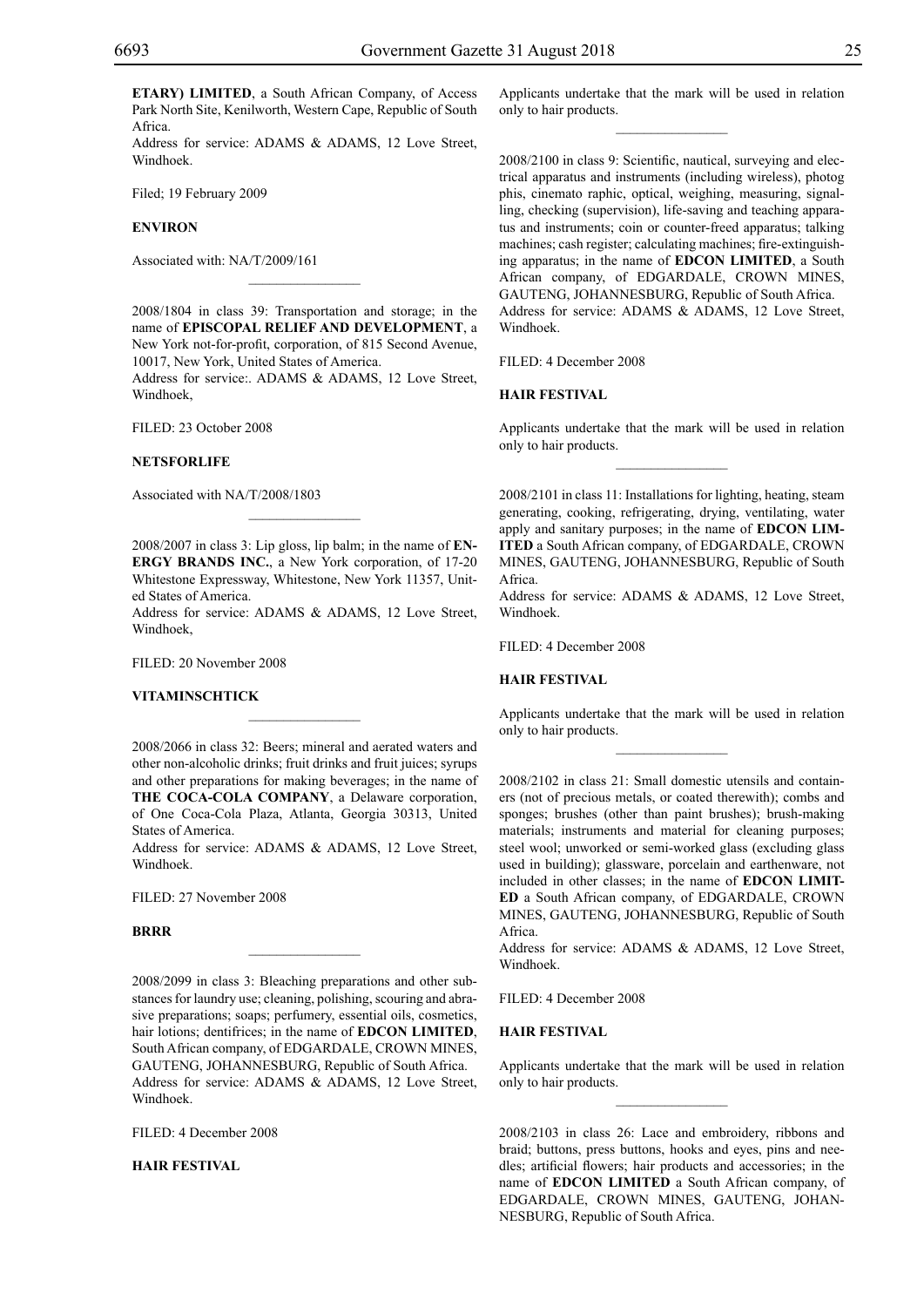**ETARY) LIMITED**, a South African Company, of Access Park North Site, Kenilworth, Western Cape, Republic of South Africa.
Address for service: ADAMS & ADAMS, 12 Love Street, Windhoek.

Filed; 19 February 2009

**ENVIRON**

Associated with: NA/T/2009/161

________________

2008/1804 in class 39: Transportation and storage; in the name of **EPISCOPAL RELIEF AND DEVELOPMENT**, a New York not-for-profit, corporation, of 815 Second Avenue, 10017, New York, United States of America.
Address for service:. ADAMS & ADAMS, 12 Love Street, Windhoek,

FILED: 23 October 2008

**NETSFORLIFE**

Associated with NA/T/2008/1803

________________

2008/2007 in class 3: Lip gloss, lip balm; in the name of **ENERGY BRANDS INC.**, a New York corporation, of 17-20 Whitestone Expressway, Whitestone, New York 11357, United States of America.
Address for service: ADAMS & ADAMS, 12 Love Street, Windhoek,

FILED: 20 November 2008

**VITAMINSCHTICK**

________________

2008/2066 in class 32: Beers; mineral and aerated waters and other non-alcoholic drinks; fruit drinks and fruit juices; syrups and other preparations for making beverages; in the name of **THE COCA-COLA COMPANY**, a Delaware corporation, of One Coca-Cola Plaza, Atlanta, Georgia 30313, United States of America.
Address for service: ADAMS & ADAMS, 12 Love Street, Windhoek.

FILED: 27 November 2008

**BRRR**

________________

2008/2099 in class 3: Bleaching preparations and other substances for laundry use; cleaning, polishing, scouring and abrasive preparations; soaps; perfumery, essential oils, cosmetics, hair lotions; dentifrices; in the name of **EDCON LIMITED**, South African company, of EDGARDALE, CROWN MINES, GAUTENG, JOHANNESBURG, Republic of South Africa.
Address for service: ADAMS & ADAMS, 12 Love Street, Windhoek.

FILED: 4 December 2008

**HAIR FESTIVAL**

Applicants undertake that the mark will be used in relation only to hair products.

________________

2008/2100 in class 9: Scientific, nautical, surveying and electrical apparatus and instruments (including wireless), photog phis, cinemato raphic, optical, weighing, measuring, signalling, checking (supervision), life-saving and teaching apparatus and instruments; coin or counter-freed apparatus; talking machines; cash register; calculating machines; fire-extinguishing apparatus; in the name of **EDCON LIMITED**, a South African company, of EDGARDALE, CROWN MINES, GAUTENG, JOHANNESBURG, Republic of South Africa.
Address for service: ADAMS & ADAMS, 12 Love Street, Windhoek.

FILED: 4 December 2008

**HAIR FESTIVAL**

Applicants undertake that the mark will be used in relation only to hair products.

________________

2008/2101 in class 11: Installations for lighting, heating, steam generating, cooking, refrigerating, drying, ventilating, water apply and sanitary purposes; in the name of **EDCON LIMITED** a South African company, of EDGARDALE, CROWN MINES, GAUTENG, JOHANNESBURG, Republic of South Africa.
Address for service: ADAMS & ADAMS, 12 Love Street, Windhoek.

FILED: 4 December 2008

**HAIR FESTIVAL**

Applicants undertake that the mark will be used in relation only to hair products.

________________

2008/2102 in class 21: Small domestic utensils and containers (not of precious metals, or coated therewith); combs and sponges; brushes (other than paint brushes); brush-making materials; instruments and material for cleaning purposes; steel wool; unworked or semi-worked glass (excluding glass used in building); glassware, porcelain and earthenware, not included in other classes; in the name of **EDCON LIMITED** a South African company, of EDGARDALE, CROWN MINES, GAUTENG, JOHANNESBURG, Republic of South Africa.
Address for service: ADAMS & ADAMS, 12 Love Street, Windhoek.

FILED: 4 December 2008

**HAIR FESTIVAL**

Applicants undertake that the mark will be used in relation only to hair products.

________________

2008/2103 in class 26: Lace and embroidery, ribbons and braid; buttons, press buttons, hooks and eyes, pins and needles; artificial flowers; hair products and accessories; in the name of **EDCON LIMITED** a South African company, of EDGARDALE, CROWN MINES, GAUTENG, JOHANNESBURG, Republic of South Africa.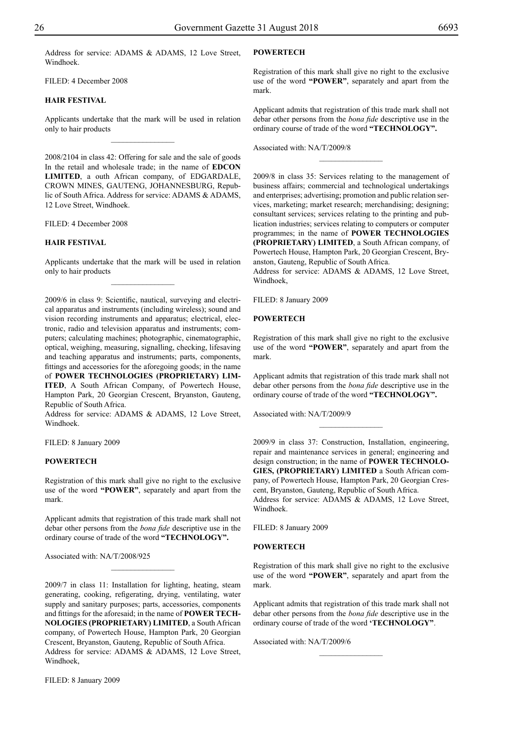Address for service: ADAMS & ADAMS, 12 Love Street, Windhoek.

FILED: 4 December 2008

**HAIR FESTIVAL**

Applicants undertake that the mark will be used in relation only to hair products

---

2008/2104 in class 42: Offering for sale and the sale of goods In the retail and wholesale trade; in the name of **EDCON LIMITED**, a outh African company, of EDGARDALE, CROWN MINES, GAUTENG, JOHANNESBURG, Republic of South Africa. Address for service: ADAMS & ADAMS, 12 Love Street, Windhoek.

FILED: 4 December 2008

**HAIR FESTIVAL**

Applicants undertake that the mark will be used in relation only to hair products

---

2009/6 in class 9: Scientific, nautical, surveying and electrical apparatus and instruments (including wireless); sound and vision recording instruments and apparatus; electrical, electronic, radio and television apparatus and instruments; computers; calculating machines; photographic, cinematographic, optical, weighing, measuring, signalling, checking, lifesaving and teaching apparatus and instruments; parts, components, fittings and accessories for the aforegoing goods; in the name of **POWER TECHNOLOGIES (PROPRIETARY) LIMITED**, A South African Company, of Powertech House, Hampton Park, 20 Georgian Crescent, Bryanston, Gauteng, Republic of South Africa.
Address for service: ADAMS & ADAMS, 12 Love Street, Windhoek.

FILED: 8 January 2009

**POWERTECH**

Registration of this mark shall give no right to the exclusive use of the word **"POWER"**, separately and apart from the mark.

Applicant admits that registration of this trade mark shall not debar other persons from the *bona fide* descriptive use in the ordinary course of trade of the word **"TECHNOLOGY".**

Associated with: NA/T/2008/925

---

2009/7 in class 11: Installation for lighting, heating, steam generating, cooking, refigerating, drying, ventilating, water supply and sanitary purposes; parts, accessories, components and fittings for the aforesaid; in the name of **POWER TECHNOLOGIES (PROPRIETARY) LIMITED**, a South African company, of Powertech House, Hampton Park, 20 Georgian Crescent, Bryanston, Gauteng, Republic of South Africa.
Address for service: ADAMS & ADAMS, 12 Love Street, Windhoek,

FILED: 8 January 2009

**POWERTECH**

Registration of this mark shall give no right to the exclusive use of the word **"POWER"**, separately and apart from the mark.

Applicant admits that registration of this trade mark shall not debar other persons from the *bona fide* descriptive use in the ordinary course of trade of the word **"TECHNOLOGY".**

Associated with: NA/T/2009/8

---

2009/8 in class 35: Services relating to the management of business affairs; commercial and technological undertakings and enterprises; advertising; promotion and public relation services, marketing; market research; merchandising; designing; consultant services; services relating to the printing and publication industries; services relating to computers or computer programmes; in the name of **POWER TECHNOLOGIES (PROPRIETARY) LIMITED**, a South African company, of Powertech House, Hampton Park, 20 Georgian Crescent, Bryanston, Gauteng, Republic of South Africa.
Address for service: ADAMS & ADAMS, 12 Love Street, Windhoek,

FILED: 8 January 2009

**POWERTECH**

Registration of this mark shall give no right to the exclusive use of the word **"POWER"**, separately and apart from the mark.

Applicant admits that registration of this trade mark shall not debar other persons from the *bona fide* descriptive use in the ordinary course of trade of the word **"TECHNOLOGY".**

Associated with: NA/T/2009/9

---

2009/9 in class 37: Construction, Installation, engineering, repair and maintenance services in general; engineering and design construction; in the name of **POWER TECHNOLOGIES, (PROPRIETARY) LIMITED** a South African company, of Powertech House, Hampton Park, 20 Georgian Crescent, Bryanston, Gauteng, Republic of South Africa.
Address for service: ADAMS & ADAMS, 12 Love Street, Windhoek.

FILED: 8 January 2009

**POWERTECH**

Registration of this mark shall give no right to the exclusive use of the word **"POWER"**, separately and apart from the mark.

Applicant admits that registration of this trade mark shall not debar other persons from the *bona fide* descriptive use in the ordinary course of trade of the word **'TECHNOLOGY"**.

Associated with: NA/T/2009/6

---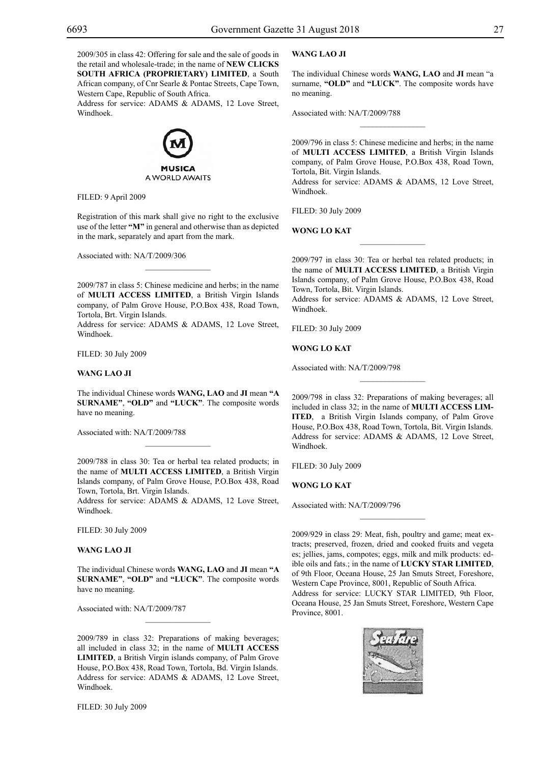2009/305 in class 42: Offering for sale and the sale of goods in the retail and wholesale-trade; in the name of **NEW CLICKS SOUTH AFRICA (PROPRIETARY) LIMITED**, a South African company, of Cnr Searle & Pontac Streets, Cape Town, Western Cape, Republic of South Africa.
Address for service: ADAMS & ADAMS, 12 Love Street, Windhoek.

MUSICA
A WORLD AWAITS

FILED: 9 April 2009

Registration of this mark shall give no right to the exclusive use of the letter **"M"** in general and otherwise than as depicted in the mark, separately and apart from the mark.

Associated with: NA/T/2009/306

---

2009/787 in class 5: Chinese medicine and herbs; in the name of **MULTI ACCESS LIMITED**, a British Virgin Islands company, of Palm Grove House, P.O.Box 438, Road Town, Tortola, Brt. Virgin Islands.
Address for service: ADAMS & ADAMS, 12 Love Street, Windhoek.

FILED: 30 July 2009

**WANG LAO JI**

The individual Chinese words **WANG, LAO** and **JI** mean **"A SURNAME"**, **"OLD"** and **"LUCK"**. The composite words have no meaning.

Associated with: NA/T/2009/788

---

2009/788 in class 30: Tea or herbal tea related products; in the name of **MULTI ACCESS LIMITED**, a British Virgin Islands company, of Palm Grove House, P.O.Box 438, Road Town, Tortola, Brt. Virgin Islands.
Address for service: ADAMS & ADAMS, 12 Love Street, Windhoek.

FILED: 30 July 2009

**WANG LAO JI**

The individual Chinese words **WANG, LAO** and **JI** mean **"A SURNAME"**, **"OLD"** and **"LUCK"**. The composite words have no meaning.

Associated with: NA/T/2009/787

---

2009/789 in class 32: Preparations of making beverages; all included in class 32; in the name of **MULTI ACCESS LIMITED**, a British Virgin islands company, of Palm Grove House, P.O.Box 438, Road Town, Tortola, Bd. Virgin Islands.
Address for service: ADAMS & ADAMS, 12 Love Street, Windhoek.

FILED: 30 July 2009

**WANG LAO JI**

The individual Chinese words **WANG, LAO** and **JI** mean "a surname, **"OLD"** and **"LUCK"**. The composite words have no meaning.

Associated with: NA/T/2009/788

---

2009/796 in class 5: Chinese medicine and herbs; in the name of **MULTI ACCESS LIMITED**, a British Virgin Islands company, of Palm Grove House, P.O.Box 438, Road Town, Tortola, Bit. Virgin Islands.
Address for service: ADAMS & ADAMS, 12 Love Street, Windhoek.

FILED: 30 July 2009

**WONG LO KAT**

---

2009/797 in class 30: Tea or herbal tea related products; in the name of **MULTI ACCESS LIMITED**, a British Virgin Islands company, of Palm Grove House, P.O.Box 438, Road Town, Tortola, Bit. Virgin Islands.
Address for service: ADAMS & ADAMS, 12 Love Street, Windhoek.

FILED: 30 July 2009

**WONG LO KAT**

Associated with: NA/T/2009/798

---

2009/798 in class 32: Preparations of making beverages; all included in class 32; in the name of **MULTI ACCESS LIMITED**, a British Virgin Islands company, of Palm Grove House, P.O.Box 438, Road Town, Tortola, Bit. Virgin Islands.
Address for service: ADAMS & ADAMS, 12 Love Street, Windhoek.

FILED: 30 July 2009

**WONG LO KAT**

Associated with: NA/T/2009/796

---

2009/929 in class 29: Meat, fish, poultry and game; meat extracts; preserved, frozen, dried and cooked fruits and vegeta es; jellies, jams, compotes; eggs, milk and milk products: edible oils and fats.; in the name of **LUCKY STAR LIMITED**, of 9th Floor, Oceana House, 25 Jan Smuts Street, Foreshore, Western Cape Province, 8001, Republic of South Africa.
Address for service: LUCKY STAR LIMITED, 9th Floor, Oceana House, 25 Jan Smuts Street, Foreshore, Western Cape Province, 8001.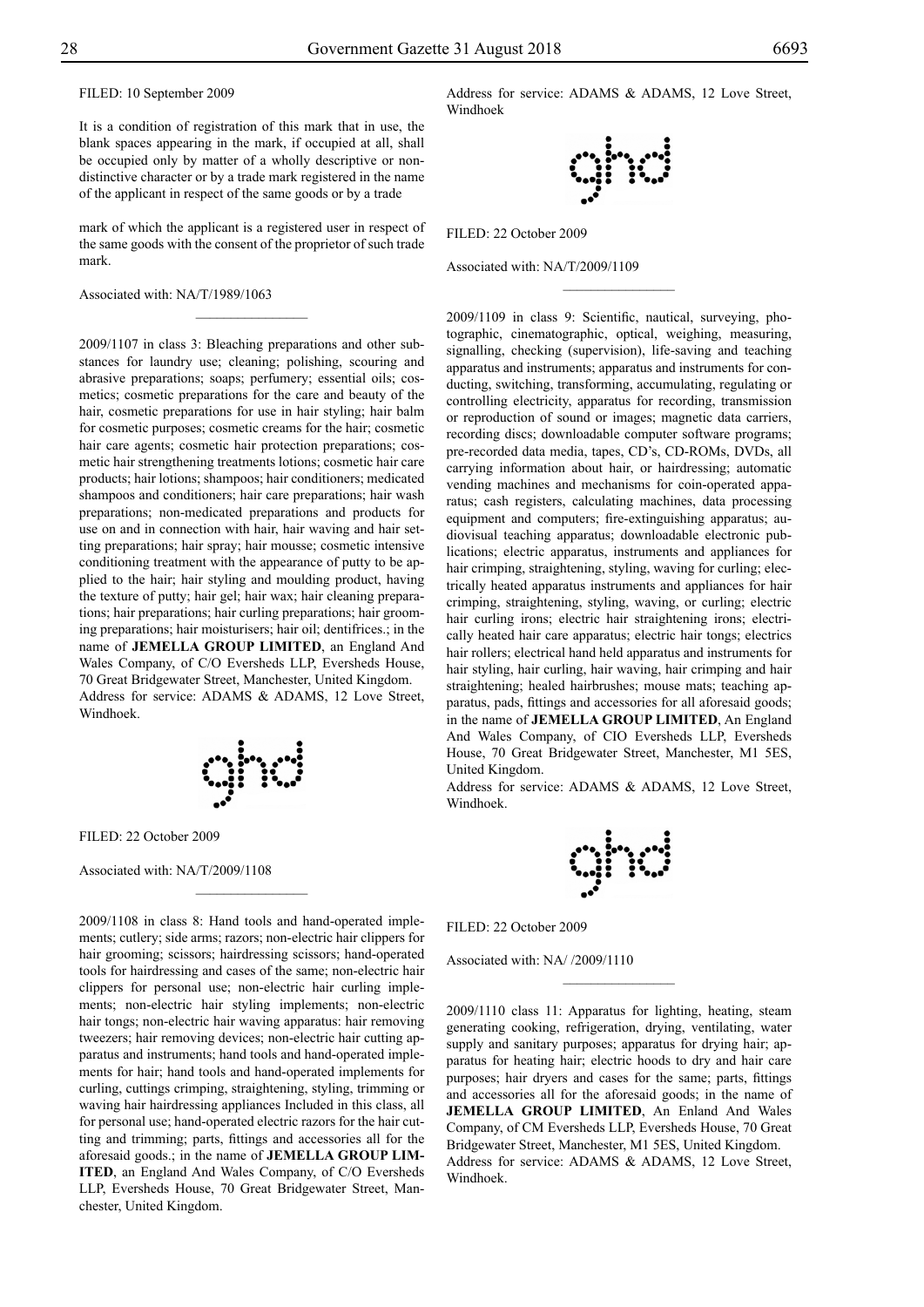FILED: 10 September 2009

It is a condition of registration of this mark that in use, the blank spaces appearing in the mark, if occupied at all, shall be occupied only by matter of a wholly descriptive or non-distinctive character or by a trade mark registered in the name of the applicant in respect of the same goods or by a trade

mark of which the applicant is a registered user in respect of the same goods with the consent of the proprietor of such trade mark.

Associated with: NA/T/1989/1063

---

2009/1107 in class 3: Bleaching preparations and other substances for laundry use; cleaning; polishing, scouring and abrasive preparations; soaps; perfumery; essential oils; cosmetics; cosmetic preparations for the care and beauty of the hair, cosmetic preparations for use in hair styling; hair balm for cosmetic purposes; cosmetic creams for the hair; cosmetic hair care agents; cosmetic hair protection preparations; cosmetic hair strengthening treatments lotions; cosmetic hair care products; hair lotions; shampoos; hair conditioners; medicated shampoos and conditioners; hair care preparations; hair wash preparations; non-medicated preparations and products for use on and in connection with hair, hair waving and hair setting preparations; hair spray; hair mousse; cosmetic intensive conditioning treatment with the appearance of putty to be applied to the hair; hair styling and moulding product, having the texture of putty; hair gel; hair wax; hair cleaning preparations; hair preparations; hair curling preparations; hair grooming preparations; hair moisturisers; hair oil; dentifrices.; in the name of **JEMELLA GROUP LIMITED**, an England And Wales Company, of C/O Eversheds LLP, Eversheds House, 70 Great Bridgewater Street, Manchester, United Kingdom.
Address for service: ADAMS & ADAMS, 12 Love Street, Windhoek.

ghd

FILED: 22 October 2009

Associated with: NA/T/2009/1108

---

2009/1108 in class 8: Hand tools and hand-operated implements; cutlery; side arms; razors; non-electric hair clippers for hair grooming; scissors; hairdressing scissors; hand-operated tools for hairdressing and cases of the same; non-electric hair clippers for personal use; non-electric hair curling implements; non-electric hair styling implements; non-electric hair tongs; non-electric hair waving apparatus: hair removing tweezers; hair removing devices; non-electric hair cutting apparatus and instruments; hand tools and hand-operated implements for hair; hand tools and hand-operated implements for curling, cuttings crimping, straightening, styling, trimming or waving hair hairdressing appliances Included in this class, all for personal use; hand-operated electric razors for the hair cutting and trimming; parts, fittings and accessories all for the aforesaid goods.; in the name of **JEMELLA GROUP LIMITED**, an England And Wales Company, of C/O Eversheds LLP, Eversheds House, 70 Great Bridgewater Street, Manchester, United Kingdom.

Address for service: ADAMS & ADAMS, 12 Love Street, Windhoek

ghd

FILED: 22 October 2009

Associated with: NA/T/2009/1109

---

2009/1109 in class 9: Scientific, nautical, surveying, photographic, cinematographic, optical, weighing, measuring, signalling, checking (supervision), life-saving and teaching apparatus and instruments; apparatus and instruments for conducting, switching, transforming, accumulating, regulating or controlling electricity, apparatus for recording, transmission or reproduction of sound or images; magnetic data carriers, recording discs; downloadable computer software programs; pre-recorded data media, tapes, CD's, CD-ROMs, DVDs, all carrying information about hair, or hairdressing; automatic vending machines and mechanisms for coin-operated apparatus; cash registers, calculating machines, data processing equipment and computers; fire-extinguishing apparatus; audiovisual teaching apparatus; downloadable electronic publications; electric apparatus, instruments and appliances for hair crimping, straightening, styling, waving for curling; electrically heated apparatus instruments and appliances for hair crimping, straightening, styling, waving, or curling; electric hair curling irons; electric hair straightening irons; electrically heated hair care apparatus; electric hair tongs; electrics hair rollers; electrical hand held apparatus and instruments for hair styling, hair curling, hair waving, hair crimping and hair straightening; healed hairbrushes; mouse mats; teaching apparatus, pads, fittings and accessories for all aforesaid goods; in the name of **JEMELLA GROUP LIMITED**, An England And Wales Company, of CIO Eversheds LLP, Eversheds House, 70 Great Bridgewater Street, Manchester, M1 5ES, United Kingdom.
Address for service: ADAMS & ADAMS, 12 Love Street, Windhoek.

ghd

FILED: 22 October 2009

Associated with: NA/ /2009/1110

---

2009/1110 class 11: Apparatus for lighting, heating, steam generating cooking, refrigeration, drying, ventilating, water supply and sanitary purposes; apparatus for drying hair; apparatus for heating hair; electric hoods to dry and hair care purposes; hair dryers and cases for the same; parts, fittings and accessories all for the aforesaid goods; in the name of **JEMELLA GROUP LIMITED**, An Enland And Wales Company, of CM Eversheds LLP, Eversheds House, 70 Great Bridgewater Street, Manchester, M1 5ES, United Kingdom.
Address for service: ADAMS & ADAMS, 12 Love Street, Windhoek.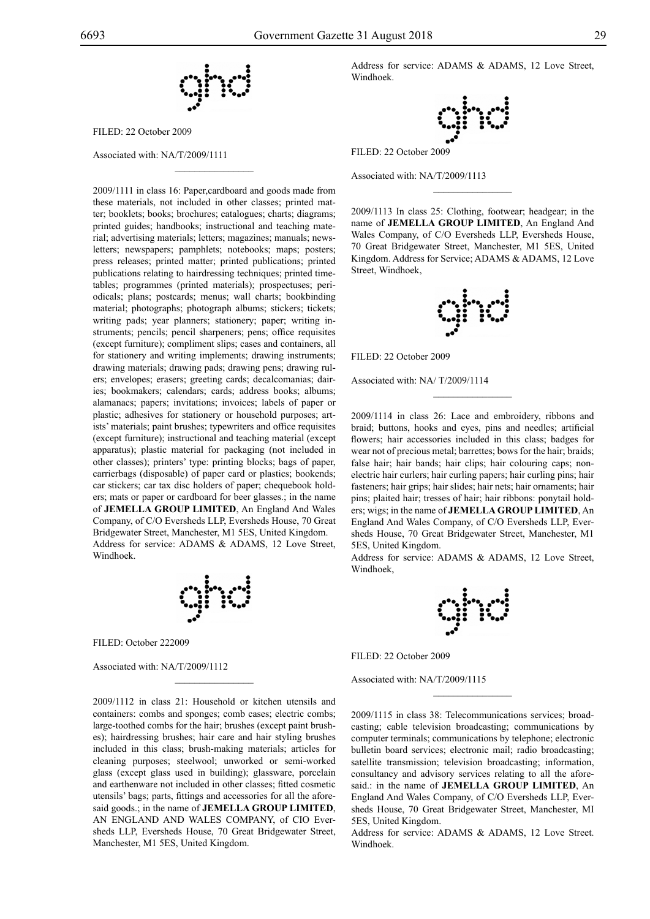FILED: 22 October 2009

Associated with: NA/T/2009/1111

---

2009/1111 in class 16: Paper,cardboard and goods made from these materials, not included in other classes; printed matter; booklets; books; brochures; catalogues; charts; diagrams; printed guides; handbooks; instructional and teaching material; advertising materials; letters; magazines; manuals; newsletters; newspapers; pamphlets; notebooks; maps; posters; press releases; printed matter; printed publications; printed publications relating to hairdressing techniques; printed timetables; programmes (printed materials); prospectuses; periodicals; plans; postcards; menus; wall charts; bookbinding material; photographs; photograph albums; stickers; tickets; writing pads; year planners; stationery; paper; writing instruments; pencils; pencil sharpeners; pens; office requisites (except furniture); compliment slips; cases and containers, all for stationery and writing implements; drawing instruments; drawing materials; drawing pads; drawing pens; drawing rulers; envelopes; erasers; greeting cards; decalcomanias; dairies; bookmakers; calendars; cards; address books; albums; alamanacs; papers; invitations; invoices; labels of paper or plastic; adhesives for stationery or household purposes; artists' materials; paint brushes; typewriters and office requisites (except furniture); instructional and teaching material (except apparatus); plastic material for packaging (not included in other classes); printers' type: printing blocks; bags of paper, carrierbags (disposable) of paper card or plastics; bookends; car stickers; car tax disc holders of paper; chequebook holders; mats or paper or cardboard for beer glasses.; in the name of **JEMELLA GROUP LIMITED**, An England And Wales Company, of C/O Eversheds LLP, Eversheds House, 70 Great Bridgewater Street, Manchester, M1 5ES, United Kingdom.
Address for service: ADAMS & ADAMS, 12 Love Street, Windhoek.

FILED: October 222009

Associated with: NA/T/2009/1112

---

2009/1112 in class 21: Household or kitchen utensils and containers: combs and sponges; comb cases; electric combs; large-toothed combs for the hair; brushes (except paint brushes); hairdressing brushes; hair care and hair styling brushes included in this class; brush-making materials; articles for cleaning purposes; steelwool; unworked or semi-worked glass (except glass used in building); glassware, porcelain and earthenware not included in other classes; fitted cosmetic utensils' bags; parts, fittings and accessories for all the aforesaid goods.; in the name of **JEMELLA GROUP LIMITED**, AN ENGLAND AND WALES COMPANY, of CIO Eversheds LLP, Eversheds House, 70 Great Bridgewater Street, Manchester, M1 5ES, United Kingdom.

Address for service: ADAMS & ADAMS, 12 Love Street, Windhoek.

FILED: 22 October 2009

Associated with: NA/T/2009/1113

---

2009/1113 In class 25: Clothing, footwear; headgear; in the name of **JEMELLA GROUP LIMITED**, An England And Wales Company, of C/O Eversheds LLP, Eversheds House, 70 Great Bridgewater Street, Manchester, M1 5ES, United Kingdom. Address for Service; ADAMS & ADAMS, 12 Love Street, Windhoek,

FILED: 22 October 2009

Associated with: NA/ T/2009/1114

---

2009/1114 in class 26: Lace and embroidery, ribbons and braid; buttons, hooks and eyes, pins and needles; artificial flowers; hair accessories included in this class; badges for wear not of precious metal; barrettes; bows for the hair; braids; false hair; hair bands; hair clips; hair colouring caps; non-electric hair curlers; hair curling papers; hair curling pins; hair fasteners; hair grips; hair slides; hair nets; hair ornaments; hair pins; plaited hair; tresses of hair; hair ribbons: ponytail holders; wigs; in the name of **JEMELLA GROUP LIMITED**, An England And Wales Company, of C/O Eversheds LLP, Eversheds House, 70 Great Bridgewater Street, Manchester, M1 5ES, United Kingdom.
Address for service: ADAMS & ADAMS, 12 Love Street, Windhoek,

FILED: 22 October 2009

Associated with: NA/T/2009/1115

---

2009/1115 in class 38: Telecommunications services; broadcasting; cable television broadcasting; communications by computer terminals; communications by telephone; electronic bulletin board services; electronic mail; radio broadcasting; satellite transmission; television broadcasting; information, consultancy and advisory services relating to all the aforesaid.: in the name of **JEMELLA GROUP LIMITED**, An England And Wales Company, of C/O Eversheds LLP, Eversheds House, 70 Great Bridgewater Street, Manchester, MI 5ES, United Kingdom.
Address for service: ADAMS & ADAMS, 12 Love Street. Windhoek.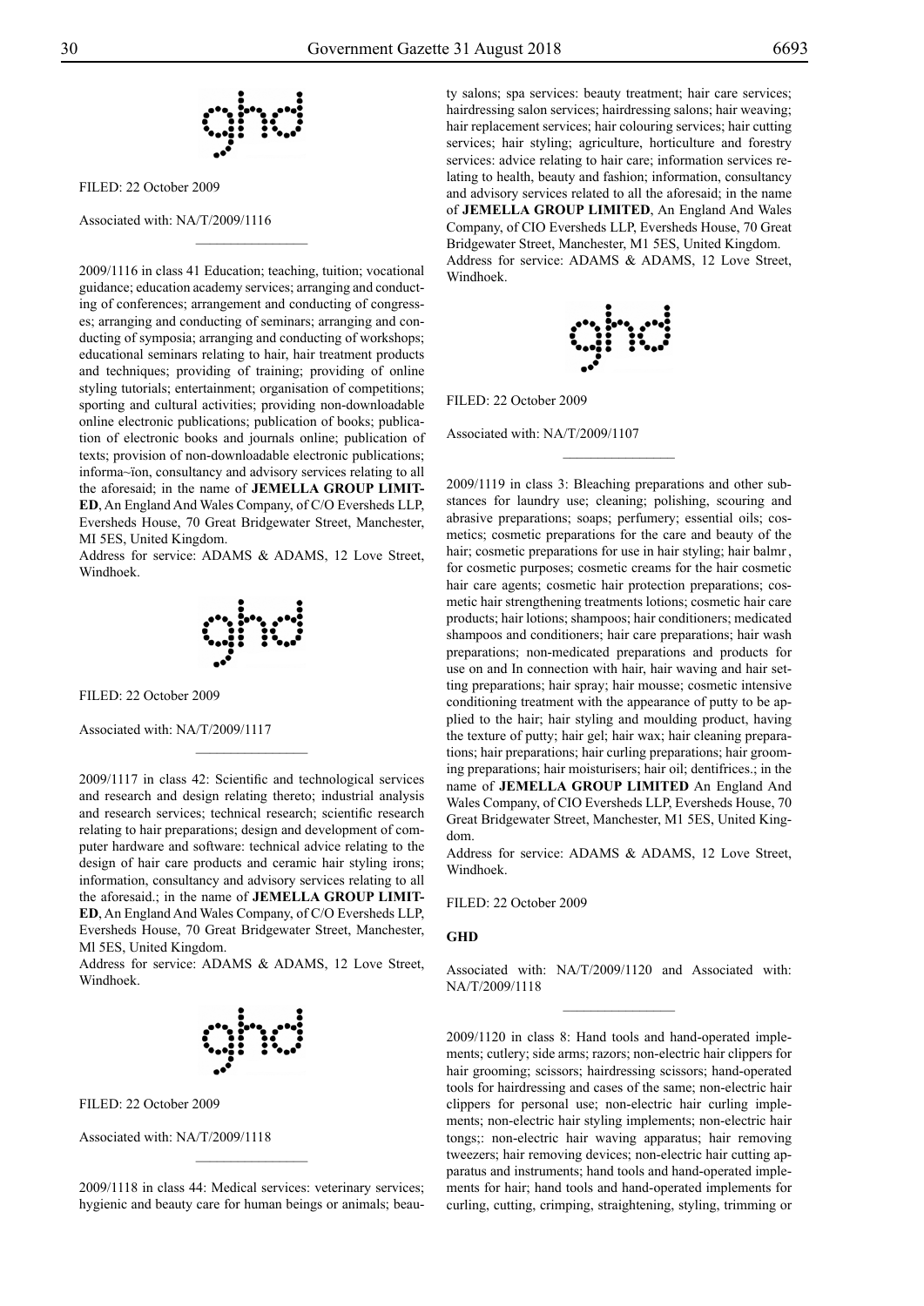FILED: 22 October 2009

Associated with: NA/T/2009/1116

2009/1116 in class 41 Education; teaching, tuition; vocational guidance; education academy services; arranging and conducting of conferences; arrangement and conducting of congresses; arranging and conducting of seminars; arranging and conducting of symposia; arranging and conducting of workshops; educational seminars relating to hair, hair treatment products and techniques; providing of training; providing of online styling tutorials; entertainment; organisation of competitions; sporting and cultural activities; providing non-downloadable online electronic publications; publication of books; publication of electronic books and journals online; publication of texts; provision of non-downloadable electronic publications; informa~ïon, consultancy and advisory services relating to all the aforesaid; in the name of **JEMELLA GROUP LIMITED**, An England And Wales Company, of C/O Eversheds LLP, Eversheds House, 70 Great Bridgewater Street, Manchester, MI 5ES, United Kingdom.
Address for service: ADAMS & ADAMS, 12 Love Street, Windhoek.

FILED: 22 October 2009

Associated with: NA/T/2009/1117

2009/1117 in class 42: Scientific and technological services and research and design relating thereto; industrial analysis and research services; technical research; scientific research relating to hair preparations; design and development of computer hardware and software: technical advice relating to the design of hair care products and ceramic hair styling irons; information, consultancy and advisory services relating to all the aforesaid.; in the name of **JEMELLA GROUP LIMITED**, An England And Wales Company, of C/O Eversheds LLP, Eversheds House, 70 Great Bridgewater Street, Manchester, Ml 5ES, United Kingdom.
Address for service: ADAMS & ADAMS, 12 Love Street, Windhoek.

FILED: 22 October 2009

Associated with: NA/T/2009/1118

2009/1118 in class 44: Medical services: veterinary services; hygienic and beauty care for human beings or animals; beauty salons; spa services: beauty treatment; hair care services; hairdressing salon services; hairdressing salons; hair weaving; hair replacement services; hair colouring services; hair cutting services; hair styling; agriculture, horticulture and forestry services: advice relating to hair care; information services relating to health, beauty and fashion; information, consultancy and advisory services related to all the aforesaid; in the name of **JEMELLA GROUP LIMITED**, An England And Wales Company, of CIO Eversheds LLP, Eversheds House, 70 Great Bridgewater Street, Manchester, M1 5ES, United Kingdom.
Address for service: ADAMS & ADAMS, 12 Love Street, Windhoek.

FILED: 22 October 2009

Associated with: NA/T/2009/1107

2009/1119 in class 3: Bleaching preparations and other substances for laundry use; cleaning; polishing, scouring and abrasive preparations; soaps; perfumery; essential oils; cosmetics; cosmetic preparations for the care and beauty of the hair; cosmetic preparations for use in hair styling; hair balmr , for cosmetic purposes; cosmetic creams for the hair cosmetic hair care agents; cosmetic hair protection preparations; cosmetic hair strengthening treatments lotions; cosmetic hair care products; hair lotions; shampoos; hair conditioners; medicated shampoos and conditioners; hair care preparations; hair wash preparations; non-medicated preparations and products for use on and In connection with hair, hair waving and hair setting preparations; hair spray; hair mousse; cosmetic intensive conditioning treatment with the appearance of putty to be applied to the hair; hair styling and moulding product, having the texture of putty; hair gel; hair wax; hair cleaning preparations; hair preparations; hair curling preparations; hair grooming preparations; hair moisturisers; hair oil; dentifrices.; in the name of **JEMELLA GROUP LIMITED** An England And Wales Company, of CIO Eversheds LLP, Eversheds House, 70 Great Bridgewater Street, Manchester, M1 5ES, United Kingdom.
Address for service: ADAMS & ADAMS, 12 Love Street, Windhoek.

FILED: 22 October 2009

**GHD**

Associated with: NA/T/2009/1120 and Associated with: NA/T/2009/1118

2009/1120 in class 8: Hand tools and hand-operated implements; cutlery; side arms; razors; non-electric hair clippers for hair grooming; scissors; hairdressing scissors; hand-operated tools for hairdressing and cases of the same; non-electric hair clippers for personal use; non-electric hair curling implements; non-electric hair styling implements; non-electric hair tongs;: non-electric hair waving apparatus; hair removing tweezers; hair removing devices; non-electric hair cutting apparatus and instruments; hand tools and hand-operated implements for hair; hand tools and hand-operated implements for curling, cutting, crimping, straightening, styling, trimming or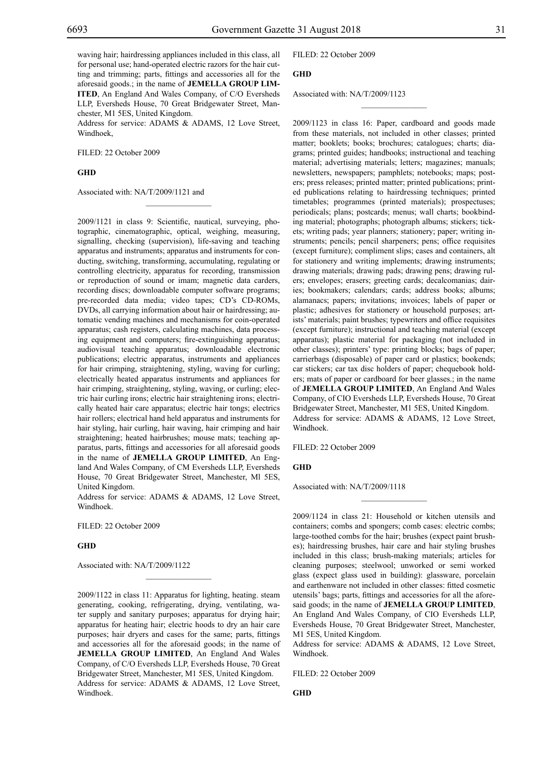waving hair; hairdressing appliances included in this class, all for personal use; hand-operated electric razors for the hair cutting and trimming; parts, fittings and accessories all for the aforesaid goods.; in the name of **JEMELLA GROUP LIMITED**, An England And Wales Company, of C/O Eversheds LLP, Eversheds House, 70 Great Bridgewater Street, Manchester, M1 5ES, United Kingdom.
Address for service: ADAMS & ADAMS, 12 Love Street, Windhoek,

FILED: 22 October 2009

**GHD**

Associated with: NA/T/2009/1121 and

---

2009/1121 in class 9: Scientific, nautical, surveying, photographic, cinematographic, optical, weighing, measuring, signalling, checking (supervision), life-saving and teaching apparatus and instruments; apparatus and instruments for conducting, switching, transforming, accumulating, regulating or controlling electricity, apparatus for recording, transmission or reproduction of sound or imam; magnetic data carders, recording discs; downloadable computer software programs; pre-recorded data media; video tapes; CD's CD-ROMs, DVDs, all carrying information about hair or hairdressing; automatic vending machines and mechanisms for coin-operated apparatus; cash registers, calculating machines, data processing equipment and computers; fire-extinguishing apparatus; audiovisual teaching apparatus; downloadable electronic publications; electric apparatus, instruments and appliances for hair crimping, straightening, styling, waving for curling; electrically heated apparatus instruments and appliances for hair crimping, straightening, styling, waving, or curling; electric hair curling irons; electric hair straightening irons; electrically heated hair care apparatus; electric hair tongs; electrics hair rollers; electrical hand held apparatus and instruments for hair styling, hair curling, hair waving, hair crimping and hair straightening; heated hairbrushes; mouse mats; teaching apparatus, parts, fittings and accessories for all aforesaid goods in the name of **JEMELLA GROUP LIMITED**, An England And Wales Company, of CM Eversheds LLP, Eversheds House, 70 Great Bridgewater Street, Manchester, Ml 5ES, United Kingdom.
Address for service: ADAMS & ADAMS, 12 Love Street, Windhoek.

FILED: 22 October 2009

**GHD**

Associated with: NA/T/2009/1122

---

2009/1122 in class 11: Apparatus for lighting, heating. steam generating, cooking, refrigerating, drying, ventilating, water supply and sanitary purposes; apparatus for drying hair; apparatus for heating hair; electric hoods to dry an hair care purposes; hair dryers and cases for the same; parts, fittings and accessories all for the aforesaid goods; in the name of **JEMELLA GROUP LIMITED**, An England And Wales Company, of C/O Eversheds LLP, Eversheds House, 70 Great Bridgewater Street, Manchester, M1 5ES, United Kingdom.
Address for service: ADAMS & ADAMS, 12 Love Street, Windhoek.

FILED: 22 October 2009

**GHD**

Associated with: NA/T/2009/1123

---

2009/1123 in class 16: Paper, cardboard and goods made from these materials, not included in other classes; printed matter; booklets; books; brochures; catalogues; charts; diagrams; printed guides; handbooks; instructional and teaching material; advertising materials; letters; magazines; manuals; newsletters, newspapers; pamphlets; notebooks; maps; posters; press releases; printed matter; printed publications; printed publications relating to hairdressing techniques; printed timetables; programmes (printed materials); prospectuses; periodicals; plans; postcards; menus; wall charts; bookbinding material; photographs; photograph albums; stickers; tickets; writing pads; year planners; stationery; paper; writing instruments; pencils; pencil sharpeners; pens; office requisites (except furniture); compliment slips; cases and containers, alt for stationery and writing implements; drawing instruments; drawing materials; drawing pads; drawing pens; drawing rulers; envelopes; erasers; greeting cards; decalcomanias; dairies; bookmakers; calendars; cards; address books; albums; alamanacs; papers; invitations; invoices; labels of paper or plastic; adhesives for stationery or household purposes; artists' materials; paint brushes; typewriters and office requisites (except furniture); instructional and teaching material (except apparatus); plastic material for packaging (not included in other classes); printers' type: printing blocks; bags of paper; carrierbags (disposable) of paper card or plastics; bookends; car stickers; car tax disc holders of paper; chequebook holders; mats of paper or cardboard for beer glasses.; in the name of **JEMELLA GROUP LIMITED**, An England And Wales Company, of CIO Eversheds LLP, Eversheds House, 70 Great Bridgewater Street, Manchester, M1 5ES, United Kingdom.
Address for service: ADAMS & ADAMS, 12 Love Street, Windhoek.

FILED: 22 October 2009

**GHD**

Associated with: NA/T/2009/1118

---

2009/1124 in class 21: Household or kitchen utensils and containers; combs and spongers; comb cases: electric combs; large-toothed combs for the hair; brushes (expect paint brushes); hairdressing brushes, hair care and hair styling brushes included in this class; brush-making materials; articles for cleaning purposes; steelwool; unworked or semi worked glass (expect glass used in building): glassware, porcelain and earthenware not included in other classes: fitted cosmetic utensils' bags; parts, fittings and accessories for all the aforesaid goods; in the name of **JEMELLA GROUP LIMITED**, An England And Wales Company, of CIO Eversheds LLP, Eversheds House, 70 Great Bridgewater Street, Manchester, M1 5ES, United Kingdom.
Address for service: ADAMS & ADAMS, 12 Love Street, Windhoek.

FILED: 22 October 2009

**GHD**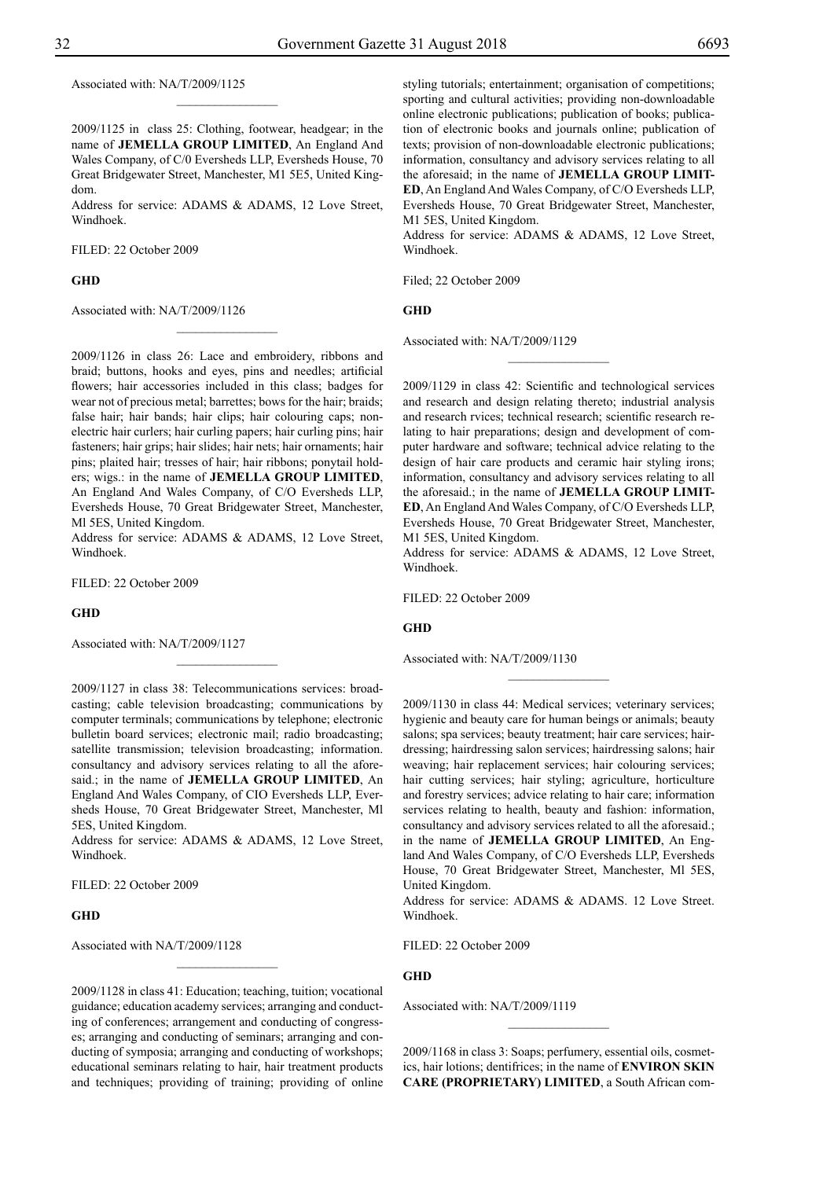Associated with: NA/T/2009/1125

---

2009/1125 in class 25: Clothing, footwear, headgear; in the name of **JEMELLA GROUP LIMITED**, An England And Wales Company, of C/0 Eversheds LLP, Eversheds House, 70 Great Bridgewater Street, Manchester, M1 5E5, United Kingdom.

Address for service: ADAMS & ADAMS, 12 Love Street, Windhoek.

FILED: 22 October 2009

**GHD**

Associated with: NA/T/2009/1126

---

2009/1126 in class 26: Lace and embroidery, ribbons and braid; buttons, hooks and eyes, pins and needles; artificial flowers; hair accessories included in this class; badges for wear not of precious metal; barrettes; bows for the hair; braids; false hair; hair bands; hair clips; hair colouring caps; non-electric hair curlers; hair curling papers; hair curling pins; hair fasteners; hair grips; hair slides; hair nets; hair ornaments; hair pins; plaited hair; tresses of hair; hair ribbons; ponytail holders; wigs.: in the name of **JEMELLA GROUP LIMITED**, An England And Wales Company, of C/O Eversheds LLP, Eversheds House, 70 Great Bridgewater Street, Manchester, Ml 5ES, United Kingdom.

Address for service: ADAMS & ADAMS, 12 Love Street, Windhoek.

FILED: 22 October 2009

**GHD**

Associated with: NA/T/2009/1127

---

2009/1127 in class 38: Telecommunications services: broadcasting; cable television broadcasting; communications by computer terminals; communications by telephone; electronic bulletin board services; electronic mail; radio broadcasting; satellite transmission; television broadcasting; information. consultancy and advisory services relating to all the aforesaid.; in the name of **JEMELLA GROUP LIMITED**, An England And Wales Company, of CIO Eversheds LLP, Eversheds House, 70 Great Bridgewater Street, Manchester, Ml 5ES, United Kingdom.

Address for service: ADAMS & ADAMS, 12 Love Street, Windhoek.

FILED: 22 October 2009

**GHD**

Associated with NA/T/2009/1128

---

2009/1128 in class 41: Education; teaching, tuition; vocational guidance; education academy services; arranging and conducting of conferences; arrangement and conducting of congresses; arranging and conducting of seminars; arranging and conducting of symposia; arranging and conducting of workshops; educational seminars relating to hair, hair treatment products and techniques; providing of training; providing of online styling tutorials; entertainment; organisation of competitions; sporting and cultural activities; providing non-downloadable online electronic publications; publication of books; publication of electronic books and journals online; publication of texts; provision of non-downloadable electronic publications; information, consultancy and advisory services relating to all the aforesaid; in the name of **JEMELLA GROUP LIMITED**, An England And Wales Company, of C/O Eversheds LLP, Eversheds House, 70 Great Bridgewater Street, Manchester, M1 5ES, United Kingdom.

Address for service: ADAMS & ADAMS, 12 Love Street, Windhoek.

Filed; 22 October 2009

**GHD**

Associated with: NA/T/2009/1129

---

2009/1129 in class 42: Scientific and technological services and research and design relating thereto; industrial analysis and research rvices; technical research; scientific research relating to hair preparations; design and development of computer hardware and software; technical advice relating to the design of hair care products and ceramic hair styling irons; information, consultancy and advisory services relating to all the aforesaid.; in the name of **JEMELLA GROUP LIMITED**, An England And Wales Company, of C/O Eversheds LLP, Eversheds House, 70 Great Bridgewater Street, Manchester, M1 5ES, United Kingdom.

Address for service: ADAMS & ADAMS, 12 Love Street, Windhoek.

FILED: 22 October 2009

**GHD**

Associated with: NA/T/2009/1130

---

2009/1130 in class 44: Medical services; veterinary services; hygienic and beauty care for human beings or animals; beauty salons; spa services; beauty treatment; hair care services; hairdressing; hairdressing salon services; hairdressing salons; hair weaving; hair replacement services; hair colouring services; hair cutting services; hair styling; agriculture, horticulture and forestry services; advice relating to hair care; information services relating to health, beauty and fashion: information, consultancy and advisory services related to all the aforesaid.; in the name of **JEMELLA GROUP LIMITED**, An England And Wales Company, of C/O Eversheds LLP, Eversheds House, 70 Great Bridgewater Street, Manchester, Ml 5ES, United Kingdom.

Address for service: ADAMS & ADAMS. 12 Love Street. Windhoek.

FILED: 22 October 2009

**GHD**

Associated with: NA/T/2009/1119

---

2009/1168 in class 3: Soaps; perfumery, essential oils, cosmetics, hair lotions; dentifrices; in the name of **ENVIRON SKIN CARE (PROPRIETARY) LIMITED**, a South African com-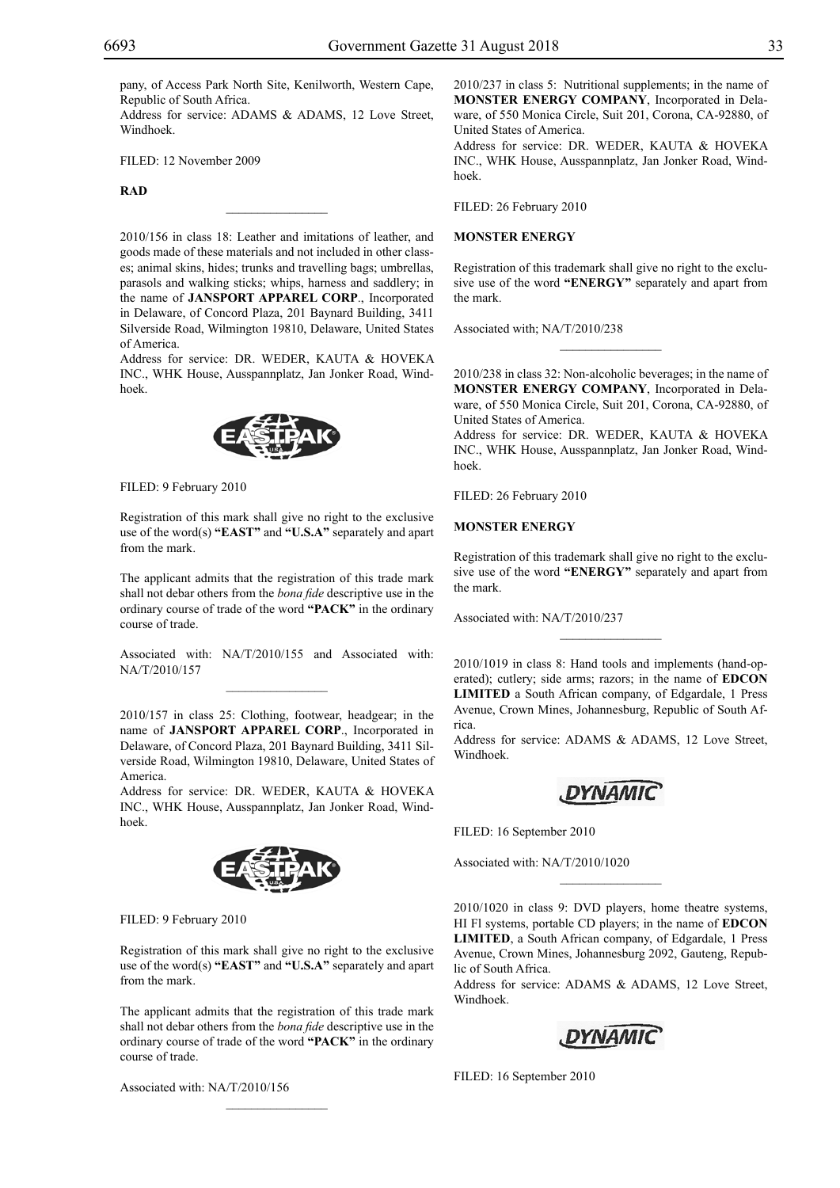pany, of Access Park North Site, Kenilworth, Western Cape, Republic of South Africa.

Address for service: ADAMS & ADAMS, 12 Love Street, Windhoek.

FILED: 12 November 2009

**RAD**

---

2010/156 in class 18: Leather and imitations of leather, and goods made of these materials and not included in other classes; animal skins, hides; trunks and travelling bags; umbrellas, parasols and walking sticks; whips, harness and saddlery; in the name of **JANSPORT APPAREL CORP**., Incorporated in Delaware, of Concord Plaza, 201 Baynard Building, 3411 Silverside Road, Wilmington 19810, Delaware, United States of America.

Address for service: DR. WEDER, KAUTA & HOVEKA INC., WHK House, Ausspannplatz, Jan Jonker Road, Windhoek.

FILED: 9 February 2010

Registration of this mark shall give no right to the exclusive use of the word(s) **"EAST"** and **"U.S.A"** separately and apart from the mark.

The applicant admits that the registration of this trade mark shall not debar others from the *bona fide* descriptive use in the ordinary course of trade of the word **"PACK"** in the ordinary course of trade.

Associated with: NA/T/2010/155 and Associated with: NA/T/2010/157

---

2010/157 in class 25: Clothing, footwear, headgear; in the name of **JANSPORT APPAREL CORP**., Incorporated in Delaware, of Concord Plaza, 201 Baynard Building, 3411 Silverside Road, Wilmington 19810, Delaware, United States of America.

Address for service: DR. WEDER, KAUTA & HOVEKA INC., WHK House, Ausspannplatz, Jan Jonker Road, Windhoek.

FILED: 9 February 2010

Registration of this mark shall give no right to the exclusive use of the word(s) **"EAST"** and **"U.S.A"** separately and apart from the mark.

The applicant admits that the registration of this trade mark shall not debar others from the *bona fide* descriptive use in the ordinary course of trade of the word **"PACK"** in the ordinary course of trade.

Associated with: NA/T/2010/156

---

2010/237 in class 5: Nutritional supplements; in the name of **MONSTER ENERGY COMPANY**, Incorporated in Delaware, of 550 Monica Circle, Suit 201, Corona, CA-92880, of United States of America.

Address for service: DR. WEDER, KAUTA & HOVEKA INC., WHK House, Ausspannplatz, Jan Jonker Road, Windhoek.

FILED: 26 February 2010

**MONSTER ENERGY**

Registration of this trademark shall give no right to the exclusive use of the word **"ENERGY"** separately and apart from the mark.

Associated with; NA/T/2010/238

---

2010/238 in class 32: Non-alcoholic beverages; in the name of **MONSTER ENERGY COMPANY**, Incorporated in Delaware, of 550 Monica Circle, Suit 201, Corona, CA-92880, of United States of America.

Address for service: DR. WEDER, KAUTA & HOVEKA INC., WHK House, Ausspannplatz, Jan Jonker Road, Windhoek.

FILED: 26 February 2010

**MONSTER ENERGY**

Registration of this trademark shall give no right to the exclusive use of the word **"ENERGY"** separately and apart from the mark.

Associated with: NA/T/2010/237

---

2010/1019 in class 8: Hand tools and implements (hand-operated); cutlery; side arms; razors; in the name of **EDCON LIMITED** a South African company, of Edgardale, 1 Press Avenue, Crown Mines, Johannesburg, Republic of South Africa.

Address for service: ADAMS & ADAMS, 12 Love Street, Windhoek.

FILED: 16 September 2010

Associated with: NA/T/2010/1020

---

2010/1020 in class 9: DVD players, home theatre systems, HI FI systems, portable CD players; in the name of **EDCON LIMITED**, a South African company, of Edgardale, 1 Press Avenue, Crown Mines, Johannesburg 2092, Gauteng, Republic of South Africa.

Address for service: ADAMS & ADAMS, 12 Love Street, Windhoek.

FILED: 16 September 2010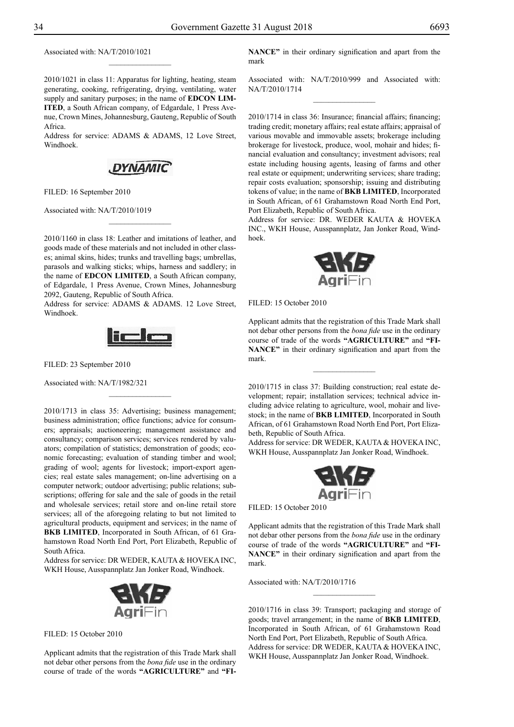Associated with: NA/T/2010/1021

---

2010/1021 in class 11: Apparatus for lighting, heating, steam generating, cooking, refrigerating, drying, ventilating, water supply and sanitary purposes; in the name of **EDCON LIMITED**, a South African company, of Edgardale, 1 Press Avenue, Crown Mines, Johannesburg, Gauteng, Republic of South Africa.
Address for service: ADAMS & ADAMS, 12 Love Street, Windhoek.

DYNAMIC

FILED: 16 September 2010

Associated with: NA/T/2010/1019

---

2010/1160 in class 18: Leather and imitations of leather, and goods made of these materials and not included in other classes; animal skins, hides; trunks and travelling bags; umbrellas, parasols and walking sticks; whips, harness and saddlery; in the name of **EDCON LIMITED**, a South African company, of Edgardale, 1 Press Avenue, Crown Mines, Johannesburg 2092, Gauteng, Republic of South Africa.
Address for service: ADAMS & ADAMS. 12 Love Street, Windhoek.

lido

FILED: 23 September 2010

Associated with: NA/T/1982/321

---

2010/1713 in class 35: Advertising; business management; business administration; office functions; advice for consumers; appraisals; auctioneering; management assistance and consultancy; comparison services; services rendered by valuators; compilation of statistics; demonstration of goods; economic forecasting; evaluation of standing timber and wool; grading of wool; agents for livestock; import-export agencies; real estate sales management; on-line advertising on a computer network; outdoor advertising; public relations; subscriptions; offering for sale and the sale of goods in the retail and wholesale services; retail store and on-line retail store services; all of the aforegoing relating to but not limited to agricultural products, equipment and services; in the name of **BKB LIMITED**, Incorporated in South African, of 61 Grahamstown Road North End Port, Port Elizabeth, Republic of South Africa.
Address for service: DR WEDER, KAUTA & HOVEKA INC, WKH House, Ausspannplatz Jan Jonker Road, Windhoek.

BKB AgriFin

FILED: 15 October 2010

Applicant admits that the registration of this Trade Mark shall not debar other persons from the *bona fide* use in the ordinary course of trade of the words **"AGRICULTURE"** and **"FINANCE"** in their ordinary signification and apart from the mark

Associated with: NA/T/2010/999 and Associated with: NA/T/2010/1714

---

2010/1714 in class 36: Insurance; financial affairs; financing; trading credit; monetary affairs; real estate affairs; appraisal of various movable and immovable assets; brokerage including brokerage for livestock, produce, wool, mohair and hides; financial evaluation and consultancy; investment advisors; real estate including housing agents, leasing of farms and other real estate or equipment; underwriting services; share trading; repair costs evaluation; sponsorship; issuing and distributing tokens of value; in the name of **BKB LIMITED**, Incorporated in South African, of 61 Grahamstown Road North End Port, Port Elizabeth, Republic of South Africa.
Address for service: DR. WEDER KAUTA & HOVEKA INC., WKH House, Ausspannplatz, Jan Jonker Road, Windhoek.

BKB AgriFin

FILED: 15 October 2010

Applicant admits that the registration of this Trade Mark shall not debar other persons from the *bona fide* use in the ordinary course of trade of the words **"AGRICULTURE"** and **"FINANCE"** in their ordinary signification and apart from the mark.

---

2010/1715 in class 37: Building construction; real estate development; repair; installation services; technical advice including advice relating to agriculture, wool, mohair and livestock; in the name of **BKB LIMITED**, Incorporated in South African, of 61 Grahamstown Road North End Port, Port Elizabeth, Republic of South Africa.
Address for service: DR WEDER, KAUTA & HOVEKA INC, WKH House, Ausspannplatz Jan Jonker Road, Windhoek.

BKB AgriFin

FILED: 15 October 2010

Applicant admits that the registration of this Trade Mark shall not debar other persons from the *bona fide* use in the ordinary course of trade of the words **"AGRICULTURE"** and **"FINANCE"** in their ordinary signification and apart from the mark.

Associated with: NA/T/2010/1716

---

2010/1716 in class 39: Transport; packaging and storage of goods; travel arrangement; in the name of **BKB LIMITED**, Incorporated in South African, of 61 Grahamstown Road North End Port, Port Elizabeth, Republic of South Africa.
Address for service: DR WEDER, KAUTA & HOVEKA INC, WKH House, Ausspannplatz Jan Jonker Road, Windhoek.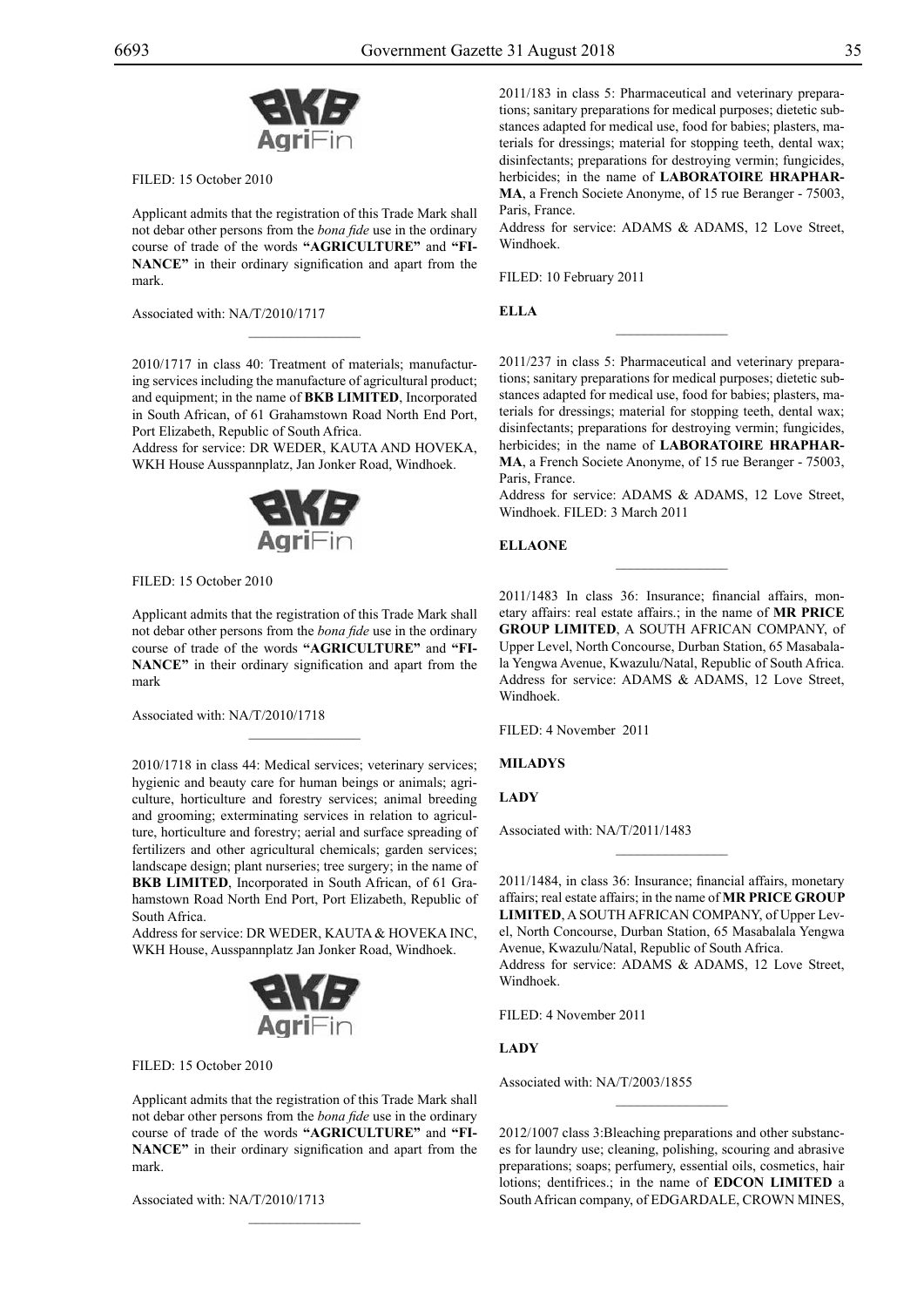BKB AgriFin

FILED: 15 October 2010

Applicant admits that the registration of this Trade Mark shall not debar other persons from the *bona fide* use in the ordinary course of trade of the words **"AGRICULTURE"** and **"FINANCE"** in their ordinary signification and apart from the mark.

Associated with: NA/T/2010/1717

---

2010/1717 in class 40: Treatment of materials; manufacturing services including the manufacture of agricultural product; and equipment; in the name of **BKB LIMITED**, Incorporated in South African, of 61 Grahamstown Road North End Port, Port Elizabeth, Republic of South Africa.

Address for service: DR WEDER, KAUTA AND HOVEKA, WKH House Ausspannplatz, Jan Jonker Road, Windhoek.

BKB AgriFin

FILED: 15 October 2010

Applicant admits that the registration of this Trade Mark shall not debar other persons from the *bona fide* use in the ordinary course of trade of the words **"AGRICULTURE"** and **"FINANCE"** in their ordinary signification and apart from the mark

Associated with: NA/T/2010/1718

---

2010/1718 in class 44: Medical services; veterinary services; hygienic and beauty care for human beings or animals; agriculture, horticulture and forestry services; animal breeding and grooming; exterminating services in relation to agriculture, horticulture and forestry; aerial and surface spreading of fertilizers and other agricultural chemicals; garden services; landscape design; plant nurseries; tree surgery; in the name of **BKB LIMITED**, Incorporated in South African, of 61 Grahamstown Road North End Port, Port Elizabeth, Republic of South Africa.

Address for service: DR WEDER, KAUTA & HOVEKA INC, WKH House, Ausspannplatz Jan Jonker Road, Windhoek.

BKB AgriFin

FILED: 15 October 2010

Applicant admits that the registration of this Trade Mark shall not debar other persons from the *bona fide* use in the ordinary course of trade of the words **"AGRICULTURE"** and **"FINANCE"** in their ordinary signification and apart from the mark.

Associated with: NA/T/2010/1713

---

2011/183 in class 5: Pharmaceutical and veterinary preparations; sanitary preparations for medical purposes; dietetic substances adapted for medical use, food for babies; plasters, materials for dressings; material for stopping teeth, dental wax; disinfectants; preparations for destroying vermin; fungicides, herbicides; in the name of **LABORATOIRE HRAPHARMA**, a French Societe Anonyme, of 15 rue Beranger - 75003, Paris, France.

Address for service: ADAMS & ADAMS, 12 Love Street, Windhoek.

FILED: 10 February 2011

**ELLA**

---

2011/237 in class 5: Pharmaceutical and veterinary preparations; sanitary preparations for medical purposes; dietetic substances adapted for medical use, food for babies; plasters, materials for dressings; material for stopping teeth, dental wax; disinfectants; preparations for destroying vermin; fungicides, herbicides; in the name of **LABORATOIRE HRAPHARMA**, a French Societe Anonyme, of 15 rue Beranger - 75003, Paris, France.

Address for service: ADAMS & ADAMS, 12 Love Street, Windhoek. FILED: 3 March 2011

**ELLAONE**

---

2011/1483 In class 36: Insurance; financial affairs, monetary affairs: real estate affairs.; in the name of **MR PRICE GROUP LIMITED**, A SOUTH AFRICAN COMPANY, of Upper Level, North Concourse, Durban Station, 65 Masabalala Yengwa Avenue, Kwazulu/Natal, Republic of South Africa. Address for service: ADAMS & ADAMS, 12 Love Street, Windhoek.

FILED: 4 November 2011

**MILADYS**

**LADY**

Associated with: NA/T/2011/1483

---

2011/1484, in class 36: Insurance; financial affairs, monetary affairs; real estate affairs; in the name of **MR PRICE GROUP LIMITED**, A SOUTH AFRICAN COMPANY, of Upper Level, North Concourse, Durban Station, 65 Masabalala Yengwa Avenue, Kwazulu/Natal, Republic of South Africa.

Address for service: ADAMS & ADAMS, 12 Love Street, Windhoek.

FILED: 4 November 2011

**LADY**

Associated with: NA/T/2003/1855

---

2012/1007 class 3:Bleaching preparations and other substances for laundry use; cleaning, polishing, scouring and abrasive preparations; soaps; perfumery, essential oils, cosmetics, hair lotions; dentifrices.; in the name of **EDCON LIMITED** a South African company, of EDGARDALE, CROWN MINES,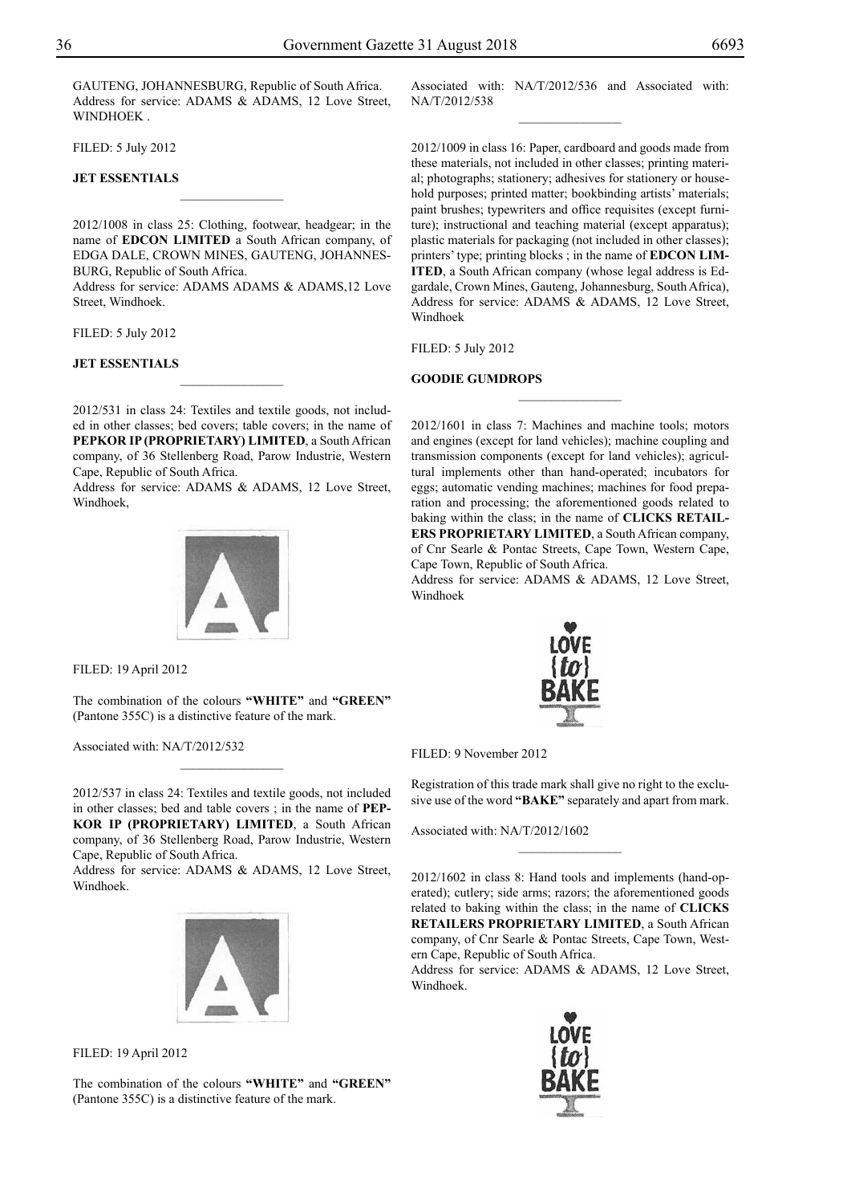GAUTENG, JOHANNESBURG, Republic of South Africa. Address for service: ADAMS & ADAMS, 12 Love Street, WINDHOEK .

FILED: 5 July 2012

**JET ESSENTIALS**

---

2012/1008 in class 25: Clothing, footwear, headgear; in the name of **EDCON LIMITED** a South African company, of EDGA DALE, CROWN MINES, GAUTENG, JOHANNESBURG, Republic of South Africa.
Address for service: ADAMS ADAMS & ADAMS,12 Love Street, Windhoek.

FILED: 5 July 2012

**JET ESSENTIALS**

---

2012/531 in class 24: Textiles and textile goods, not included in other classes; bed covers; table covers; in the name of **PEPKOR IP (PROPRIETARY) LIMITED**, a South African company, of 36 Stellenberg Road, Parow Industrie, Western Cape, Republic of South Africa.
Address for service: ADAMS & ADAMS, 12 Love Street, Windhoek,

FILED: 19 April 2012

The combination of the colours **"WHITE"** and **"GREEN"** (Pantone 355C) is a distinctive feature of the mark.

Associated with: NA/T/2012/532

---

2012/537 in class 24: Textiles and textile goods, not included in other classes; bed and table covers ; in the name of **PEPKOR IP (PROPRIETARY) LIMITED**, a South African company, of 36 Stellenberg Road, Parow Industrie, Western Cape, Republic of South Africa.
Address for service: ADAMS & ADAMS, 12 Love Street, Windhoek.

FILED: 19 April 2012

The combination of the colours **"WHITE"** and **"GREEN"** (Pantone 355C) is a distinctive feature of the mark.

Associated with: NA/T/2012/536 and Associated with: NA/T/2012/538

---

2012/1009 in class 16: Paper, cardboard and goods made from these materials, not included in other classes; printing material; photographs; stationery; adhesives for stationery or household purposes; printed matter; bookbinding artists' materials; paint brushes; typewriters and office requisites (except furniture); instructional and teaching material (except apparatus); plastic materials for packaging (not included in other classes); printers' type; printing blocks ; in the name of **EDCON LIMITED**, a South African company (whose legal address is Edgardale, Crown Mines, Gauteng, Johannesburg, South Africa), Address for service: ADAMS & ADAMS, 12 Love Street, Windhoek

FILED: 5 July 2012

**GOODIE GUMDROPS**

---

2012/1601 in class 7: Machines and machine tools; motors and engines (except for land vehicles); machine coupling and transmission components (except for land vehicles); agricultural implements other than hand-operated; incubators for eggs; automatic vending machines; machines for food preparation and processing; the aforementioned goods related to baking within the class; in the name of **CLICKS RETAILERS PROPRIETARY LIMITED**, a South African company, of Cnr Searle & Pontac Streets, Cape Town, Western Cape, Cape Town, Republic of South Africa.
Address for service: ADAMS & ADAMS, 12 Love Street, Windhoek

FILED: 9 November 2012

Registration of this trade mark shall give no right to the exclusive use of the word **"BAKE"** separately and apart from mark.

Associated with: NA/T/2012/1602

---

2012/1602 in class 8: Hand tools and implements (hand-operated); cutlery; side arms; razors; the aforementioned goods related to baking within the class; in the name of **CLICKS RETAILERS PROPRIETARY LIMITED**, a South African company, of Cnr Searle & Pontac Streets, Cape Town, Western Cape, Republic of South Africa.
Address for service: ADAMS & ADAMS, 12 Love Street, Windhoek.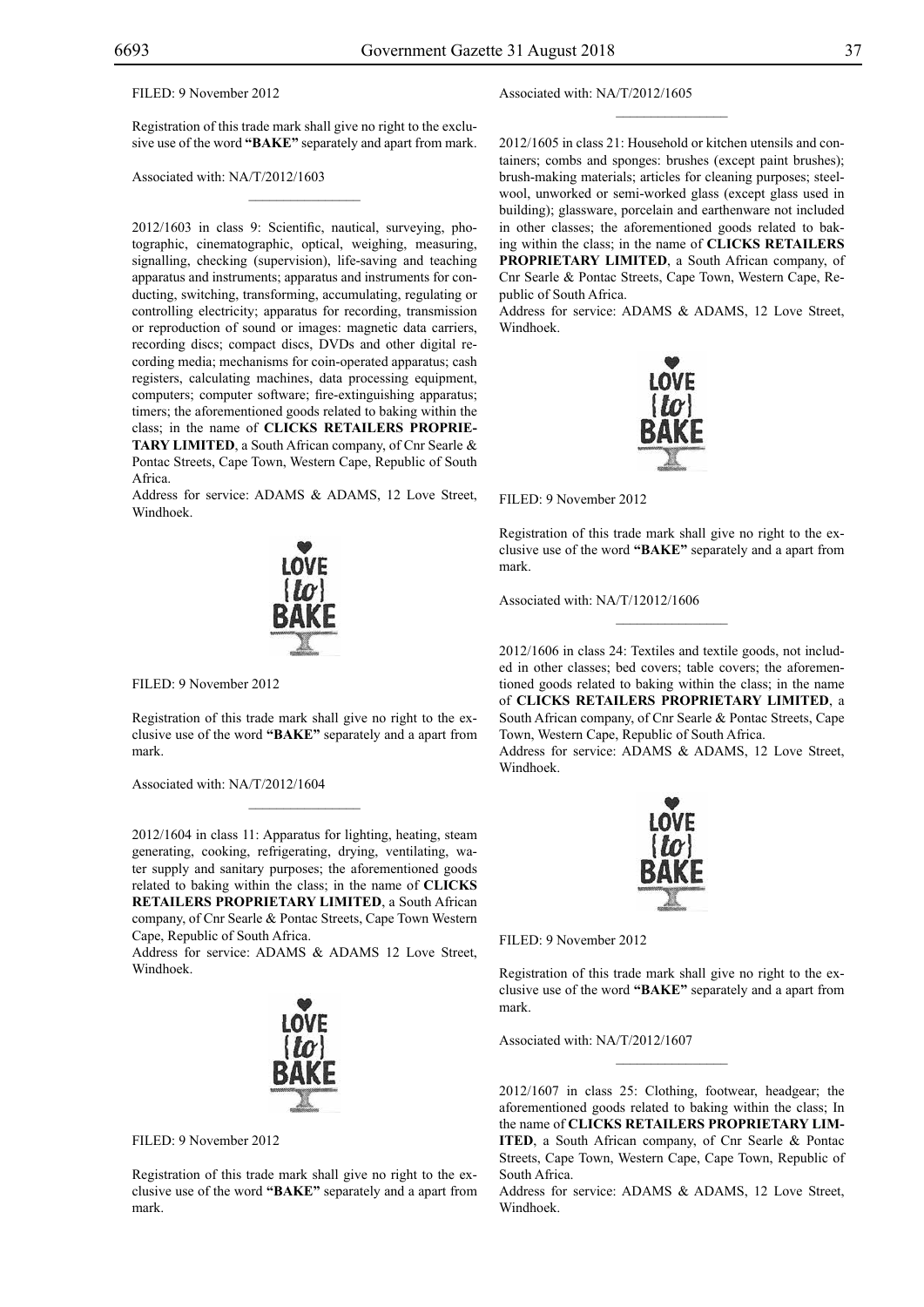FILED: 9 November 2012

Registration of this trade mark shall give no right to the exclusive use of the word **"BAKE"** separately and apart from mark.

Associated with: NA/T/2012/1603

---

2012/1603 in class 9: Scientific, nautical, surveying, photographic, cinematographic, optical, weighing, measuring, signalling, checking (supervision), life-saving and teaching apparatus and instruments; apparatus and instruments for conducting, switching, transforming, accumulating, regulating or controlling electricity; apparatus for recording, transmission or reproduction of sound or images: magnetic data carriers, recording discs; compact discs, DVDs and other digital recording media; mechanisms for coin-operated apparatus; cash registers, calculating machines, data processing equipment, computers; computer software; fire-extinguishing apparatus; timers; the aforementioned goods related to baking within the class; in the name of **CLICKS RETAILERS PROPRIETARY LIMITED**, a South African company, of Cnr Searle & Pontac Streets, Cape Town, Western Cape, Republic of South Africa.

Address for service: ADAMS & ADAMS, 12 Love Street, Windhoek.

LOVE {to} BAKE

FILED: 9 November 2012

Registration of this trade mark shall give no right to the exclusive use of the word **"BAKE"** separately and a apart from mark.

Associated with: NA/T/2012/1604

---

2012/1604 in class 11: Apparatus for lighting, heating, steam generating, cooking, refrigerating, drying, ventilating, water supply and sanitary purposes; the aforementioned goods related to baking within the class; in the name of **CLICKS RETAILERS PROPRIETARY LIMITED**, a South African company, of Cnr Searle & Pontac Streets, Cape Town Western Cape, Republic of South Africa.

Address for service: ADAMS & ADAMS 12 Love Street, Windhoek.

LOVE {to} BAKE

FILED: 9 November 2012

Registration of this trade mark shall give no right to the exclusive use of the word **"BAKE"** separately and a apart from mark.

Associated with: NA/T/2012/1605

---

2012/1605 in class 21: Household or kitchen utensils and containers; combs and sponges: brushes (except paint brushes); brush-making materials; articles for cleaning purposes; steelwool, unworked or semi-worked glass (except glass used in building); glassware, porcelain and earthenware not included in other classes; the aforementioned goods related to baking within the class; in the name of **CLICKS RETAILERS PROPRIETARY LIMITED**, a South African company, of Cnr Searle & Pontac Streets, Cape Town, Western Cape, Republic of South Africa.

Address for service: ADAMS & ADAMS, 12 Love Street, Windhoek.

LOVE {to} BAKE

FILED: 9 November 2012

Registration of this trade mark shall give no right to the exclusive use of the word **"BAKE"** separately and a apart from mark.

Associated with: NA/T/12012/1606

---

2012/1606 in class 24: Textiles and textile goods, not included in other classes; bed covers; table covers; the aforementioned goods related to baking within the class; in the name of **CLICKS RETAILERS PROPRIETARY LIMITED**, a South African company, of Cnr Searle & Pontac Streets, Cape Town, Western Cape, Republic of South Africa.

Address for service: ADAMS & ADAMS, 12 Love Street, Windhoek.

LOVE {to} BAKE

FILED: 9 November 2012

Registration of this trade mark shall give no right to the exclusive use of the word **"BAKE"** separately and a apart from mark.

Associated with: NA/T/2012/1607

---

2012/1607 in class 25: Clothing, footwear, headgear; the aforementioned goods related to baking within the class; In the name of **CLICKS RETAILERS PROPRIETARY LIMITED**, a South African company, of Cnr Searle & Pontac Streets, Cape Town, Western Cape, Cape Town, Republic of South Africa.

Address for service: ADAMS & ADAMS, 12 Love Street, Windhoek.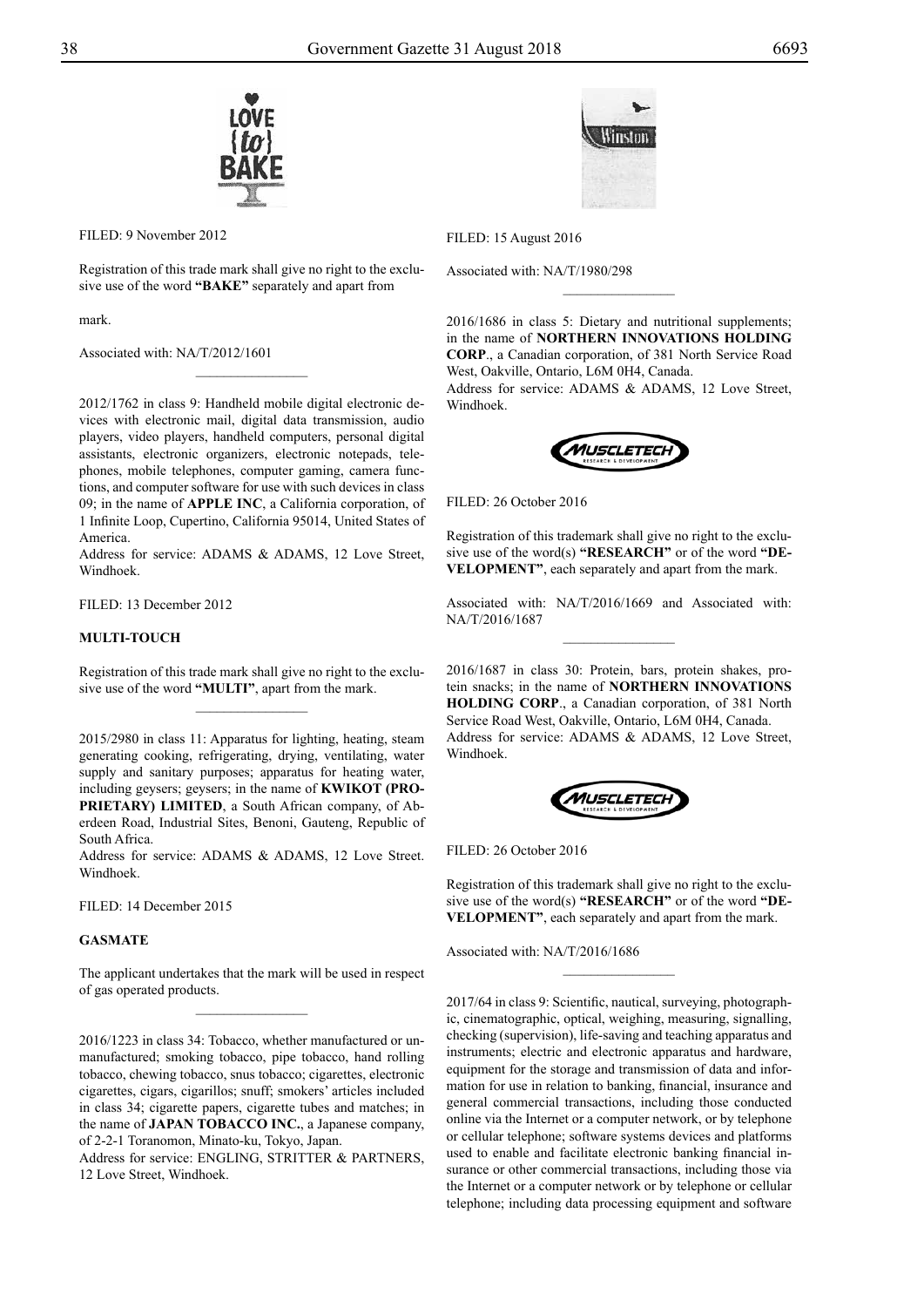FILED: 9 November 2012

Registration of this trade mark shall give no right to the exclusive use of the word **"BAKE"** separately and apart from

mark.

Associated with: NA/T/2012/1601

---

2012/1762 in class 9: Handheld mobile digital electronic devices with electronic mail, digital data transmission, audio players, video players, handheld computers, personal digital assistants, electronic organizers, electronic notepads, telephones, mobile telephones, computer gaming, camera functions, and computer software for use with such devices in class 09; in the name of **APPLE INC**, a California corporation, of 1 Infinite Loop, Cupertino, California 95014, United States of America.
Address for service: ADAMS & ADAMS, 12 Love Street, Windhoek.

FILED: 13 December 2012

**MULTI-TOUCH**

Registration of this trade mark shall give no right to the exclusive use of the word **"MULTI"**, apart from the mark.

---

2015/2980 in class 11: Apparatus for lighting, heating, steam generating cooking, refrigerating, drying, ventilating, water supply and sanitary purposes; apparatus for heating water, including geysers; geysers; in the name of **KWIKOT (PROPRIETARY) LIMITED**, a South African company, of Aberdeen Road, Industrial Sites, Benoni, Gauteng, Republic of South Africa.
Address for service: ADAMS & ADAMS, 12 Love Street. Windhoek.

FILED: 14 December 2015

**GASMATE**

The applicant undertakes that the mark will be used in respect of gas operated products.

---

2016/1223 in class 34: Tobacco, whether manufactured or unmanufactured; smoking tobacco, pipe tobacco, hand rolling tobacco, chewing tobacco, snus tobacco; cigarettes, electronic cigarettes, cigars, cigarillos; snuff; smokers' articles included in class 34; cigarette papers, cigarette tubes and matches; in the name of **JAPAN TOBACCO INC.**, a Japanese company, of 2-2-1 Toranomon, Minato-ku, Tokyo, Japan.
Address for service: ENGLING, STRITTER & PARTNERS, 12 Love Street, Windhoek.

FILED: 15 August 2016

Associated with: NA/T/1980/298

---

2016/1686 in class 5: Dietary and nutritional supplements; in the name of **NORTHERN INNOVATIONS HOLDING CORP**., a Canadian corporation, of 381 North Service Road West, Oakville, Ontario, L6M 0H4, Canada.
Address for service: ADAMS & ADAMS, 12 Love Street, Windhoek.

FILED: 26 October 2016

Registration of this trademark shall give no right to the exclusive use of the word(s) **"RESEARCH"** or of the word **"DEVELOPMENT"**, each separately and apart from the mark.

Associated with: NA/T/2016/1669 and Associated with: NA/T/2016/1687

---

2016/1687 in class 30: Protein, bars, protein shakes, protein snacks; in the name of **NORTHERN INNOVATIONS HOLDING CORP**., a Canadian corporation, of 381 North Service Road West, Oakville, Ontario, L6M 0H4, Canada.
Address for service: ADAMS & ADAMS, 12 Love Street, Windhoek.

FILED: 26 October 2016

Registration of this trademark shall give no right to the exclusive use of the word(s) **"RESEARCH"** or of the word **"DEVELOPMENT"**, each separately and apart from the mark.

Associated with: NA/T/2016/1686

---

2017/64 in class 9: Scientific, nautical, surveying, photographic, cinematographic, optical, weighing, measuring, signalling, checking (supervision), life-saving and teaching apparatus and instruments; electric and electronic apparatus and hardware, equipment for the storage and transmission of data and information for use in relation to banking, financial, insurance and general commercial transactions, including those conducted online via the Internet or a computer network, or by telephone or cellular telephone; software systems devices and platforms used to enable and facilitate electronic banking financial insurance or other commercial transactions, including those via the Internet or a computer network or by telephone or cellular telephone; including data processing equipment and software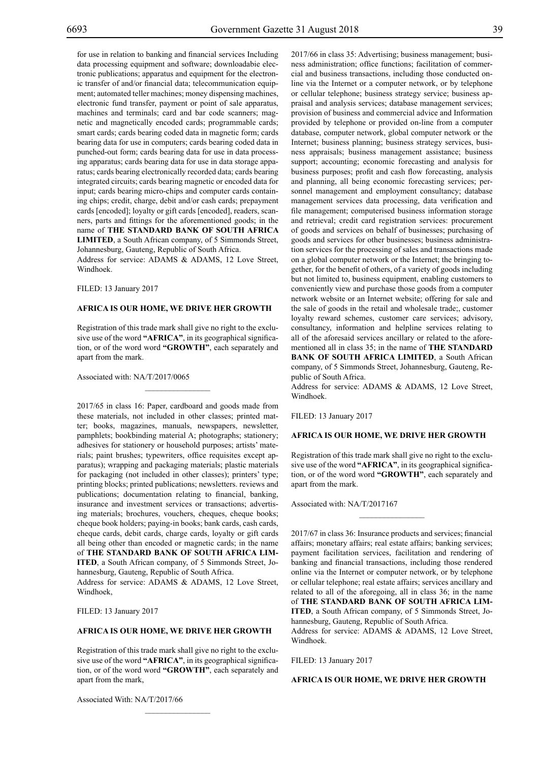for use in relation to banking and financial services Including data processing equipment and software; downloadabie electronic publications; apparatus and equipment for the electronic transfer of and/or financial data; telecommunication equipment; automated teller machines; money dispensing machines, electronic fund transfer, payment or point of sale apparatus, machines and terminals; card and bar code scanners; magnetic and magnetically encoded cards; programmable cards; smart cards; cards bearing coded data in magnetic form; cards bearing data for use in computers; cards bearing coded data in punched-out form; cards bearing data for use in data processing apparatus; cards bearing data for use in data storage apparatus; cards bearing electronically recorded data; cards bearing integrated circuits; cards bearing magnetic or encoded data for input; cards bearing micro-chips and computer cards containing chips; credit, charge, debit and/or cash cards; prepayment cards [encoded]; loyalty or gift cards [encoded], readers, scanners, parts and fittings for the aforementioned goods; in the name of **THE STANDARD BANK OF SOUTH AFRICA LIMITED**, a South African company, of 5 Simmonds Street, Johannesburg, Gauteng, Republic of South Africa.

Address for service: ADAMS & ADAMS, 12 Love Street, Windhoek.

FILED: 13 January 2017

**AFRICA IS OUR HOME, WE DRIVE HER GROWTH**

Registration of this trade mark shall give no right to the exclusive use of the word **"AFRICA"**, in its geographical signification, or of the word word **"GROWTH"**, each separately and apart from the mark.

Associated with: NA/T/2017/0065

---

2017/65 in class 16: Paper, cardboard and goods made from these materials, not included in other classes; printed matter; books, magazines, manuals, newspapers, newsletter, pamphlets; bookbinding material A; photographs; stationery; adhesives for stationery or household purposes; artists' materials; paint brushes; typewriters, office requisites except apparatus); wrapping and packaging materials; plastic materials for packaging (not included in other classes); printers' type; printing blocks; printed publications; newsletters. reviews and publications; documentation relating to financial, banking, insurance and investment services or transactions; advertising materials; brochures, vouchers, cheques, cheque books; cheque book holders; paying-in books; bank cards, cash cards, cheque cards, debit cards, charge cards, loyalty or gift cards all being other than encoded or magnetic cards; in the name of **THE STANDARD BANK OF SOUTH AFRICA LIMITED**, a South African company, of 5 Simmonds Street, Johannesburg, Gauteng, Republic of South Africa.

Address for service: ADAMS & ADAMS, 12 Love Street, Windhoek,

FILED: 13 January 2017

**AFRICA IS OUR HOME, WE DRIVE HER GROWTH**

Registration of this trade mark shall give no right to the exclusive use of the word **"AFRICA"**, in its geographical signification, or of the word word **"GROWTH"**, each separately and apart from the mark,

Associated With: NA/T/2017/66

---

2017/66 in class 35: Advertising; business management; business administration; office functions; facilitation of commercial and business transactions, including those conducted online via the Internet or a computer network, or by telephone or cellular telephone; business strategy service; business appraisal and analysis services; database management services; provision of business and commercial advice and Information provided by telephone or provided on-line from a computer database, computer network, global computer network or the Internet; business planning; business strategy services, business appraisals; business management assistance; business support; accounting; economic forecasting and analysis for business purposes; profit and cash flow forecasting, analysis and planning, all being economic forecasting services; personnel management and employment consultancy; database management services data processing, data verification and file management; computerised business information storage and retrieval; credit card registration services: procurement of goods and services on behalf of businesses; purchasing of goods and services for other businesses; business administration services for the processing of sales and transactions made on a global computer network or the Internet; the bringing together, for the benefit of others, of a variety of goods including but not limited to, business equipment, enabling customers to conveniently view and purchase those goods from a computer network website or an Internet website; offering for sale and the sale of goods in the retail and wholesale trade;, customer loyalty reward schemes, customer care services; advisory, consultancy, information and helpline services relating to all of the aforesaid services ancillary or related to the aforementioned all in class 35; in the name of **THE STANDARD BANK OF SOUTH AFRICA LIMITED**, a South African company, of 5 Simmonds Street, Johannesburg, Gauteng, Republic of South Africa.

Address for service: ADAMS & ADAMS, 12 Love Street, Windhoek.

FILED: 13 January 2017

**AFRICA IS OUR HOME, WE DRIVE HER GROWTH**

Registration of this trade mark shall give no right to the exclusive use of the word **"AFRICA"**, in its geographical signification, or of the word word **"GROWTH"**, each separately and apart from the mark.

Associated with: NA/T/2017167

---

2017/67 in class 36: Insurance products and services; financial affairs; monetary affairs; real estate affairs; banking services; payment facilitation services, facilitation and rendering of banking and financial transactions, including those rendered online via the Internet or computer network, or by telephone or cellular telephone; real estate affairs; services ancillary and related to all of the aforegoing, all in class 36; in the name of **THE STANDARD BANK OF SOUTH AFRICA LIMITED**, a South African company, of 5 Simmonds Street, Johannesburg, Gauteng, Republic of South Africa.

Address for service: ADAMS & ADAMS, 12 Love Street, Windhoek.

FILED: 13 January 2017

**AFRICA IS OUR HOME, WE DRIVE HER GROWTH**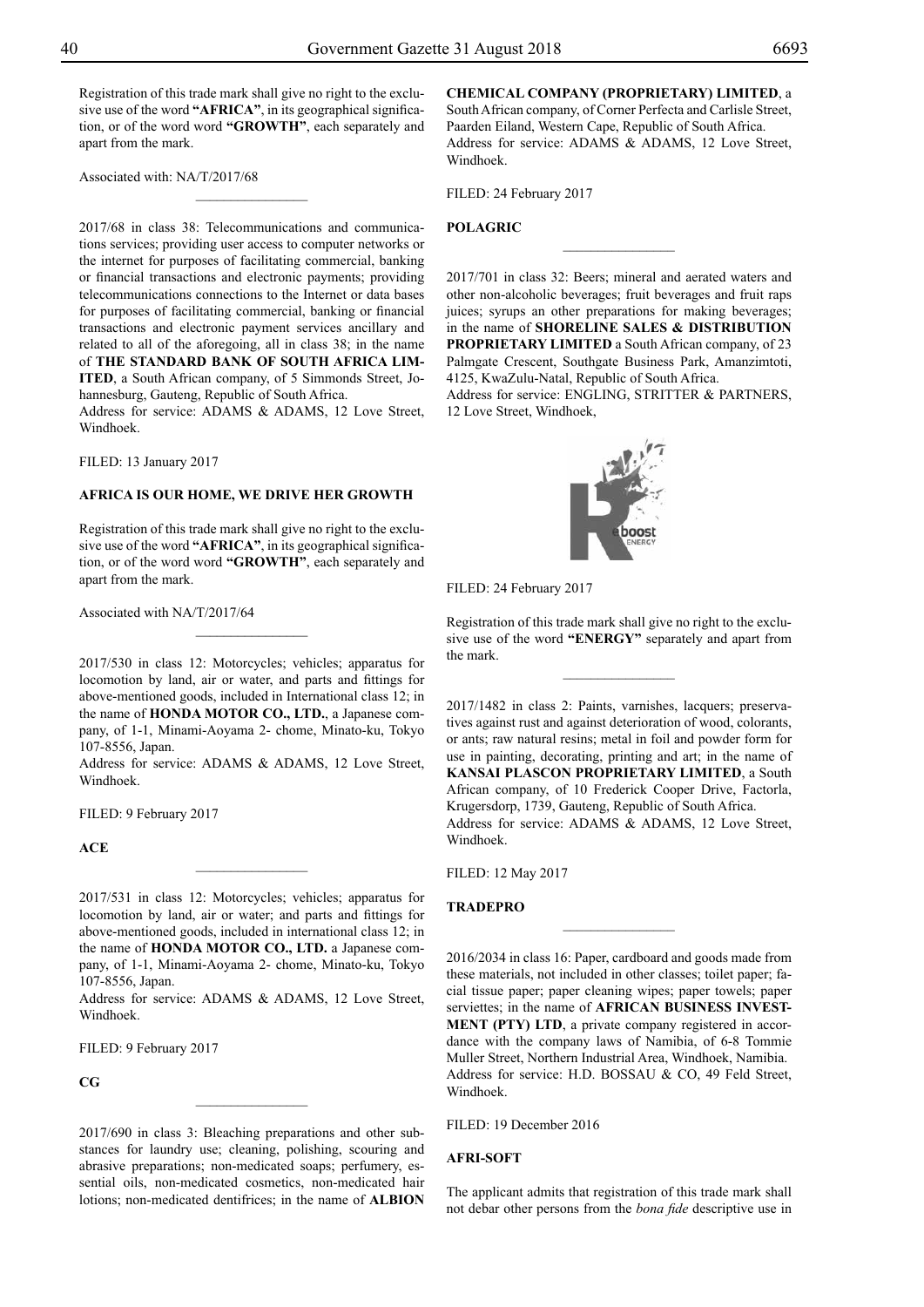Registration of this trade mark shall give no right to the exclusive use of the word **"AFRICA"**, in its geographical signification, or of the word word **"GROWTH"**, each separately and apart from the mark.

Associated with: NA/T/2017/68

---

2017/68 in class 38: Telecommunications and communications services; providing user access to computer networks or the internet for purposes of facilitating commercial, banking or financial transactions and electronic payments; providing telecommunications connections to the Internet or data bases for purposes of facilitating commercial, banking or financial transactions and electronic payment services ancillary and related to all of the aforegoing, all in class 38; in the name of **THE STANDARD BANK OF SOUTH AFRICA LIMITED**, a South African company, of 5 Simmonds Street, Johannesburg, Gauteng, Republic of South Africa.
Address for service: ADAMS & ADAMS, 12 Love Street, Windhoek.

FILED: 13 January 2017

**AFRICA IS OUR HOME, WE DRIVE HER GROWTH**

Registration of this trade mark shall give no right to the exclusive use of the word **"AFRICA"**, in its geographical signification, or of the word word **"GROWTH"**, each separately and apart from the mark.

Associated with NA/T/2017/64

---

2017/530 in class 12: Motorcycles; vehicles; apparatus for locomotion by land, air or water, and parts and fittings for above-mentioned goods, included in International class 12; in the name of **HONDA MOTOR CO., LTD.**, a Japanese company, of 1-1, Minami-Aoyama 2- chome, Minato-ku, Tokyo 107-8556, Japan.
Address for service: ADAMS & ADAMS, 12 Love Street, Windhoek.

FILED: 9 February 2017

**ACE**

---

2017/531 in class 12: Motorcycles; vehicles; apparatus for locomotion by land, air or water; and parts and fittings for above-mentioned goods, included in international class 12; in the name of **HONDA MOTOR CO., LTD.** a Japanese company, of 1-1, Minami-Aoyama 2- chome, Minato-ku, Tokyo 107-8556, Japan.
Address for service: ADAMS & ADAMS, 12 Love Street, Windhoek.

FILED: 9 February 2017

**CG**

---

2017/690 in class 3: Bleaching preparations and other substances for laundry use; cleaning, polishing, scouring and abrasive preparations; non-medicated soaps; perfumery, essential oils, non-medicated cosmetics, non-medicated hair lotions; non-medicated dentifrices; in the name of **ALBION CHEMICAL COMPANY (PROPRIETARY) LIMITED**, a South African company, of Corner Perfecta and Carlisle Street, Paarden Eiland, Western Cape, Republic of South Africa.
Address for service: ADAMS & ADAMS, 12 Love Street, Windhoek.

FILED: 24 February 2017

**POLAGRIC**

---

2017/701 in class 32: Beers; mineral and aerated waters and other non-alcoholic beverages; fruit beverages and fruit raps juices; syrups an other preparations for making beverages; in the name of **SHORELINE SALES & DISTRIBUTION PROPRIETARY LIMITED** a South African company, of 23 Palmgate Crescent, Southgate Business Park, Amanzimtoti, 4125, KwaZulu-Natal, Republic of South Africa.
Address for service: ENGLING, STRITTER & PARTNERS, 12 Love Street, Windhoek,

FILED: 24 February 2017

Registration of this trade mark shall give no right to the exclusive use of the word **"ENERGY"** separately and apart from the mark.

---

2017/1482 in class 2: Paints, varnishes, lacquers; preservatives against rust and against deterioration of wood, colorants, or ants; raw natural resins; metal in foil and powder form for use in painting, decorating, printing and art; in the name of **KANSAI PLASCON PROPRIETARY LIMITED**, a South African company, of 10 Frederick Cooper Drive, Factorla, Krugersdorp, 1739, Gauteng, Republic of South Africa.
Address for service: ADAMS & ADAMS, 12 Love Street, Windhoek.

FILED: 12 May 2017

**TRADEPRO**

---

2016/2034 in class 16: Paper, cardboard and goods made from these materials, not included in other classes; toilet paper; facial tissue paper; paper cleaning wipes; paper towels; paper serviettes; in the name of **AFRICAN BUSINESS INVESTMENT (PTY) LTD**, a private company registered in accordance with the company laws of Namibia, of 6-8 Tommie Muller Street, Northern Industrial Area, Windhoek, Namibia.
Address for service: H.D. BOSSAU & CO, 49 Feld Street, Windhoek.

FILED: 19 December 2016

**AFRI-SOFT**

The applicant admits that registration of this trade mark shall not debar other persons from the *bona fide* descriptive use in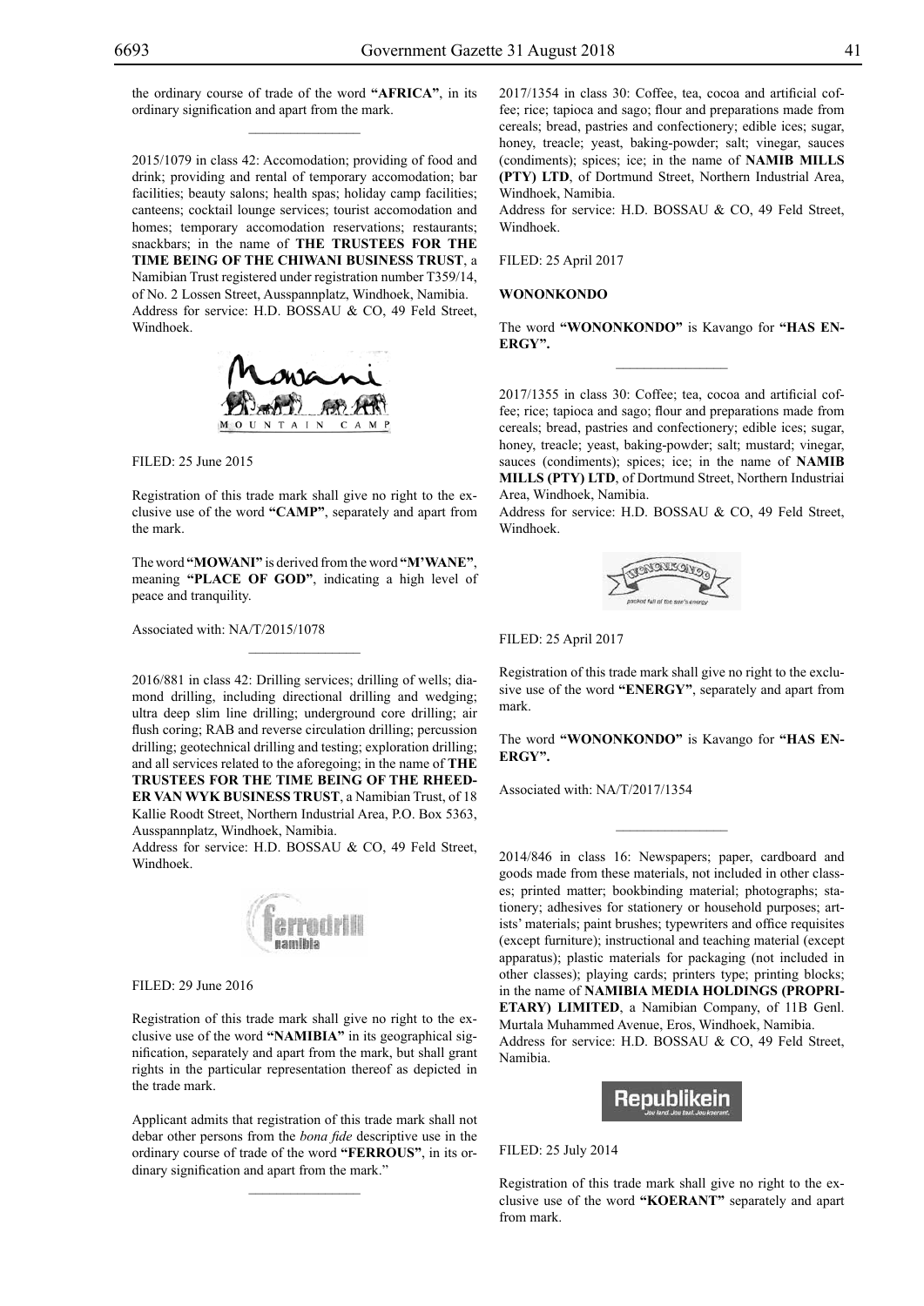the ordinary course of trade of the word **"AFRICA"**, in its ordinary signification and apart from the mark.

---

2015/1079 in class 42: Accomodation; providing of food and drink; providing and rental of temporary accomodation; bar facilities; beauty salons; health spas; holiday camp facilities; canteens; cocktail lounge services; tourist accomodation and homes; temporary accomodation reservations; restaurants; snackbars; in the name of **THE TRUSTEES FOR THE TIME BEING OF THE CHIWANI BUSINESS TRUST**, a Namibian Trust registered under registration number T359/14, of No. 2 Lossen Street, Ausspannplatz, Windhoek, Namibia.
Address for service: H.D. BOSSAU & CO, 49 Feld Street, Windhoek.

FILED: 25 June 2015

Registration of this trade mark shall give no right to the exclusive use of the word **"CAMP"**, separately and apart from the mark.

The word **"MOWANI"** is derived from the word **"M'WANE"**, meaning **"PLACE OF GOD"**, indicating a high level of peace and tranquility.

Associated with: NA/T/2015/1078

---

2016/881 in class 42: Drilling services; drilling of wells; diamond drilling, including directional drilling and wedging; ultra deep slim line drilling; underground core drilling; air flush coring; RAB and reverse circulation drilling; percussion drilling; geotechnical drilling and testing; exploration drilling; and all services related to the aforegoing; in the name of **THE TRUSTEES FOR THE TIME BEING OF THE RHEEDER VAN WYK BUSINESS TRUST**, a Namibian Trust, of 18 Kallie Roodt Street, Northern Industrial Area, P.O. Box 5363, Ausspannplatz, Windhoek, Namibia.
Address for service: H.D. BOSSAU & CO, 49 Feld Street, Windhoek.

FILED: 29 June 2016

Registration of this trade mark shall give no right to the exclusive use of the word **"NAMIBIA"** in its geographical signification, separately and apart from the mark, but shall grant rights in the particular representation thereof as depicted in the trade mark.

Applicant admits that registration of this trade mark shall not debar other persons from the *bona fide* descriptive use in the ordinary course of trade of the word **"FERROUS"**, in its ordinary signification and apart from the mark."

---

2017/1354 in class 30: Coffee, tea, cocoa and artificial coffee; rice; tapioca and sago; flour and preparations made from cereals; bread, pastries and confectionery; edible ices; sugar, honey, treacle; yeast, baking-powder; salt; vinegar, sauces (condiments); spices; ice; in the name of **NAMIB MILLS (PTY) LTD**, of Dortmund Street, Northern Industrial Area, Windhoek, Namibia.
Address for service: H.D. BOSSAU & CO, 49 Feld Street, Windhoek.

FILED: 25 April 2017

**WONONKONDO**

The word **"WONONKONDO"** is Kavango for **"HAS ENERGY".**

---

2017/1355 in class 30: Coffee; tea, cocoa and artificial coffee; rice; tapioca and sago; flour and preparations made from cereals; bread, pastries and confectionery; edible ices; sugar, honey, treacle; yeast, baking-powder; salt; mustard; vinegar, sauces (condiments); spices; ice; in the name of **NAMIB MILLS (PTY) LTD**, of Dortmund Street, Northern Industriai Area, Windhoek, Namibia.
Address for service: H.D. BOSSAU & CO, 49 Feld Street, Windhoek.

FILED: 25 April 2017

Registration of this trade mark shall give no right to the exclusive use of the word **"ENERGY"**, separately and apart from mark.

The word **"WONONKONDO"** is Kavango for **"HAS ENERGY".**

Associated with: NA/T/2017/1354

---

2014/846 in class 16: Newspapers; paper, cardboard and goods made from these materials, not included in other classes; printed matter; bookbinding material; photographs; stationery; adhesives for stationery or household purposes; artists' materials; paint brushes; typewriters and office requisites (except furniture); instructional and teaching material (except apparatus); plastic materials for packaging (not included in other classes); playing cards; printers type; printing blocks; in the name of **NAMIBIA MEDIA HOLDINGS (PROPRIETARY) LIMITED**, a Namibian Company, of 11B Genl. Murtala Muhammed Avenue, Eros, Windhoek, Namibia.
Address for service: H.D. BOSSAU & CO, 49 Feld Street, Namibia.

FILED: 25 July 2014

Registration of this trade mark shall give no right to the exclusive use of the word **"KOERANT"** separately and apart from mark.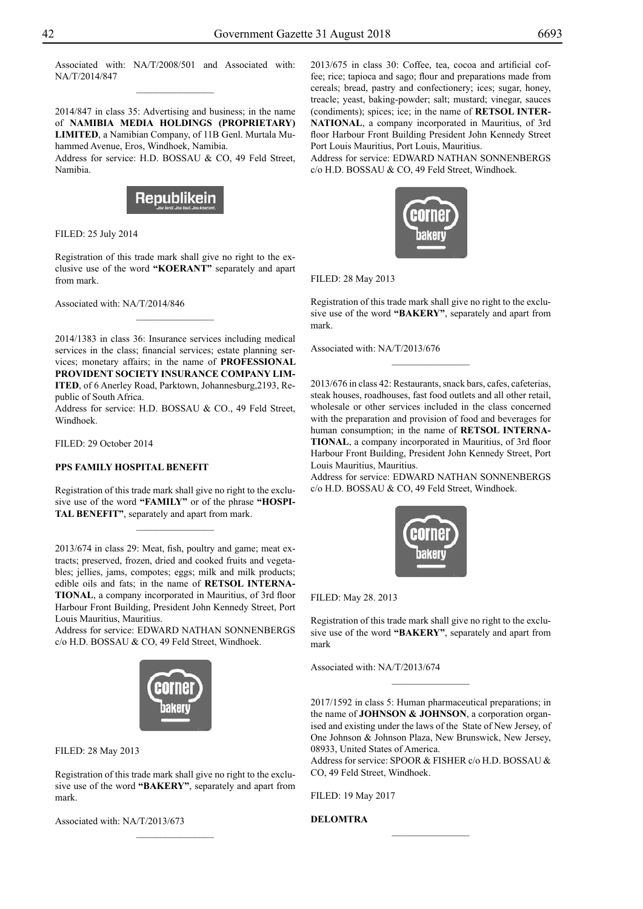Associated with: NA/T/2008/501 and Associated with: NA/T/2014/847

________________

2014/847 in class 35: Advertising and business; in the name of **NAMIBIA MEDIA HOLDINGS (PROPRIETARY) LIMITED**, a Namibian Company, of 11B Genl. Murtala Muhammed Avenue, Eros, Windhoek, Namibia.
Address for service: H.D. BOSSAU & CO, 49 Feld Street, Namibia.

FILED: 25 July 2014

Registration of this trade mark shall give no right to the exclusive use of the word **"KOERANT"** separately and apart from mark.

Associated with: NA/T/2014/846

________________

2014/1383 in class 36: Insurance services including medical services in the class; financial services; estate planning services; monetary affairs; in the name of **PROFESSIONAL PROVIDENT SOCIETY INSURANCE COMPANY LIMITED**, of 6 Anerley Road, Parktown, Johannesburg,2193, Republic of South Africa.
Address for service: H.D. BOSSAU & CO., 49 Feld Street, Windhoek.

FILED: 29 October 2014

**PPS FAMILY HOSPITAL BENEFIT**

Registration of this trade mark shall give no right to the exclusive use of the word **"FAMILY"** or of the phrase **"HOSPITAL BENEFIT"**, separately and apart from mark.

________________

2013/674 in class 29: Meat, fish, poultry and game; meat extracts; preserved, frozen, dried and cooked fruits and vegetables; jellies, jams, compotes; eggs; milk and milk products; edible oils and fats; in the name of **RETSOL INTERNATIONAL**, a company incorporated in Mauritius, of 3rd floor Harbour Front Building, President John Kennedy Street, Port Louis Mauritius, Mauritius.
Address for service: EDWARD NATHAN SONNENBERGS c/o H.D. BOSSAU & CO, 49 Feld Street, Windhoek.

FILED: 28 May 2013

Registration of this trade mark shall give no right to the exclusive use of the word **"BAKERY"**, separately and apart from mark.

Associated with: NA/T/2013/673

________________

2013/675 in class 30: Coffee, tea, cocoa and artificial coffee; rice; tapioca and sago; flour and preparations made from cereals; bread, pastry and confectionery; ices; sugar, honey, treacle; yeast, baking-powder; salt; mustard; vinegar, sauces (condiments); spices; ice; in the name of **RETSOL INTERNATIONAL**, a company incorporated in Mauritius, of 3rd floor Harbour Front Building President John Kennedy Street Port Louis Mauritius, Port Louis, Mauritius.
Address for service: EDWARD NATHAN SONNENBERGS c/o H.D. BOSSAU & CO, 49 Feld Street, Windhoek.

FILED: 28 May 2013

Registration of this trade mark shall give no right to the exclusive use of the word **"BAKERY"**, separately and apart from mark.

Associated with: NA/T/2013/676

________________

2013/676 in class 42: Restaurants, snack bars, cafes, cafeterias, steak houses, roadhouses, fast food outlets and all other retail, wholesale or other services included in the class concerned with the preparation and provision of food and beverages for human consumption; in the name of **RETSOL INTERNATIONAL**, a company incorporated in Mauritius, of 3rd floor Harbour Front Building, President John Kennedy Street, Port Louis Mauritius, Mauritius.
Address for service: EDWARD NATHAN SONNENBERGS c/o H.D. BOSSAU & CO, 49 Feld Street, Windhoek.

FILED: May 28. 2013

Registration of this trade mark shall give no right to the exclusive use of the word **"BAKERY"**, separately and apart from mark

Associated with: NA/T/2013/674

________________

2017/1592 in class 5: Human pharmaceutical preparations; in the name of **JOHNSON & JOHNSON**, a corporation organised and existing under the laws of the State of New Jersey, of One Johnson & Johnson Plaza, New Brunswick, New Jersey, 08933, United States of America.
Address for service: SPOOR & FISHER c/o H.D. BOSSAU & CO, 49 Feld Street, Windhoek.

FILED: 19 May 2017

**DELOMTRA**

________________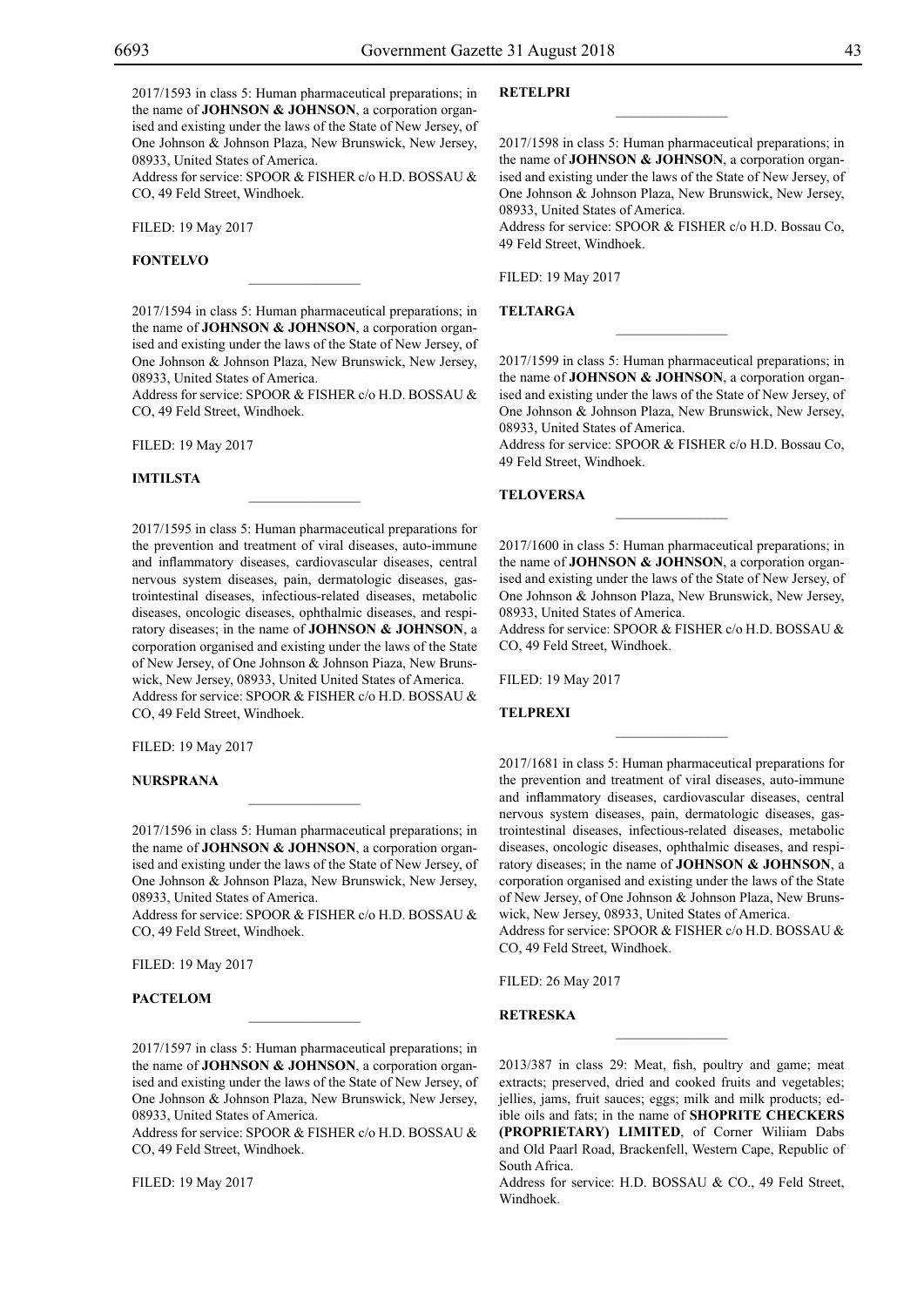2017/1593 in class 5: Human pharmaceutical preparations; in the name of **JOHNSON & JOHNSON**, a corporation organised and existing under the laws of the State of New Jersey, of One Johnson & Johnson Plaza, New Brunswick, New Jersey, 08933, United States of America.
Address for service: SPOOR & FISHER c/o H.D. BOSSAU & CO, 49 Feld Street, Windhoek.

FILED: 19 May 2017

**FONTELVO**

________________

2017/1594 in class 5: Human pharmaceutical preparations; in the name of **JOHNSON & JOHNSON**, a corporation organised and existing under the laws of the State of New Jersey, of One Johnson & Johnson Plaza, New Brunswick, New Jersey, 08933, United States of America.
Address for service: SPOOR & FISHER c/o H.D. BOSSAU & CO, 49 Feld Street, Windhoek.

FILED: 19 May 2017

**IMTILSTA**

________________

2017/1595 in class 5: Human pharmaceutical preparations for the prevention and treatment of viral diseases, auto-immune and inflammatory diseases, cardiovascular diseases, central nervous system diseases, pain, dermatologic diseases, gastrointestinal diseases, infectious-related diseases, metabolic diseases, oncologic diseases, ophthalmic diseases, and respiratory diseases; in the name of **JOHNSON & JOHNSON**, a corporation organised and existing under the laws of the State of New Jersey, of One Johnson & Johnson Piaza, New Brunswick, New Jersey, 08933, United United States of America.
Address for service: SPOOR & FISHER c/o H.D. BOSSAU & CO, 49 Feld Street, Windhoek.

FILED: 19 May 2017

**NURSPRANA**

________________

2017/1596 in class 5: Human pharmaceutical preparations; in the name of **JOHNSON & JOHNSON**, a corporation organised and existing under the laws of the State of New Jersey, of One Johnson & Johnson Plaza, New Brunswick, New Jersey, 08933, United States of America.
Address for service: SPOOR & FISHER c/o H.D. BOSSAU & CO, 49 Feld Street, Windhoek.

FILED: 19 May 2017

**PACTELOM**

________________

2017/1597 in class 5: Human pharmaceutical preparations; in the name of **JOHNSON & JOHNSON**, a corporation organised and existing under the laws of the State of New Jersey, of One Johnson & Johnson Plaza, New Brunswick, New Jersey, 08933, United States of America.
Address for service: SPOOR & FISHER c/o H.D. BOSSAU & CO, 49 Feld Street, Windhoek.

FILED: 19 May 2017

**RETELPRI**

________________

2017/1598 in class 5: Human pharmaceutical preparations; in the name of **JOHNSON & JOHNSON**, a corporation organised and existing under the laws of the State of New Jersey, of One Johnson & Johnson Plaza, New Brunswick, New Jersey, 08933, United States of America.
Address for service: SPOOR & FISHER c/o H.D. Bossau Co, 49 Feld Street, Windhoek.

FILED: 19 May 2017

**TELTARGA**

________________

2017/1599 in class 5: Human pharmaceutical preparations; in the name of **JOHNSON & JOHNSON**, a corporation organised and existing under the laws of the State of New Jersey, of One Johnson & Johnson Plaza, New Brunswick, New Jersey, 08933, United States of America.
Address for service: SPOOR & FISHER c/o H.D. Bossau Co, 49 Feld Street, Windhoek.

**TELOVERSA**

________________

2017/1600 in class 5: Human pharmaceutical preparations; in the name of **JOHNSON & JOHNSON**, a corporation organised and existing under the laws of the State of New Jersey, of One Johnson & Johnson Plaza, New Brunswick, New Jersey, 08933, United States of America.
Address for service: SPOOR & FISHER c/o H.D. BOSSAU & CO, 49 Feld Street, Windhoek.

FILED: 19 May 2017

**TELPREXI**

________________

2017/1681 in class 5: Human pharmaceutical preparations for the prevention and treatment of viral diseases, auto-immune and inflammatory diseases, cardiovascular diseases, central nervous system diseases, pain, dermatologic diseases, gastrointestinal diseases, infectious-related diseases, metabolic diseases, oncologic diseases, ophthalmic diseases, and respiratory diseases; in the name of **JOHNSON & JOHNSON**, a corporation organised and existing under the laws of the State of New Jersey, of One Johnson & Johnson Plaza, New Brunswick, New Jersey, 08933, United States of America.
Address for service: SPOOR & FISHER c/o H.D. BOSSAU & CO, 49 Feld Street, Windhoek.

FILED: 26 May 2017

**RETRESKA**

________________

2013/387 in class 29: Meat, fish, poultry and game; meat extracts; preserved, dried and cooked fruits and vegetables; jellies, jams, fruit sauces; eggs; milk and milk products; edible oils and fats; in the name of **SHOPRITE CHECKERS (PROPRIETARY) LIMITED**, of Corner Wiliiam Dabs and Old Paarl Road, Brackenfell, Western Cape, Republic of South Africa.
Address for service: H.D. BOSSAU & CO., 49 Feld Street, Windhoek.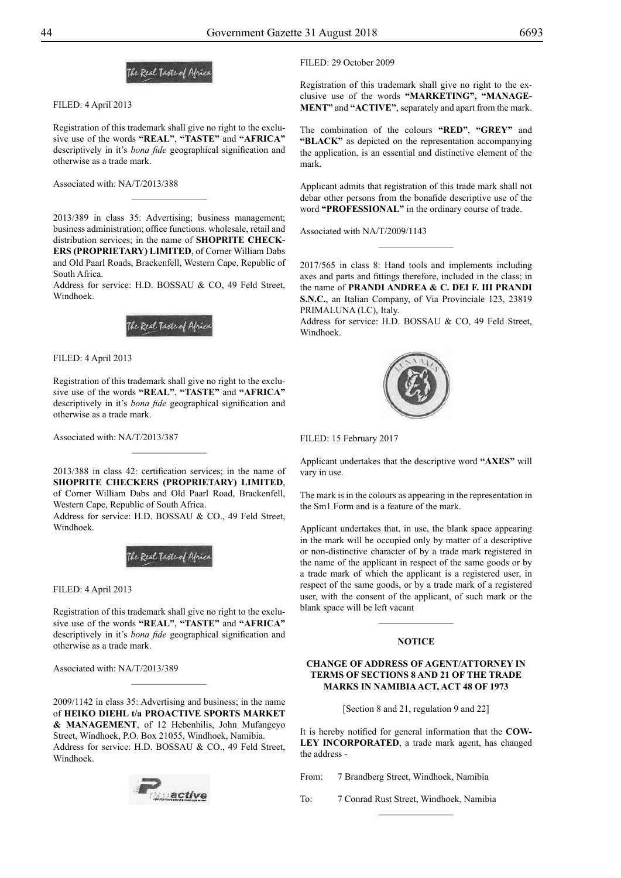FILED: 4 April 2013

Registration of this trademark shall give no right to the exclusive use of the words **"REAL"**, **"TASTE"** and **"AFRICA"** descriptively in it's *bona fide* geographical signification and otherwise as a trade mark.

Associated with: NA/T/2013/388

________________

2013/389 in class 35: Advertising; business management; business administration; office functions. wholesale, retail and distribution services; in the name of **SHOPRITE CHECKERS (PROPRIETARY) LIMITED**, of Corner William Dabs and Old Paarl Roads, Brackenfell, Western Cape, Republic of South Africa.
Address for service: H.D. BOSSAU & CO, 49 Feld Street, Windhoek.

FILED: 4 April 2013

Registration of this trademark shall give no right to the exclusive use of the words **"REAL"**, **"TASTE"** and **"AFRICA"** descriptively in it's *bona fide* geographical signification and otherwise as a trade mark.

Associated with: NA/T/2013/387

________________

2013/388 in class 42: certification services; in the name of **SHOPRITE CHECKERS (PROPRIETARY) LIMITED**, of Corner William Dabs and Old Paarl Road, Brackenfell, Western Cape, Republic of South Africa.
Address for service: H.D. BOSSAU & CO., 49 Feld Street, Windhoek.

FILED: 4 April 2013

Registration of this trademark shall give no right to the exclusive use of the words **"REAL"**, **"TASTE"** and **"AFRICA"** descriptively in it's *bona fide* geographical signification and otherwise as a trade mark.

Associated with: NA/T/2013/389

________________

2009/1142 in class 35: Advertising and business; in the name of **HEIKO DIEHL t/a PROACTIVE SPORTS MARKET & MANAGEMENT**, of 12 Hebenhilis, John Mufangeyo Street, Windhoek, P.O. Box 21055, Windhoek, Namibia.
Address for service: H.D. BOSSAU & CO., 49 Feld Street, Windhoek.

FILED: 29 October 2009

Registration of this trademark shall give no right to the exclusive use of the words **"MARKETING", "MANAGEMENT"** and **"ACTIVE"**, separately and apart from the mark.

The combination of the colours **"RED"**, **"GREY"** and **"BLACK"** as depicted on the representation accompanying the application, is an essential and distinctive element of the mark.

Applicant admits that registration of this trade mark shall not debar other persons from the bonafide descriptive use of the word **"PROFESSIONAL"** in the ordinary course of trade.

Associated with NA/T/2009/1143

________________

2017/565 in class 8: Hand tools and implements including axes and parts and fittings therefore, included in the class; in the name of **PRANDI ANDREA & C. DEI F. III PRANDI S.N.C.**, an Italian Company, of Via Provinciale 123, 23819 PRIMALUNA (LC), Italy.
Address for service: H.D. BOSSAU & CO, 49 Feld Street, Windhoek.

FILED: 15 February 2017

Applicant undertakes that the descriptive word **"AXES"** will vary in use.

The mark is in the colours as appearing in the representation in the Sm1 Form and is a feature of the mark.

Applicant undertakes that, in use, the blank space appearing in the mark will be occupied only by matter of a descriptive or non-distinctive character of by a trade mark registered in the name of the applicant in respect of the same goods or by a trade mark of which the applicant is a registered user, in respect of the same goods, or by a trade mark of a registered user, with the consent of the applicant, of such mark or the blank space will be left vacant

________________

**NOTICE**

**CHANGE OF ADDRESS OF AGENT/ATTORNEY IN TERMS OF SECTIONS 8 AND 21 OF THE TRADE MARKS IN NAMIBIA ACT, ACT 48 OF 1973**

[Section 8 and 21, regulation 9 and 22]

It is hereby notified for general information that the **COWLEY INCORPORATED**, a trade mark agent, has changed the address -

From: 7 Brandberg Street, Windhoek, Namibia

To: 7 Conrad Rust Street, Windhoek, Namibia

________________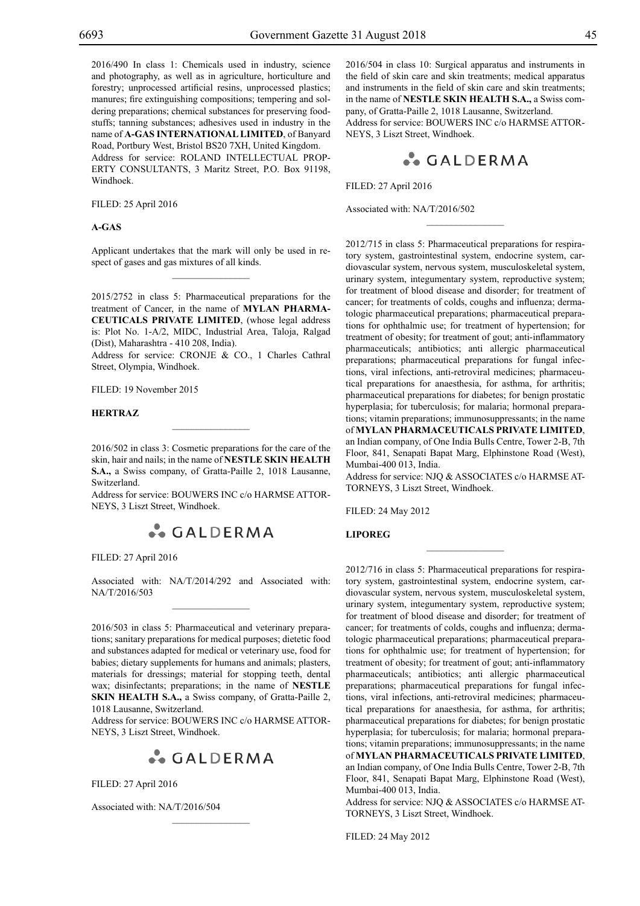2016/490 In class 1: Chemicals used in industry, science and photography, as well as in agriculture, horticulture and forestry; unprocessed artificial resins, unprocessed plastics; manures; fire extinguishing compositions; tempering and soldering preparations; chemical substances for preserving foodstuffs; tanning substances; adhesives used in industry in the name of **A-GAS INTERNATIONAL LIMITED**, of Banyard Road, Portbury West, Bristol BS20 7XH, United Kingdom.
Address for service: ROLAND INTELLECTUAL PROPERTY CONSULTANTS, 3 Maritz Street, P.O. Box 91198, Windhoek.

FILED: 25 April 2016

**A-GAS**

Applicant undertakes that the mark will only be used in respect of gases and gas mixtures of all kinds.

---

2015/2752 in class 5: Pharmaceutical preparations for the treatment of Cancer, in the name of **MYLAN PHARMACEUTICALS PRIVATE LIMITED**, (whose legal address is: Plot No. 1-A/2, MIDC, Industrial Area, Taloja, Ralgad (Dist), Maharashtra - 410 208, India).
Address for service: CRONJE & CO., 1 Charles Cathral Street, Olympia, Windhoek.

FILED: 19 November 2015

**HERTRAZ**

---

2016/502 in class 3: Cosmetic preparations for the care of the skin, hair and nails; in the name of **NESTLE SKIN HEALTH S.A.,** a Swiss company, of Gratta-Paille 2, 1018 Lausanne, Switzerland.
Address for service: BOUWERS INC c/o HARMSE ATTORNEYS, 3 Liszt Street, Windhoek.

GALDERMA

FILED: 27 April 2016

Associated with: NA/T/2014/292 and Associated with: NA/T/2016/503

---

2016/503 in class 5: Pharmaceutical and veterinary preparations; sanitary preparations for medical purposes; dietetic food and substances adapted for medical or veterinary use, food for babies; dietary supplements for humans and animals; plasters, materials for dressings; material for stopping teeth, dental wax; disinfectants; preparations; in the name of **NESTLE SKIN HEALTH S.A.,** a Swiss company, of Gratta-Paille 2, 1018 Lausanne, Switzerland.
Address for service: BOUWERS INC c/o HARMSE ATTORNEYS, 3 Liszt Street, Windhoek.

GALDERMA

FILED: 27 April 2016

Associated with: NA/T/2016/504

---

2016/504 in class 10: Surgical apparatus and instruments in the field of skin care and skin treatments; medical apparatus and instruments in the field of skin care and skin treatments; in the name of **NESTLE SKIN HEALTH S.A.,** a Swiss company, of Gratta-Paille 2, 1018 Lausanne, Switzerland.
Address for service: BOUWERS INC c/o HARMSE ATTORNEYS, 3 Liszt Street, Windhoek.

GALDERMA

FILED: 27 April 2016

Associated with: NA/T/2016/502

---

2012/715 in class 5: Pharmaceutical preparations for respiratory system, gastrointestinal system, endocrine system, cardiovascular system, nervous system, musculoskeletal system, urinary system, integumentary system, reproductive system; for treatment of blood disease and disorder; for treatment of cancer; for treatments of colds, coughs and influenza; dermatologic pharmaceutical preparations; pharmaceutical preparations for ophthalmic use; for treatment of hypertension; for treatment of obesity; for treatment of gout; anti-inflammatory pharmaceuticals; antibiotics; anti allergic pharmaceutical preparations; pharmaceutical preparations for fungal infections, viral infections, anti-retroviral medicines; pharmaceutical preparations for anaesthesia, for asthma, for arthritis; pharmaceutical preparations for diabetes; for benign prostatic hyperplasia; for tuberculosis; for malaria; hormonal preparations; vitamin preparations; immunosuppressants; in the name of **MYLAN PHARMACEUTICALS PRIVATE LIMITED**, an Indian company, of One India Bulls Centre, Tower 2-B, 7th Floor, 841, Senapati Bapat Marg, Elphinstone Road (West), Mumbai-400 013, India.
Address for service: NJQ & ASSOCIATES c/o HARMSE ATTORNEYS, 3 Liszt Street, Windhoek.

FILED: 24 May 2012

**LIPOREG**

---

2012/716 in class 5: Pharmaceutical preparations for respiratory system, gastrointestinal system, endocrine system, cardiovascular system, nervous system, musculoskeletal system, urinary system, integumentary system, reproductive system; for treatment of blood disease and disorder; for treatment of cancer; for treatments of colds, coughs and influenza; dermatologic pharmaceutical preparations; pharmaceutical preparations for ophthalmic use; for treatment of hypertension; for treatment of obesity; for treatment of gout; anti-inflammatory pharmaceuticals; antibiotics; anti allergic pharmaceutical preparations; pharmaceutical preparations for fungal infections, viral infections, anti-retroviral medicines; pharmaceutical preparations for anaesthesia, for asthma, for arthritis; pharmaceutical preparations for diabetes; for benign prostatic hyperplasia; for tuberculosis; for malaria; hormonal preparations; vitamin preparations; immunosuppressants; in the name of **MYLAN PHARMACEUTICALS PRIVATE LIMITED**, an Indian company, of One India Bulls Centre, Tower 2-B, 7th Floor, 841, Senapati Bapat Marg, Elphinstone Road (West), Mumbai-400 013, India.
Address for service: NJQ & ASSOCIATES c/o HARMSE ATTORNEYS, 3 Liszt Street, Windhoek.

FILED: 24 May 2012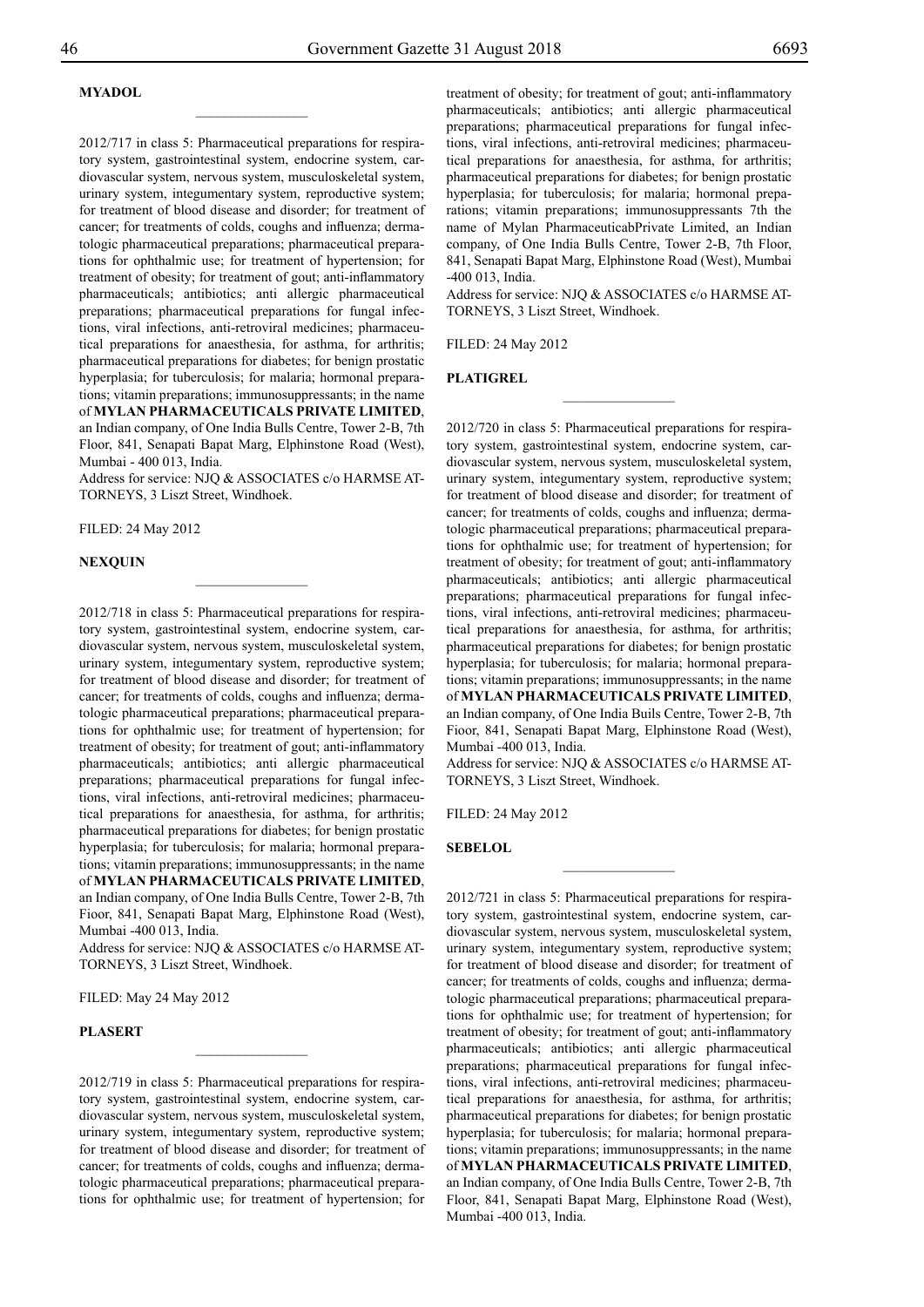**MYADOL**

---

2012/717 in class 5: Pharmaceutical preparations for respiratory system, gastrointestinal system, endocrine system, cardiovascular system, nervous system, musculoskeletal system, urinary system, integumentary system, reproductive system; for treatment of blood disease and disorder; for treatment of cancer; for treatments of colds, coughs and influenza; dermatologic pharmaceutical preparations; pharmaceutical preparations for ophthalmic use; for treatment of hypertension; for treatment of obesity; for treatment of gout; anti-inflammatory pharmaceuticals; antibiotics; anti allergic pharmaceutical preparations; pharmaceutical preparations for fungal infections, viral infections, anti-retroviral medicines; pharmaceutical preparations for anaesthesia, for asthma, for arthritis; pharmaceutical preparations for diabetes; for benign prostatic hyperplasia; for tuberculosis; for malaria; hormonal preparations; vitamin preparations; immunosuppressants; in the name of **MYLAN PHARMACEUTICALS PRIVATE LIMITED**, an Indian company, of One India Bulls Centre, Tower 2-B, 7th Floor, 841, Senapati Bapat Marg, Elphinstone Road (West), Mumbai - 400 013, India.
Address for service: NJQ & ASSOCIATES c/o HARMSE ATTORNEYS, 3 Liszt Street, Windhoek.

FILED: 24 May 2012

**NEXQUIN**

---

2012/718 in class 5: Pharmaceutical preparations for respiratory system, gastrointestinal system, endocrine system, cardiovascular system, nervous system, musculoskeletal system, urinary system, integumentary system, reproductive system; for treatment of blood disease and disorder; for treatment of cancer; for treatments of colds, coughs and influenza; dermatologic pharmaceutical preparations; pharmaceutical preparations for ophthalmic use; for treatment of hypertension; for treatment of obesity; for treatment of gout; anti-inflammatory pharmaceuticals; antibiotics; anti allergic pharmaceutical preparations; pharmaceutical preparations for fungal infections, viral infections, anti-retroviral medicines; pharmaceutical preparations for anaesthesia, for asthma, for arthritis; pharmaceutical preparations for diabetes; for benign prostatic hyperplasia; for tuberculosis; for malaria; hormonal preparations; vitamin preparations; immunosuppressants; in the name of **MYLAN PHARMACEUTICALS PRIVATE LIMITED**, an Indian company, of One India Bulls Centre, Tower 2-B, 7th Fioor, 841, Senapati Bapat Marg, Elphinstone Road (West), Mumbai -400 013, India.
Address for service: NJQ & ASSOCIATES c/o HARMSE ATTORNEYS, 3 Liszt Street, Windhoek.

FILED: May 24 May 2012

**PLASERT**

---

2012/719 in class 5: Pharmaceutical preparations for respiratory system, gastrointestinal system, endocrine system, cardiovascular system, nervous system, musculoskeletal system, urinary system, integumentary system, reproductive system; for treatment of blood disease and disorder; for treatment of cancer; for treatments of colds, coughs and influenza; dermatologic pharmaceutical preparations; pharmaceutical preparations for ophthalmic use; for treatment of hypertension; for treatment of obesity; for treatment of gout; anti-inflammatory pharmaceuticals; antibiotics; anti allergic pharmaceutical preparations; pharmaceutical preparations for fungal infections, viral infections, anti-retroviral medicines; pharmaceutical preparations for anaesthesia, for asthma, for arthritis; pharmaceutical preparations for diabetes; for benign prostatic hyperplasia; for tuberculosis; for malaria; hormonal preparations; vitamin preparations; immunosuppressants 7th the name of Mylan PharmaceuticabPrivate Limited, an Indian company, of One India Bulls Centre, Tower 2-B, 7th Floor, 841, Senapati Bapat Marg, Elphinstone Road (West), Mumbai -400 013, India.
Address for service: NJQ & ASSOCIATES c/o HARMSE ATTORNEYS, 3 Liszt Street, Windhoek.

FILED: 24 May 2012

**PLATIGREL**

---

2012/720 in class 5: Pharmaceutical preparations for respiratory system, gastrointestinal system, endocrine system, cardiovascular system, nervous system, musculoskeletal system, urinary system, integumentary system, reproductive system; for treatment of blood disease and disorder; for treatment of cancer; for treatments of colds, coughs and influenza; dermatologic pharmaceutical preparations; pharmaceutical preparations for ophthalmic use; for treatment of hypertension; for treatment of obesity; for treatment of gout; anti-inflammatory pharmaceuticals; antibiotics; anti allergic pharmaceutical preparations; pharmaceutical preparations for fungal infections, viral infections, anti-retroviral medicines; pharmaceutical preparations for anaesthesia, for asthma, for arthritis; pharmaceutical preparations for diabetes; for benign prostatic hyperplasia; for tuberculosis; for malaria; hormonal preparations; vitamin preparations; immunosuppressants; in the name of **MYLAN PHARMACEUTICALS PRIVATE LIMITED**, an Indian company, of One India Buils Centre, Tower 2-B, 7th Fioor, 841, Senapati Bapat Marg, Elphinstone Road (West), Mumbai -400 013, India.
Address for service: NJQ & ASSOCIATES c/o HARMSE ATTORNEYS, 3 Liszt Street, Windhoek.

FILED: 24 May 2012

**SEBELOL**

---

2012/721 in class 5: Pharmaceutical preparations for respiratory system, gastrointestinal system, endocrine system, cardiovascular system, nervous system, musculoskeletal system, urinary system, integumentary system, reproductive system; for treatment of blood disease and disorder; for treatment of cancer; for treatments of colds, coughs and influenza; dermatologic pharmaceutical preparations; pharmaceutical preparations for ophthalmic use; for treatment of hypertension; for treatment of obesity; for treatment of gout; anti-inflammatory pharmaceuticals; antibiotics; anti allergic pharmaceutical preparations; pharmaceutical preparations for fungal infections, viral infections, anti-retroviral medicines; pharmaceutical preparations for anaesthesia, for asthma, for arthritis; pharmaceutical preparations for diabetes; for benign prostatic hyperplasia; for tuberculosis; for malaria; hormonal preparations; vitamin preparations; immunosuppressants; in the name of **MYLAN PHARMACEUTICALS PRIVATE LIMITED**, an Indian company, of One India Bulls Centre, Tower 2-B, 7th Floor, 841, Senapati Bapat Marg, Elphinstone Road (West), Mumbai -400 013, India.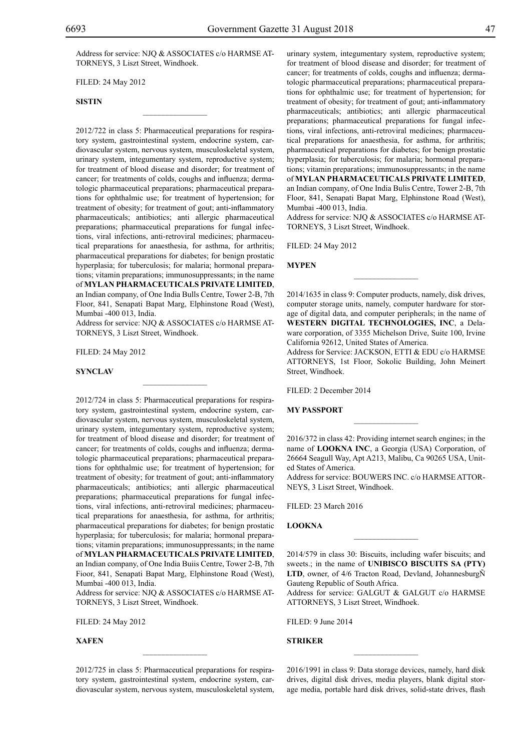Address for service: NJQ & ASSOCIATES c/o HARMSE ATTORNEYS, 3 Liszt Street, Windhoek.

FILED: 24 May 2012

**SISTIN**

2012/722 in class 5: Pharmaceutical preparations for respiratory system, gastrointestinal system, endocrine system, cardiovascular system, nervous system, musculoskeletal system, urinary system, integumentary system, reproductive system; for treatment of blood disease and disorder; for treatment of cancer; for treatments of colds, coughs and influenza; dermatologic pharmaceutical preparations; pharmaceutical preparations for ophthalmic use; for treatment of hypertension; for treatment of obesity; for treatment of gout; anti-inflammatory pharmaceuticals; antibiotics; anti allergic pharmaceutical preparations; pharmaceutical preparations for fungal infections, viral infections, anti-retroviral medicines; pharmaceutical preparations for anaesthesia, for asthma, for arthritis; pharmaceutical preparations for diabetes; for benign prostatic hyperplasia; for tuberculosis; for malaria; hormonal preparations; vitamin preparations; immunosuppressants; in the name of **MYLAN PHARMACEUTICALS PRIVATE LIMITED**, an Indian company, of One India Bulls Centre, Tower 2-B, 7th Floor, 841, Senapati Bapat Marg, Elphinstone Road (West), Mumbai -400 013, India.

Address for service: NJQ & ASSOCIATES c/o HARMSE ATTORNEYS, 3 Liszt Street, Windhoek.

FILED: 24 May 2012

**SYNCLAV**

2012/724 in class 5: Pharmaceutical preparations for respiratory system, gastrointestinal system, endocrine system, cardiovascular system, nervous system, musculoskeletal system, urinary system, integumentary system, reproductive system; for treatment of blood disease and disorder; for treatment of cancer; for treatments of colds, coughs and influenza; dermatologic pharmaceutical preparations; pharmaceutical preparations for ophthalmic use; for treatment of hypertension; for treatment of obesity; for treatment of gout; anti-inflammatory pharmaceuticals; antibiotics; anti allergic pharmaceutical preparations; pharmaceutical preparations for fungal infections, viral infections, anti-retroviral medicines; pharmaceutical preparations for anaesthesia, for asthma, for arthritis; pharmaceutical preparations for diabetes; for benign prostatic hyperplasia; for tuberculosis; for malaria; hormonal preparations; vitamin preparations; immunosuppressants; in the name of **MYLAN PHARMACEUTICALS PRIVATE LIMITED**, an Indian company, of One India Buiis Centre, Tower 2-B, 7th Fioor, 841, Senapati Bapat Marg, Elphinstone Road (West), Mumbai -400 013, India.

Address for service: NJQ & ASSOCIATES c/o HARMSE ATTORNEYS, 3 Liszt Street, Windhoek.

FILED: 24 May 2012

**XAFEN**

2012/725 in class 5: Pharmaceutical preparations for respiratory system, gastrointestinal system, endocrine system, cardiovascular system, nervous system, musculoskeletal system, urinary system, integumentary system, reproductive system; for treatment of blood disease and disorder; for treatment of cancer; for treatments of colds, coughs and influenza; dermatologic pharmaceutical preparations; pharmaceutical preparations for ophthalmic use; for treatment of hypertension; for treatment of obesity; for treatment of gout; anti-inflammatory pharmaceuticals; antibiotics; anti allergic pharmaceutical preparations; pharmaceutical preparations for fungal infections, viral infections, anti-retroviral medicines; pharmaceutical preparations for anaesthesia, for asthma, for arthritis; pharmaceutical preparations for diabetes; for benign prostatic hyperplasia; for tuberculosis; for malaria; hormonal preparations; vitamin preparations; immunosuppressants; in the name of **MYLAN PHARMACEUTICALS PRIVATE LIMITED**, an Indian company, of One India Bulis Centre, Tower 2-B, 7th Floor, 841, Senapati Bapat Marg, Elphinstone Road (West), Mumbai -400 013, India.

Address for service: NJQ & ASSOCIATES c/o HARMSE ATTORNEYS, 3 Liszt Street, Windhoek.

FILED: 24 May 2012

**MYPEN**

2014/1635 in class 9: Computer products, namely, disk drives, computer storage units, namely, computer hardware for storage of digital data, and computer peripherals; in the name of **WESTERN DIGITAL TECHNOLOGIES, INC**, a Delaware corporation, of 3355 Michelson Drive, Suite 100, Irvine California 92612, United States of America.

Address for Service: JACKSON, ETTI & EDU c/o HARMSE ATTORNEYS, 1st Floor, Sokolic Building, John Meinert Street, Windhoek.

FILED: 2 December 2014

**MY PASSPORT**

2016/372 in class 42: Providing internet search engines; in the name of **LOOKNA INC**, a Georgia (USA) Corporation, of 26664 Seagull Way, Apt A213, Malibu, Ca 90265 USA, United States of America.

Address for service: BOUWERS INC. c/o HARMSE ATTORNEYS, 3 Liszt Street, Windhoek.

FILED: 23 March 2016

**LOOKNA**

2014/579 in class 30: Biscuits, including wafer biscuits; and sweets.; in the name of **UNIBISCO BISCUITS SA (PTY) LTD**, owner, of 4/6 Tracton Road, Devland, JohannesburgÑ Gauteng Republic of South Africa.

Address for service: GALGUT & GALGUT c/o HARMSE ATTORNEYS, 3 Liszt Street, Windhoek.

FILED: 9 June 2014

**STRIKER**

2016/1991 in class 9: Data storage devices, namely, hard disk drives, digital disk drives, media players, blank digital storage media, portable hard disk drives, solid-state drives, flash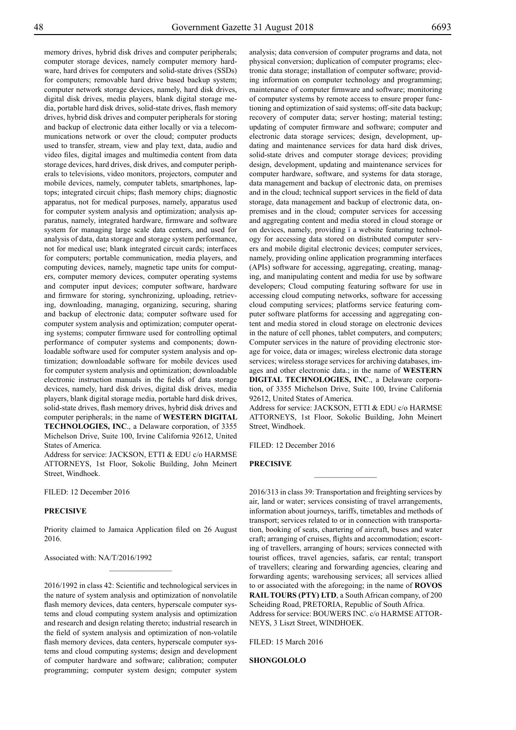memory drives, hybrid disk drives and computer peripherals; computer storage devices, namely computer memory hardware, hard drives for computers and solid-state drives (SSDs) for computers; removable hard drive based backup system; computer network storage devices, namely, hard disk drives, digital disk drives, media players, blank digital storage media, portable hard disk drives, solid-state drives, flash memory drives, hybrid disk drives and computer peripherals for storing and backup of electronic data either locally or via a telecommunications network or over the cloud; computer products used to transfer, stream, view and play text, data, audio and video files, digital images and multimedia content from data storage devices, hard drives, disk drives, and computer peripherals to televisions, video monitors, projectors, computer and mobile devices, namely, computer tablets, smartphones, laptops; integrated circuit chips; flash memory chips; diagnostic apparatus, not for medical purposes, namely, apparatus used for computer system analysis and optimization; analysis apparatus, namely, integrated hardware, firmware and software system for managing large scale data centers, and used for analysis of data, data storage and storage system performance, not for medical use; blank integrated circuit cards; interfaces for computers; portable communication, media players, and computing devices, namely, magnetic tape units for computers, computer memory devices, computer operating systems and computer input devices; computer software, hardware and firmware for storing, synchronizing, uploading, retrieving, downloading, managing, organizing, securing, sharing and backup of electronic data; computer software used for computer system analysis and optimization; computer operating systems; computer firmware used for controlling optimal performance of computer systems and components; downloadable software used for computer system analysis and optimization; downloadable software for mobile devices used for computer system analysis and optimization; downloadable electronic instruction manuals in the fields of data storage devices, namely, hard disk drives, digital disk drives, media players, blank digital storage media, portable hard disk drives, solid-state drives, flash memory drives, hybrid disk drives and computer peripherals; in the name of **WESTERN DIGITAL TECHNOLOGIES, INC**., a Delaware corporation, of 3355 Michelson Drive, Suite 100, Irvine California 92612, United States of America.

Address for service: JACKSON, ETTI & EDU c/o HARMSE ATTORNEYS, 1st Floor, Sokolic Building, John Meinert Street, Windhoek.

FILED: 12 December 2016

**PRECISIVE**

Priority claimed to Jamaica Application filed on 26 August 2016.

Associated with: NA/T/2016/1992

---

2016/1992 in class 42: Scientific and technological services in the nature of system analysis and optimization of nonvolatile flash memory devices, data centers, hyperscale computer systems and cloud computing system analysis and optimization and research and design relating thereto; industrial research in the field of system analysis and optimization of non-volatile flash memory devices, data centers, hyperscale computer systems and cloud computing systems; design and development of computer hardware and software; calibration; computer programming; computer system design; computer system analysis; data conversion of computer programs and data, not physical conversion; duplication of computer programs; electronic data storage; installation of computer software; providing information on computer technology and programming; maintenance of computer firmware and software; monitoring of computer systems by remote access to ensure proper functioning and optimization of said systems; off-site data backup; recovery of computer data; server hosting; material testing; updating of computer firmware and software; computer and electronic data storage services; design, development, updating and maintenance services for data hard disk drives, solid-state drives and computer storage devices; providing design, development, updating and maintenance services for computer hardware, software, and systems for data storage, data management and backup of electronic data, on premises and in the cloud; technical support services in the field of data storage, data management and backup of electronic data, on-premises and in the cloud; computer services for accessing and aggregating content and media stored in cloud storage or on devices, namely, providing ï a website featuring technology for accessing data stored on distributed computer servers and mobile digital electronic devices; computer services, namely, providing online application programming interfaces (APIs) software for accessing, aggregating, creating, managing, and manipulating content and media for use by software developers; Cloud computing featuring software for use in accessing cloud computing networks, software for accessing cloud computing services; platforms service featuring computer software platforms for accessing and aggregating content and media stored in cloud storage on electronic devices in the nature of cell phones, tablet computers, and computers; Computer services in the nature of providing electronic storage for voice, data or images; wireless electronic data storage services; wireless storage services for archiving databases, images and other electronic data.; in the name of **WESTERN DIGITAL TECHNOLOGIES, INC**., a Delaware corporation, of 3355 Michelson Drive, Suite 100, Irvine California 92612, United States of America.

Address for service: JACKSON, ETTI & EDU c/o HARMSE ATTORNEYS, 1st Floor, Sokolic Building, John Meinert Street, Windhoek.

FILED: 12 December 2016

**PRECISIVE**

---

2016/313 in class 39: Transportation and freighting services by air, land or water; services consisting of travel arrangements, information about journeys, tariffs, timetables and methods of transport; services related to or in connection with transportation, booking of seats, chartering of aircraft, buses and water craft; arranging of cruises, flights and accommodation; escorting of travellers, arranging of hours; services connected with tourist offices, travel agencies, safaris, car rental; transport of travellers; clearing and forwarding agencies, clearing and forwarding agents; warehousing services; all services allied to or associated with the aforegoing; in the name of **ROVOS RAIL TOURS (PTY) LTD**, a South African company, of 200 Scheiding Road, PRETORIA, Republic of South Africa.

Address for service: BOUWERS INC. c/o HARMSE ATTORNEYS, 3 Liszt Street, WINDHOEK.

FILED: 15 March 2016

**SHONGOLOLO**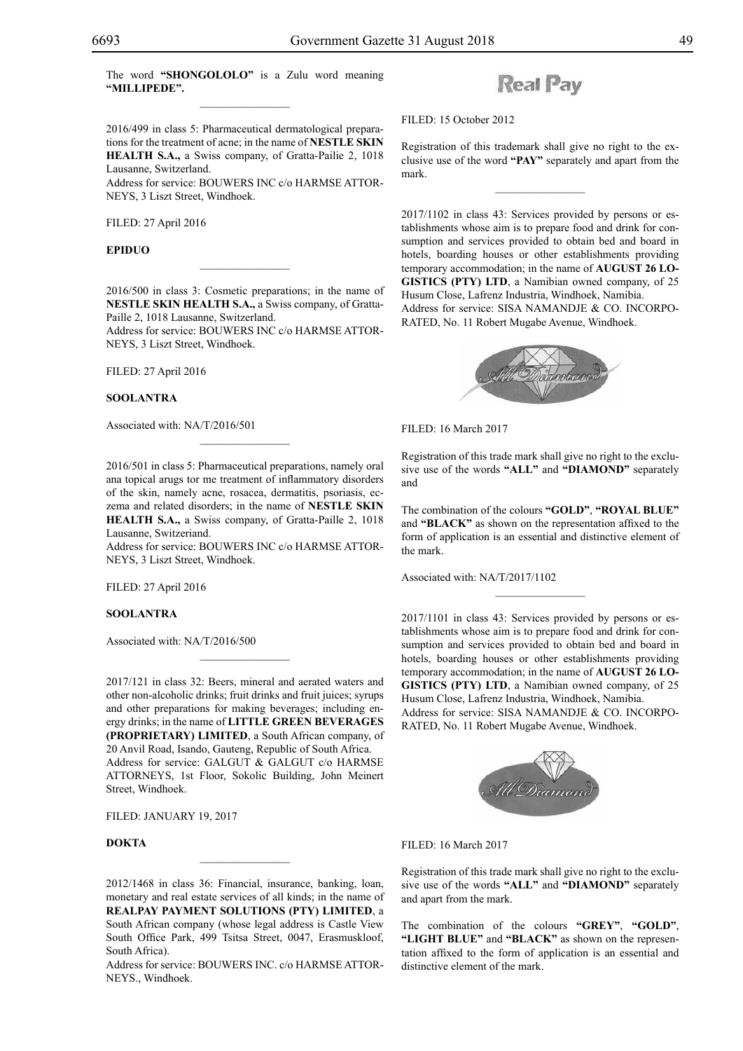The word **"SHONGOLOLO"** is a Zulu word meaning **"MILLIPEDE".**

---

2016/499 in class 5: Pharmaceutical dermatological preparations for the treatment of acne; in the name of **NESTLE SKIN HEALTH S.A.,** a Swiss company, of Gratta-Pailie 2, 1018 Lausanne, Switzerland.
Address for service: BOUWERS INC c/o HARMSE ATTORNEYS, 3 Liszt Street, Windhoek.

FILED: 27 April 2016

**EPIDUO**

---

2016/500 in class 3: Cosmetic preparations; in the name of **NESTLE SKIN HEALTH S.A.,** a Swiss company, of Gratta-Paille 2, 1018 Lausanne, Switzerland.
Address for service: BOUWERS INC c/o HARMSE ATTORNEYS, 3 Liszt Street, Windhoek.

FILED: 27 April 2016

**SOOLANTRA**

Associated with: NA/T/2016/501

---

2016/501 in class 5: Pharmaceutical preparations, namely oral ana topical arugs tor me treatment of inflammatory disorders of the skin, namely acne, rosacea, dermatitis, psoriasis, eczema and related disorders; in the name of **NESTLE SKIN HEALTH S.A.,** a Swiss company, of Gratta-Paille 2, 1018 Lausanne, Switzeriand.
Address for service: BOUWERS INC c/o HARMSE ATTORNEYS, 3 Liszt Street, Windhoek.

FILED: 27 April 2016

**SOOLANTRA**

Associated with: NA/T/2016/500

---

2017/121 in class 32: Beers, mineral and aerated waters and other non-alcoholic drinks; fruit drinks and fruit juices; syrups and other preparations for making beverages; including energy drinks; in the name of **LITTLE GREEN BEVERAGES (PROPRIETARY) LIMITED**, a South African company, of 20 Anvil Road, Isando, Gauteng, Republic of South Africa.
Address for service: GALGUT & GALGUT c/o HARMSE ATTORNEYS, 1st Floor, Sokolic Building, John Meinert Street, Windhoek.

FILED: JANUARY 19, 2017

**DOKTA**

---

2012/1468 in class 36: Financial, insurance, banking, loan, monetary and real estate services of all kinds; in the name of **REALPAY PAYMENT SOLUTIONS (PTY) LIMITED**, a South African company (whose legal address is Castle View South Office Park, 499 Tsitsa Street, 0047, Erasmuskloof, South Africa).
Address for service: BOUWERS INC. c/o HARMSE ATTORNEYS., Windhoek.

Real Pay

FILED: 15 October 2012

Registration of this trademark shall give no right to the exclusive use of the word **"PAY"** separately and apart from the mark.

---

2017/1102 in class 43: Services provided by persons or establishments whose aim is to prepare food and drink for consumption and services provided to obtain bed and board in hotels, boarding houses or other establishments providing temporary accommodation; in the name of **AUGUST 26 LOGISTICS (PTY) LTD**, a Namibian owned company, of 25 Husum Close, Lafrenz Industria, Windhoek, Namibia.
Address for service: SISA NAMANDJE & CO. INCORPORATED, No. 11 Robert Mugabe Avenue, Windhoek.

All Diamond

FILED: 16 March 2017

Registration of this trade mark shall give no right to the exclusive use of the words **"ALL"** and **"DIAMOND"** separately and

The combination of the colours **"GOLD"**, **"ROYAL BLUE"** and **"BLACK"** as shown on the representation affixed to the form of application is an essential and distinctive element of the mark.

Associated with: NA/T/2017/1102

---

2017/1101 in class 43: Services provided by persons or establishments whose aim is to prepare food and drink for consumption and services provided to obtain bed and board in hotels, boarding houses or other establishments providing temporary accommodation; in the name of **AUGUST 26 LOGISTICS (PTY) LTD**, a Namibian owned company, of 25 Husum Close, Lafrenz Industria, Windhoek, Namibia.
Address for service: SISA NAMANDJE & CO. INCORPORATED, No. 11 Robert Mugabe Avenue, Windhoek.

All Diamond

FILED: 16 March 2017

Registration of this trade mark shall give no right to the exclusive use of the words **"ALL"** and **"DIAMOND"** separately and apart from the mark.

The combination of the colours **"GREY"**, **"GOLD"**, **"LIGHT BLUE"** and **"BLACK"** as shown on the representation affixed to the form of application is an essential and distinctive element of the mark.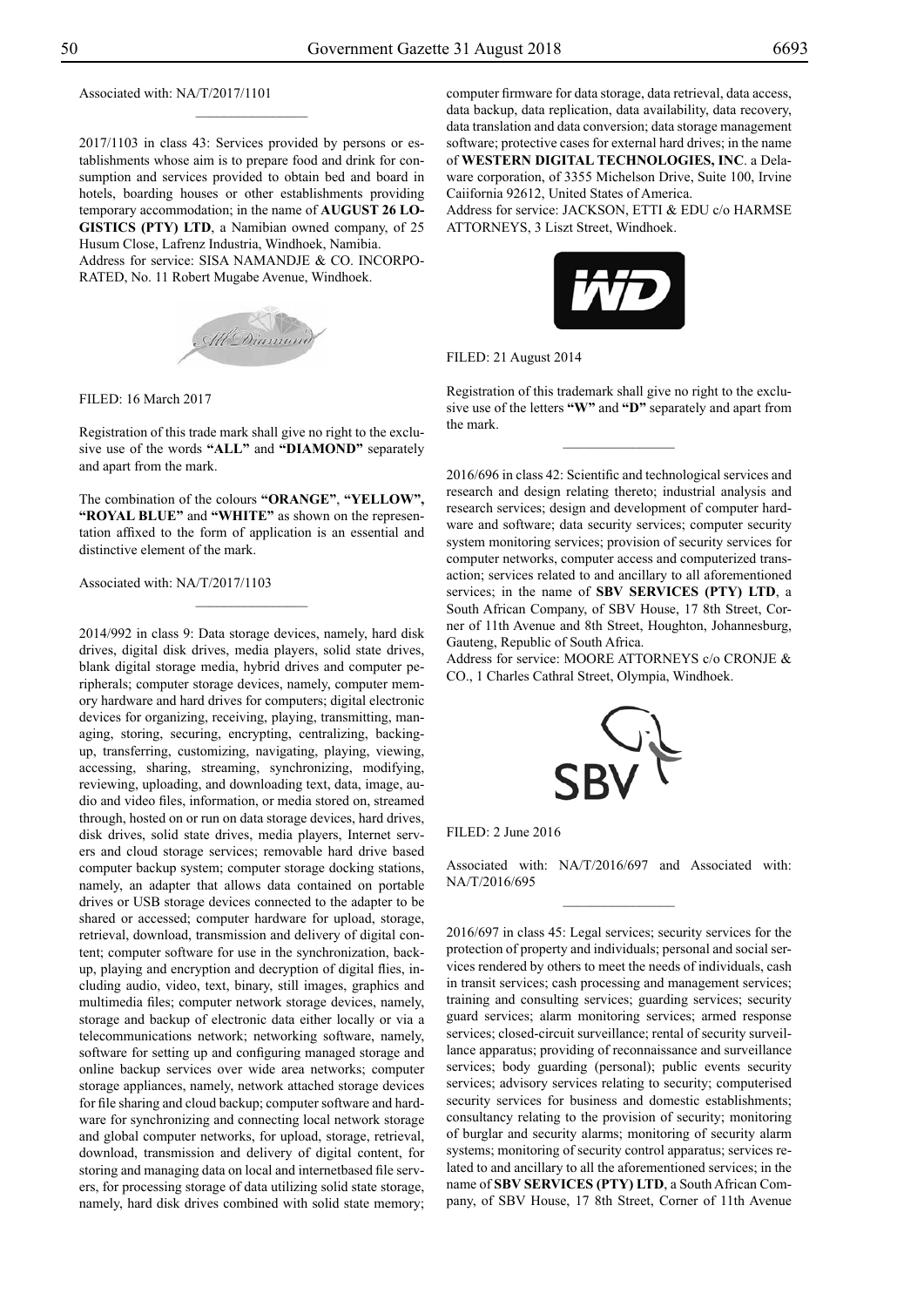Associated with: NA/T/2017/1101

---

2017/1103 in class 43: Services provided by persons or establishments whose aim is to prepare food and drink for consumption and services provided to obtain bed and board in hotels, boarding houses or other establishments providing temporary accommodation; in the name of **AUGUST 26 LOGISTICS (PTY) LTD**, a Namibian owned company, of 25 Husum Close, Lafrenz Industria, Windhoek, Namibia.
Address for service: SISA NAMANDJE & CO. INCORPORATED, No. 11 Robert Mugabe Avenue, Windhoek.

FILED: 16 March 2017

Registration of this trade mark shall give no right to the exclusive use of the words **"ALL"** and **"DIAMOND"** separately and apart from the mark.

The combination of the colours **"ORANGE"**, **"YELLOW"**, **"ROYAL BLUE"** and **"WHITE"** as shown on the representation affixed to the form of application is an essential and distinctive element of the mark.

Associated with: NA/T/2017/1103

---

2014/992 in class 9: Data storage devices, namely, hard disk drives, digital disk drives, media players, solid state drives, blank digital storage media, hybrid drives and computer peripherals; computer storage devices, namely, computer memory hardware and hard drives for computers; digital electronic devices for organizing, receiving, playing, transmitting, managing, storing, securing, encrypting, centralizing, backing-up, transferring, customizing, navigating, playing, viewing, accessing, sharing, streaming, synchronizing, modifying, reviewing, uploading, and downloading text, data, image, audio and video files, information, or media stored on, streamed through, hosted on or run on data storage devices, hard drives, disk drives, solid state drives, media players, Internet servers and cloud storage services; removable hard drive based computer backup system; computer storage docking stations, namely, an adapter that allows data contained on portable drives or USB storage devices connected to the adapter to be shared or accessed; computer hardware for upload, storage, retrieval, download, transmission and delivery of digital content; computer software for use in the synchronization, backup, playing and encryption and decryption of digital flies, including audio, video, text, binary, still images, graphics and multimedia files; computer network storage devices, namely, storage and backup of electronic data either locally or via a telecommunications network; networking software, namely, software for setting up and configuring managed storage and online backup services over wide area networks; computer storage appliances, namely, network attached storage devices for file sharing and cloud backup; computer software and hardware for synchronizing and connecting local network storage and global computer networks, for upload, storage, retrieval, download, transmission and delivery of digital content, for storing and managing data on local and internetbased file servers, for processing storage of data utilizing solid state storage, namely, hard disk drives combined with solid state memory; computer firmware for data storage, data retrieval, data access, data backup, data replication, data availability, data recovery, data translation and data conversion; data storage management software; protective cases for external hard drives; in the name of **WESTERN DIGITAL TECHNOLOGIES, INC**. a Delaware corporation, of 3355 Michelson Drive, Suite 100, Irvine Caiifornia 92612, United States of America.
Address for service: JACKSON, ETTI & EDU c/o HARMSE ATTORNEYS, 3 Liszt Street, Windhoek.

FILED: 21 August 2014

Registration of this trademark shall give no right to the exclusive use of the letters **"W"** and **"D"** separately and apart from the mark.

---

2016/696 in class 42: Scientific and technological services and research and design relating thereto; industrial analysis and research services; design and development of computer hardware and software; data security services; computer security system monitoring services; provision of security services for computer networks, computer access and computerized transaction; services related to and ancillary to all aforementioned services; in the name of **SBV SERVICES (PTY) LTD**, a South African Company, of SBV House, 17 8th Street, Corner of 11th Avenue and 8th Street, Houghton, Johannesburg, Gauteng, Republic of South Africa.
Address for service: MOORE ATTORNEYS c/o CRONJE & CO., 1 Charles Cathral Street, Olympia, Windhoek.

FILED: 2 June 2016

Associated with: NA/T/2016/697 and Associated with: NA/T/2016/695

---

2016/697 in class 45: Legal services; security services for the protection of property and individuals; personal and social services rendered by others to meet the needs of individuals, cash in transit services; cash processing and management services; training and consulting services; guarding services; security guard services; alarm monitoring services; armed response services; closed-circuit surveillance; rental of security surveillance apparatus; providing of reconnaissance and surveillance services; body guarding (personal); public events security services; advisory services relating to security; computerised security services for business and domestic establishments; consultancy relating to the provision of security; monitoring of burglar and security alarms; monitoring of security alarm systems; monitoring of security control apparatus; services related to and ancillary to all the aforementioned services; in the name of **SBV SERVICES (PTY) LTD**, a South African Company, of SBV House, 17 8th Street, Corner of 11th Avenue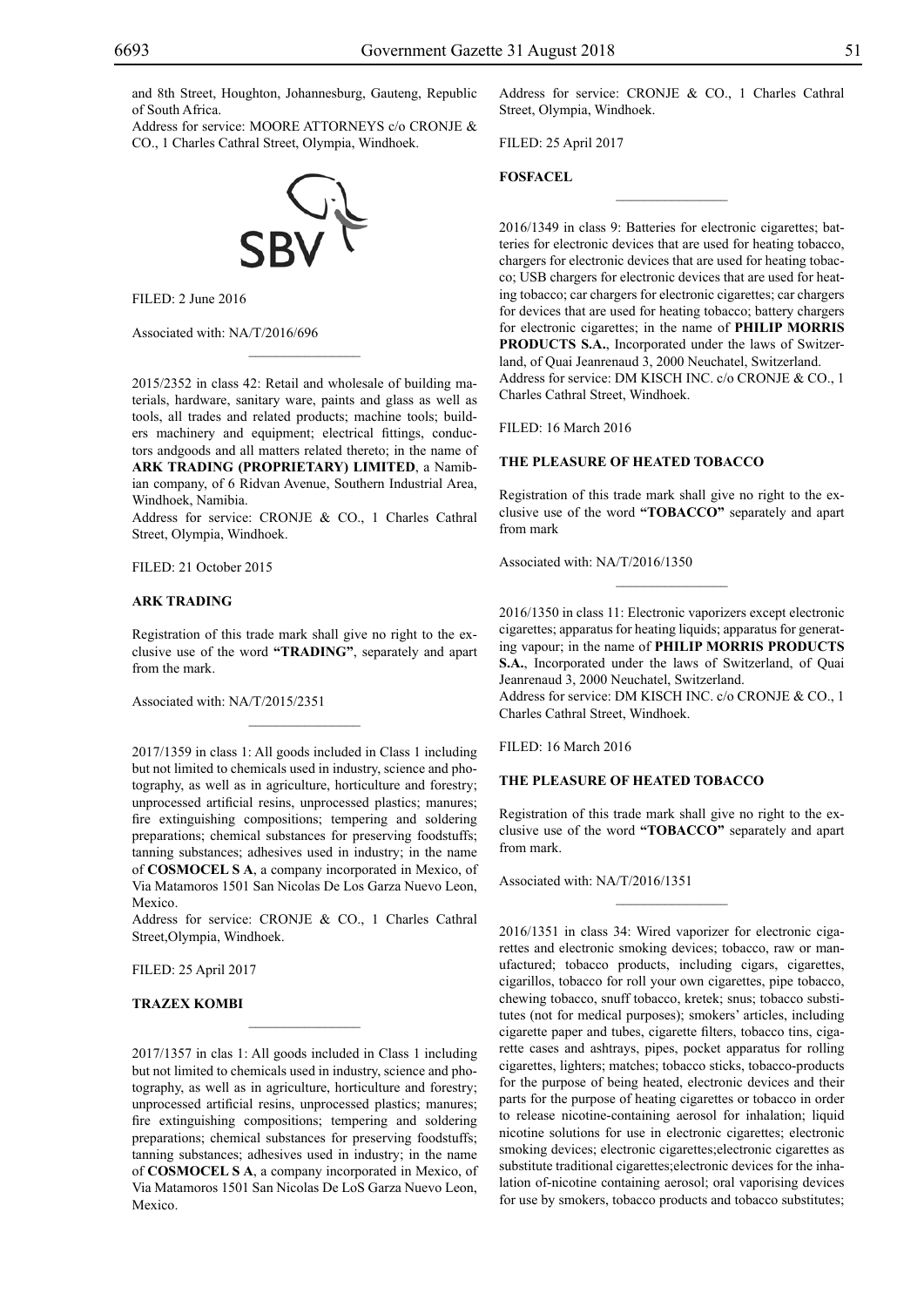and 8th Street, Houghton, Johannesburg, Gauteng, Republic of South Africa.
Address for service: MOORE ATTORNEYS c/o CRONJE & CO., 1 Charles Cathral Street, Olympia, Windhoek.

SBV

FILED: 2 June 2016

Associated with: NA/T/2016/696

---

2015/2352 in class 42: Retail and wholesale of building materials, hardware, sanitary ware, paints and glass as well as tools, all trades and related products; machine tools; builders machinery and equipment; electrical fittings, conductors andgoods and all matters related thereto; in the name of **ARK TRADING (PROPRIETARY) LIMITED**, a Namibian company, of 6 Ridvan Avenue, Southern Industrial Area, Windhoek, Namibia.
Address for service: CRONJE & CO., 1 Charles Cathral Street, Olympia, Windhoek.

FILED: 21 October 2015

**ARK TRADING**

Registration of this trade mark shall give no right to the exclusive use of the word **"TRADING"**, separately and apart from the mark.

Associated with: NA/T/2015/2351

---

2017/1359 in class 1: All goods included in Class 1 including but not limited to chemicals used in industry, science and photography, as well as in agriculture, horticulture and forestry; unprocessed artificial resins, unprocessed plastics; manures; fire extinguishing compositions; tempering and soldering preparations; chemical substances for preserving foodstuffs; tanning substances; adhesives used in industry; in the name of **COSMOCEL S A**, a company incorporated in Mexico, of Via Matamoros 1501 San Nicolas De Los Garza Nuevo Leon, Mexico.
Address for service: CRONJE & CO., 1 Charles Cathral Street,Olympia, Windhoek.

FILED: 25 April 2017

**TRAZEX KOMBI**

---

2017/1357 in clas 1: All goods included in Class 1 including but not limited to chemicals used in industry, science and photography, as well as in agriculture, horticulture and forestry; unprocessed artificial resins, unprocessed plastics; manures; fire extinguishing compositions; tempering and soldering preparations; chemical substances for preserving foodstuffs; tanning substances; adhesives used in industry; in the name of **COSMOCEL S A**, a company incorporated in Mexico, of Via Matamoros 1501 San Nicolas De LoS Garza Nuevo Leon, Mexico.
Address for service: CRONJE & CO., 1 Charles Cathral Street, Olympia, Windhoek.

FILED: 25 April 2017

**FOSFACEL**

---

2016/1349 in class 9: Batteries for electronic cigarettes; batteries for electronic devices that are used for heating tobacco, chargers for electronic devices that are used for heating tobacco; USB chargers for electronic devices that are used for heating tobacco; car chargers for electronic cigarettes; car chargers for devices that are used for heating tobacco; battery chargers for electronic cigarettes; in the name of **PHILIP MORRIS PRODUCTS S.A.**, Incorporated under the laws of Switzerland, of Quai Jeanrenaud 3, 2000 Neuchatel, Switzerland.
Address for service: DM KISCH INC. c/o CRONJE & CO., 1 Charles Cathral Street, Windhoek.

FILED: 16 March 2016

**THE PLEASURE OF HEATED TOBACCO**

Registration of this trade mark shall give no right to the exclusive use of the word **"TOBACCO"** separately and apart from mark

Associated with: NA/T/2016/1350

---

2016/1350 in class 11: Electronic vaporizers except electronic cigarettes; apparatus for heating liquids; apparatus for generating vapour; in the name of **PHILIP MORRIS PRODUCTS S.A.**, Incorporated under the laws of Switzerland, of Quai Jeanrenaud 3, 2000 Neuchatel, Switzerland.
Address for service: DM KISCH INC. c/o CRONJE & CO., 1 Charles Cathral Street, Windhoek.

FILED: 16 March 2016

**THE PLEASURE OF HEATED TOBACCO**

Registration of this trade mark shall give no right to the exclusive use of the word **"TOBACCO"** separately and apart from mark.

Associated with: NA/T/2016/1351

---

2016/1351 in class 34: Wired vaporizer for electronic cigarettes and electronic smoking devices; tobacco, raw or manufactured; tobacco products, including cigars, cigarettes, cigarillos, tobacco for roll your own cigarettes, pipe tobacco, chewing tobacco, snuff tobacco, kretek; snus; tobacco substitutes (not for medical purposes); smokers' articles, including cigarette paper and tubes, cigarette filters, tobacco tins, cigarette cases and ashtrays, pipes, pocket apparatus for rolling cigarettes, lighters; matches; tobacco sticks, tobacco-products for the purpose of being heated, electronic devices and their parts for the purpose of heating cigarettes or tobacco in order to release nicotine-containing aerosol for inhalation; liquid nicotine solutions for use in electronic cigarettes; electronic smoking devices; electronic cigarettes;electronic cigarettes as substitute traditional cigarettes;electronic devices for the inhalation of-nicotine containing aerosol; oral vaporising devices for use by smokers, tobacco products and tobacco substitutes;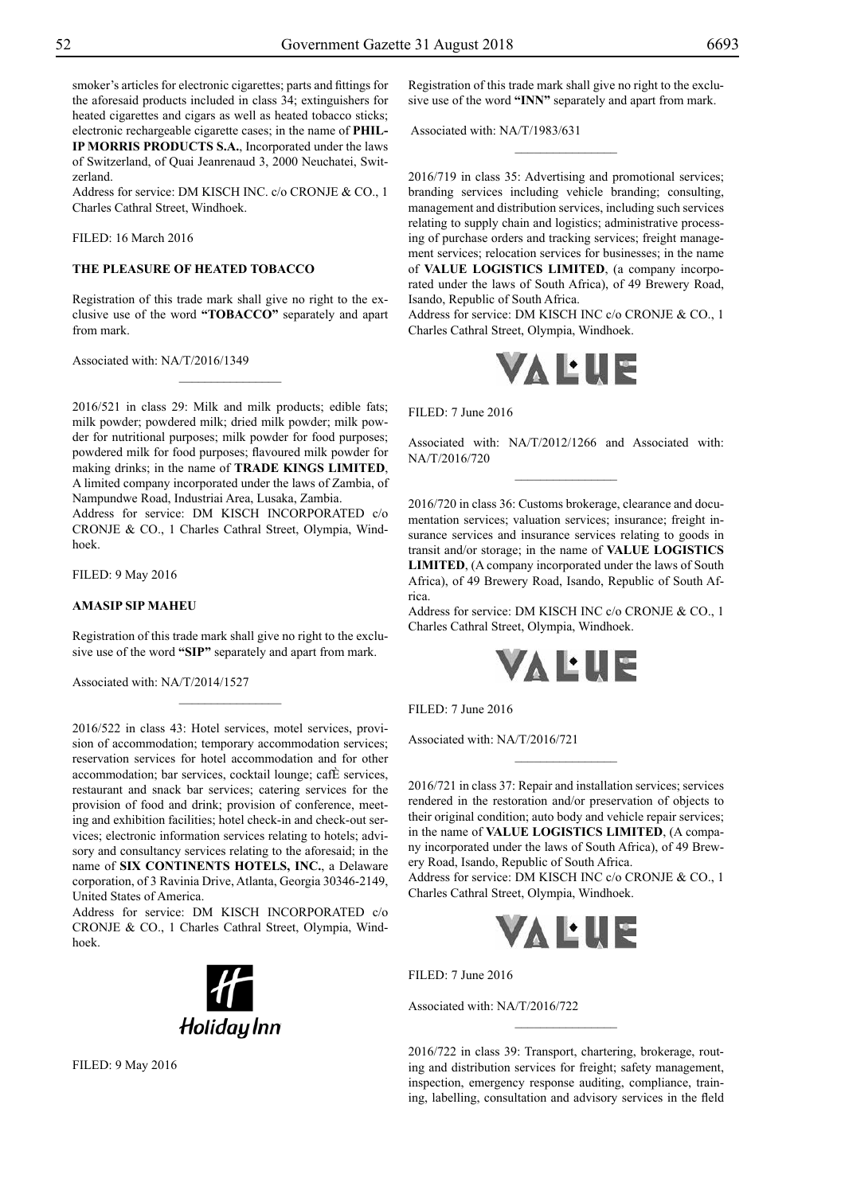smoker's articles for electronic cigarettes; parts and fittings for the aforesaid products included in class 34; extinguishers for heated cigarettes and cigars as well as heated tobacco sticks; electronic rechargeable cigarette cases; in the name of **PHILIP MORRIS PRODUCTS S.A.**, Incorporated under the laws of Switzerland, of Quai Jeanrenaud 3, 2000 Neuchatei, Switzerland.

Address for service: DM KISCH INC. c/o CRONJE & CO., 1 Charles Cathral Street, Windhoek.

FILED: 16 March 2016

**THE PLEASURE OF HEATED TOBACCO**

Registration of this trade mark shall give no right to the exclusive use of the word **"TOBACCO"** separately and apart from mark.

Associated with: NA/T/2016/1349

---

2016/521 in class 29: Milk and milk products; edible fats; milk powder; powdered milk; dried milk powder; milk powder for nutritional purposes; milk powder for food purposes; powdered milk for food purposes; flavoured milk powder for making drinks; in the name of **TRADE KINGS LIMITED**, A limited company incorporated under the laws of Zambia, of Nampundwe Road, Industriai Area, Lusaka, Zambia.

Address for service: DM KISCH INCORPORATED c/o CRONJE & CO., 1 Charles Cathral Street, Olympia, Windhoek.

FILED: 9 May 2016

**AMASIP SIP MAHEU**

Registration of this trade mark shall give no right to the exclusive use of the word **"SIP"** separately and apart from mark.

Associated with: NA/T/2014/1527

---

2016/522 in class 43: Hotel services, motel services, provision of accommodation; temporary accommodation services; reservation services for hotel accommodation and for other accommodation; bar services, cocktail lounge; cafÈ services, restaurant and snack bar services; catering services for the provision of food and drink; provision of conference, meeting and exhibition facilities; hotel check-in and check-out services; electronic information services relating to hotels; advisory and consultancy services relating to the aforesaid; in the name of **SIX CONTINENTS HOTELS, INC.**, a Delaware corporation, of 3 Ravinia Drive, Atlanta, Georgia 30346-2149, United States of America.

Address for service: DM KISCH INCORPORATED c/o CRONJE & CO., 1 Charles Cathral Street, Olympia, Windhoek.

Holiday Inn

FILED: 9 May 2016

Registration of this trade mark shall give no right to the exclusive use of the word **"INN"** separately and apart from mark.

Associated with: NA/T/1983/631

---

2016/719 in class 35: Advertising and promotional services; branding services including vehicle branding; consulting, management and distribution services, including such services relating to supply chain and logistics; administrative processing of purchase orders and tracking services; freight management services; relocation services for businesses; in the name of **VALUE LOGISTICS LIMITED**, (a company incorporated under the laws of South Africa), of 49 Brewery Road, Isando, Republic of South Africa.

Address for service: DM KISCH INC c/o CRONJE & CO., 1 Charles Cathral Street, Olympia, Windhoek.

VALUE

FILED: 7 June 2016

Associated with: NA/T/2012/1266 and Associated with: NA/T/2016/720

---

2016/720 in class 36: Customs brokerage, clearance and documentation services; valuation services; insurance; freight insurance services and insurance services relating to goods in transit and/or storage; in the name of **VALUE LOGISTICS LIMITED**, (A company incorporated under the laws of South Africa), of 49 Brewery Road, Isando, Republic of South Africa.

Address for service: DM KISCH INC c/o CRONJE & CO., 1 Charles Cathral Street, Olympia, Windhoek.

VALUE

FILED: 7 June 2016

Associated with: NA/T/2016/721

---

2016/721 in class 37: Repair and installation services; services rendered in the restoration and/or preservation of objects to their original condition; auto body and vehicle repair services; in the name of **VALUE LOGISTICS LIMITED**, (A company incorporated under the laws of South Africa), of 49 Brewery Road, Isando, Republic of South Africa.

Address for service: DM KISCH INC c/o CRONJE & CO., 1 Charles Cathral Street, Olympia, Windhoek.

VALUE

FILED: 7 June 2016

Associated with: NA/T/2016/722

---

2016/722 in class 39: Transport, chartering, brokerage, routing and distribution services for freight; safety management, inspection, emergency response auditing, compliance, training, labelling, consultation and advisory services in the fleld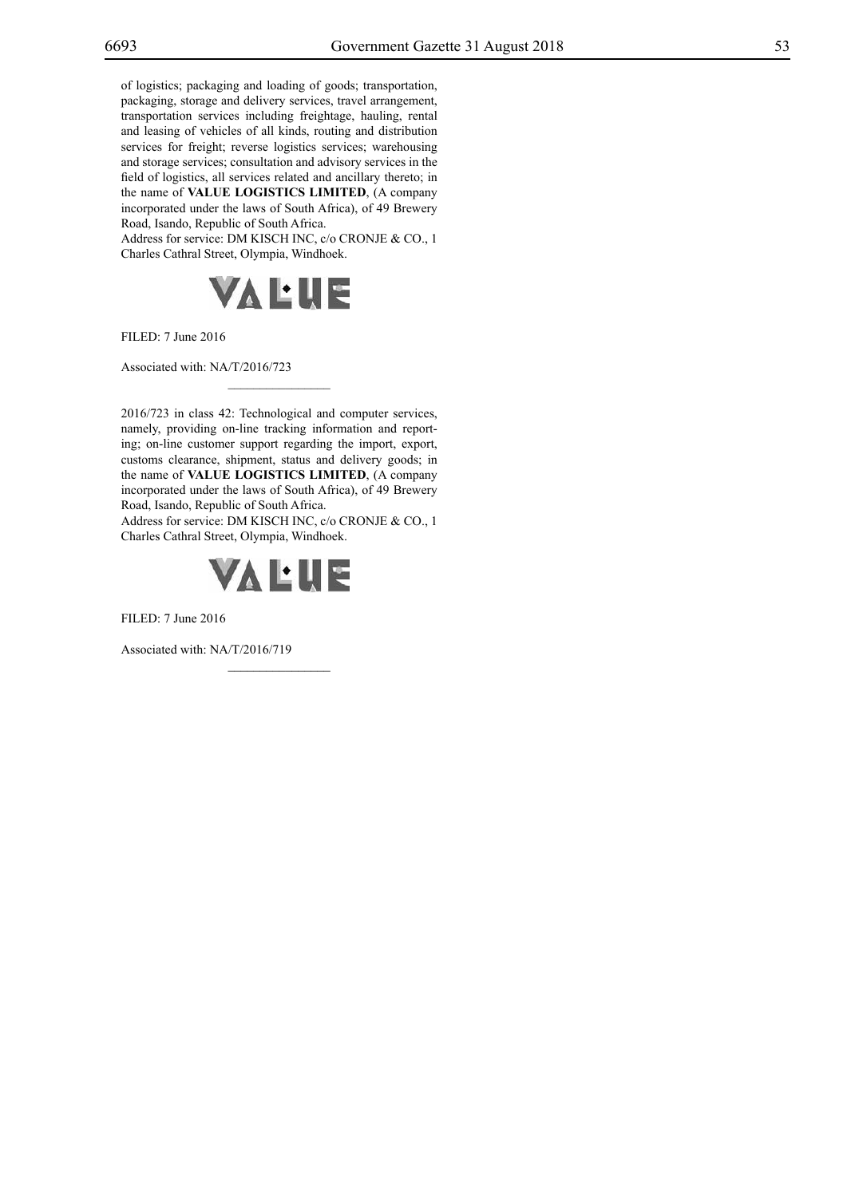of logistics; packaging and loading of goods; transportation, packaging, storage and delivery services, travel arrangement, transportation services including freightage, hauling, rental and leasing of vehicles of all kinds, routing and distribution services for freight; reverse logistics services; warehousing and storage services; consultation and advisory services in the field of logistics, all services related and ancillary thereto; in the name of **VALUE LOGISTICS LIMITED**, (A company incorporated under the laws of South Africa), of 49 Brewery Road, Isando, Republic of South Africa.

Address for service: DM KISCH INC, c/o CRONJE & CO., 1 Charles Cathral Street, Olympia, Windhoek.

VALUE

FILED: 7 June 2016

Associated with: NA/T/2016/723

---

2016/723 in class 42: Technological and computer services, namely, providing on-line tracking information and reporting; on-line customer support regarding the import, export, customs clearance, shipment, status and delivery goods; in the name of **VALUE LOGISTICS LIMITED**, (A company incorporated under the laws of South Africa), of 49 Brewery Road, Isando, Republic of South Africa.

Address for service: DM KISCH INC, c/o CRONJE & CO., 1 Charles Cathral Street, Olympia, Windhoek.

VALUE

FILED: 7 June 2016

Associated with: NA/T/2016/719

---